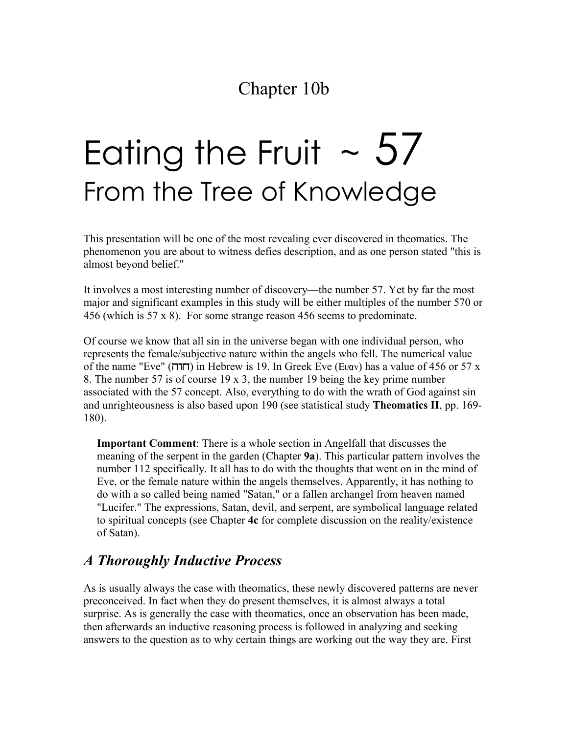# Chapter 10b

# Eating the Fruit ~ 57
## From the Tree of Knowledge

This presentation will be one of the most revealing ever discovered in theomatics. The phenomenon you are about to witness defies description, and as one person stated "this is almost beyond belief."

It involves a most interesting number of discovery—the number 57. Yet by far the most major and significant examples in this study will be either multiples of the number 570 or 456 (which is 57 x 8). For some strange reason 456 seems to predominate.

Of course we know that all sin in the universe began with one individual person, who represents the female/subjective nature within the angels who fell. The numerical value of the name "Eve" (חוה) in Hebrew is 19. In Greek Eve (Ευαν) has a value of 456 or 57 x 8. The number 57 is of course 19 x 3, the number 19 being the key prime number associated with the 57 concept. Also, everything to do with the wrath of God against sin and unrighteousness is also based upon 190 (see statistical study **Theomatics II**, pp. 169-180).

> **Important Comment**: There is a whole section in Angelfall that discusses the meaning of the serpent in the garden (Chapter **9a**). This particular pattern involves the number 112 specifically. It all has to do with the thoughts that went on in the mind of Eve, or the female nature within the angels themselves. Apparently, it has nothing to do with a so called being named "Satan," or a fallen archangel from heaven named "Lucifer." The expressions, Satan, devil, and serpent, are symbolical language related to spiritual concepts (see Chapter **4c** for complete discussion on the reality/existence of Satan).

## *A Thoroughly Inductive Process*

As is usually always the case with theomatics, these newly discovered patterns are never preconceived. In fact when they do present themselves, it is almost always a total surprise. As is generally the case with theomatics, once an observation has been made, then afterwards an inductive reasoning process is followed in analyzing and seeking answers to the question as to why certain things are working out the way they are. First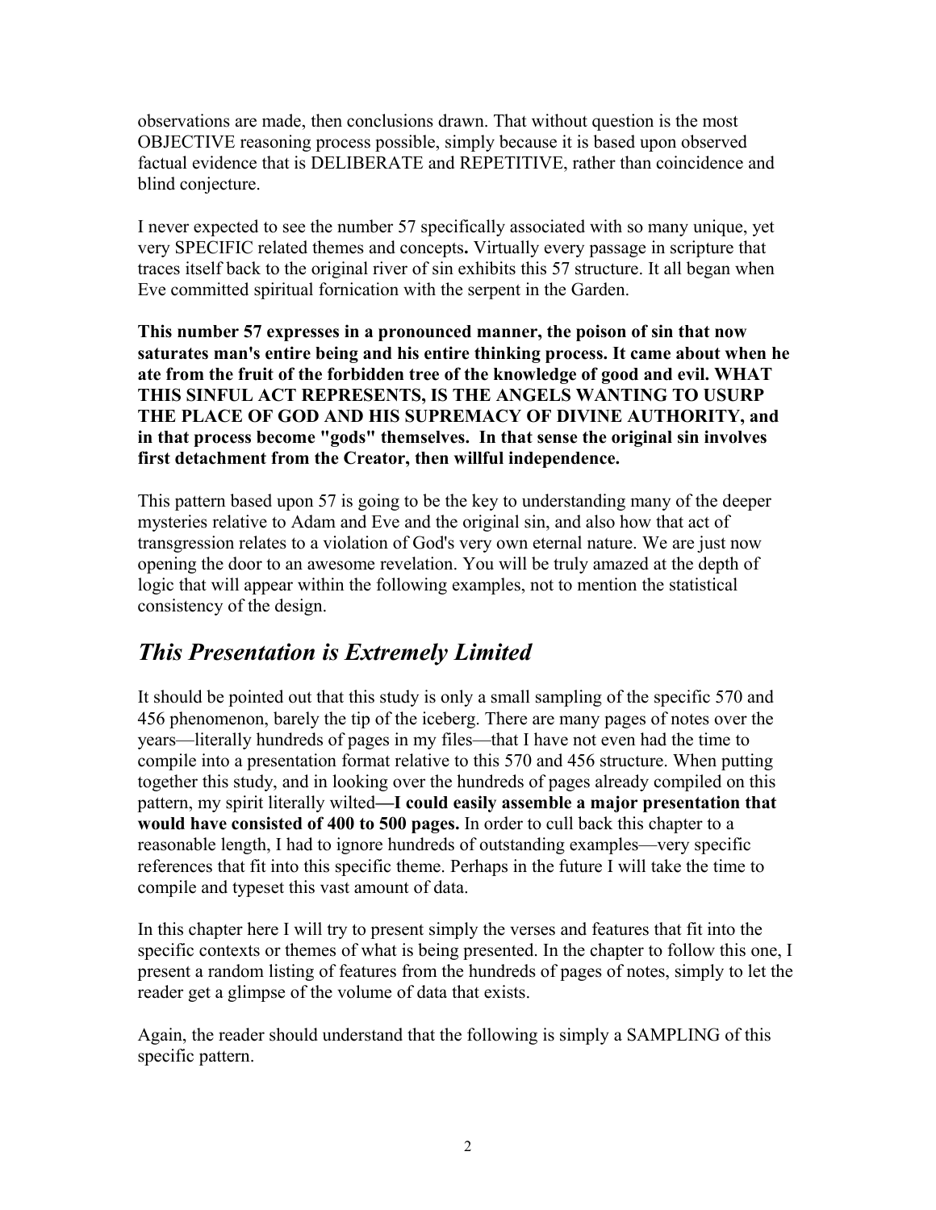observations are made, then conclusions drawn. That without question is the most OBJECTIVE reasoning process possible, simply because it is based upon observed factual evidence that is DELIBERATE and REPETITIVE, rather than coincidence and blind conjecture.

I never expected to see the number 57 specifically associated with so many unique, yet very SPECIFIC related themes and concepts**.** Virtually every passage in scripture that traces itself back to the original river of sin exhibits this 57 structure. It all began when Eve committed spiritual fornication with the serpent in the Garden.

**This number 57 expresses in a pronounced manner, the poison of sin that now saturates man's entire being and his entire thinking process. It came about when he ate from the fruit of the forbidden tree of the knowledge of good and evil. WHAT THIS SINFUL ACT REPRESENTS, IS THE ANGELS WANTING TO USURP THE PLACE OF GOD AND HIS SUPREMACY OF DIVINE AUTHORITY, and in that process become "gods" themselves. In that sense the original sin involves first detachment from the Creator, then willful independence.**

This pattern based upon 57 is going to be the key to understanding many of the deeper mysteries relative to Adam and Eve and the original sin, and also how that act of transgression relates to a violation of God's very own eternal nature. We are just now opening the door to an awesome revelation. You will be truly amazed at the depth of logic that will appear within the following examples, not to mention the statistical consistency of the design.

## *This Presentation is Extremely Limited*

It should be pointed out that this study is only a small sampling of the specific 570 and 456 phenomenon, barely the tip of the iceberg. There are many pages of notes over the years—literally hundreds of pages in my files—that I have not even had the time to compile into a presentation format relative to this 570 and 456 structure. When putting together this study, and in looking over the hundreds of pages already compiled on this pattern, my spirit literally wilted**—I could easily assemble a major presentation that would have consisted of 400 to 500 pages.** In order to cull back this chapter to a reasonable length, I had to ignore hundreds of outstanding examples—very specific references that fit into this specific theme. Perhaps in the future I will take the time to compile and typeset this vast amount of data.

In this chapter here I will try to present simply the verses and features that fit into the specific contexts or themes of what is being presented. In the chapter to follow this one, I present a random listing of features from the hundreds of pages of notes, simply to let the reader get a glimpse of the volume of data that exists.

Again, the reader should understand that the following is simply a SAMPLING of this specific pattern.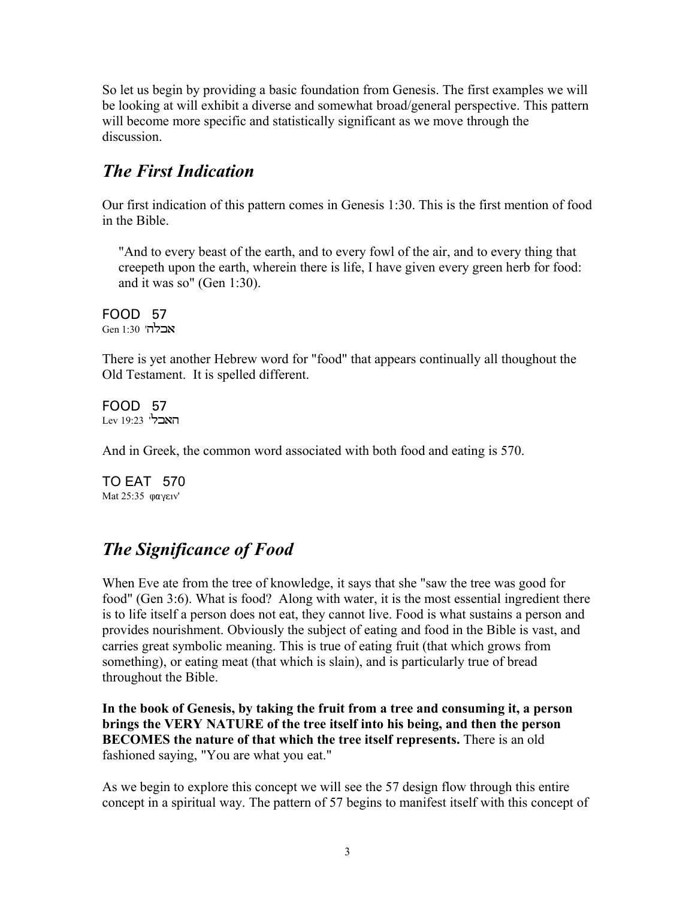So let us begin by providing a basic foundation from Genesis. The first examples we will be looking at will exhibit a diverse and somewhat broad/general perspective. This pattern will become more specific and statistically significant as we move through the discussion.

## *The First Indication*

Our first indication of this pattern comes in Genesis 1:30. This is the first mention of food in the Bible.

> "And to every beast of the earth, and to every fowl of the air, and to every thing that creepeth upon the earth, wherein there is life, I have given every green herb for food: and it was so" (Gen 1:30).

FOOD 57
Gen 1:30 'אכלה'

There is yet another Hebrew word for "food" that appears continually all thoughout the Old Testament. It is spelled different.

FOOD 57
Lev 19:23 'האכל'

And in Greek, the common word associated with both food and eating is 570.

TO EAT 570
Mat 25:35 φαγειν'

## *The Significance of Food*

When Eve ate from the tree of knowledge, it says that she "saw the tree was good for food" (Gen 3:6). What is food? Along with water, it is the most essential ingredient there is to life itself a person does not eat, they cannot live. Food is what sustains a person and provides nourishment. Obviously the subject of eating and food in the Bible is vast, and carries great symbolic meaning. This is true of eating fruit (that which grows from something), or eating meat (that which is slain), and is particularly true of bread throughout the Bible.

**In the book of Genesis, by taking the fruit from a tree and consuming it, a person brings the VERY NATURE of the tree itself into his being, and then the person BECOMES the nature of that which the tree itself represents.** There is an old fashioned saying, "You are what you eat."

As we begin to explore this concept we will see the 57 design flow through this entire concept in a spiritual way. The pattern of 57 begins to manifest itself with this concept of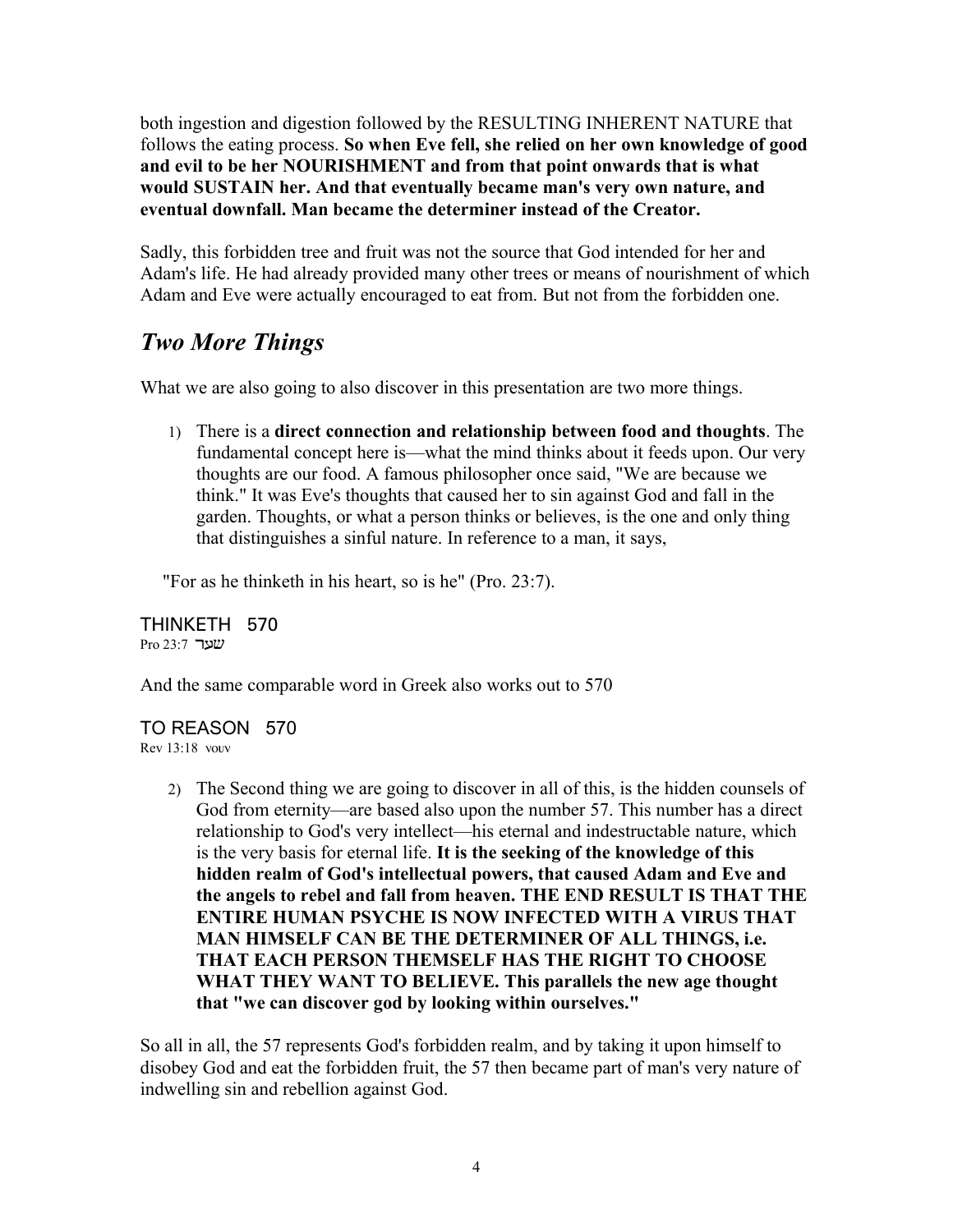both ingestion and digestion followed by the RESULTING INHERENT NATURE that follows the eating process. **So when Eve fell, she relied on her own knowledge of good and evil to be her NOURISHMENT and from that point onwards that is what would SUSTAIN her. And that eventually became man's very own nature, and eventual downfall. Man became the determiner instead of the Creator.**

Sadly, this forbidden tree and fruit was not the source that God intended for her and Adam's life. He had already provided many other trees or means of nourishment of which Adam and Eve were actually encouraged to eat from. But not from the forbidden one.

## *Two More Things*

What we are also going to also discover in this presentation are two more things.

1) There is a **direct connection and relationship between food and thoughts**. The fundamental concept here is—what the mind thinks about it feeds upon. Our very thoughts are our food. A famous philosopher once said, "We are because we think." It was Eve's thoughts that caused her to sin against God and fall in the garden. Thoughts, or what a person thinks or believes, is the one and only thing that distinguishes a sinful nature. In reference to a man, it says,

"For as he thinketh in his heart, so is he" (Pro. 23:7).

THINKETH 570
Pro 23:7 שער

And the same comparable word in Greek also works out to 570

TO REASON 570
Rev 13:18 νουν

2) The Second thing we are going to discover in all of this, is the hidden counsels of God from eternity—are based also upon the number 57. This number has a direct relationship to God's very intellect—his eternal and indestructable nature, which is the very basis for eternal life. **It is the seeking of the knowledge of this hidden realm of God's intellectual powers, that caused Adam and Eve and the angels to rebel and fall from heaven. THE END RESULT IS THAT THE ENTIRE HUMAN PSYCHE IS NOW INFECTED WITH A VIRUS THAT MAN HIMSELF CAN BE THE DETERMINER OF ALL THINGS, i.e. THAT EACH PERSON THEMSELF HAS THE RIGHT TO CHOOSE WHAT THEY WANT TO BELIEVE. This parallels the new age thought that "we can discover god by looking within ourselves."**

So all in all, the 57 represents God's forbidden realm, and by taking it upon himself to disobey God and eat the forbidden fruit, the 57 then became part of man's very nature of indwelling sin and rebellion against God.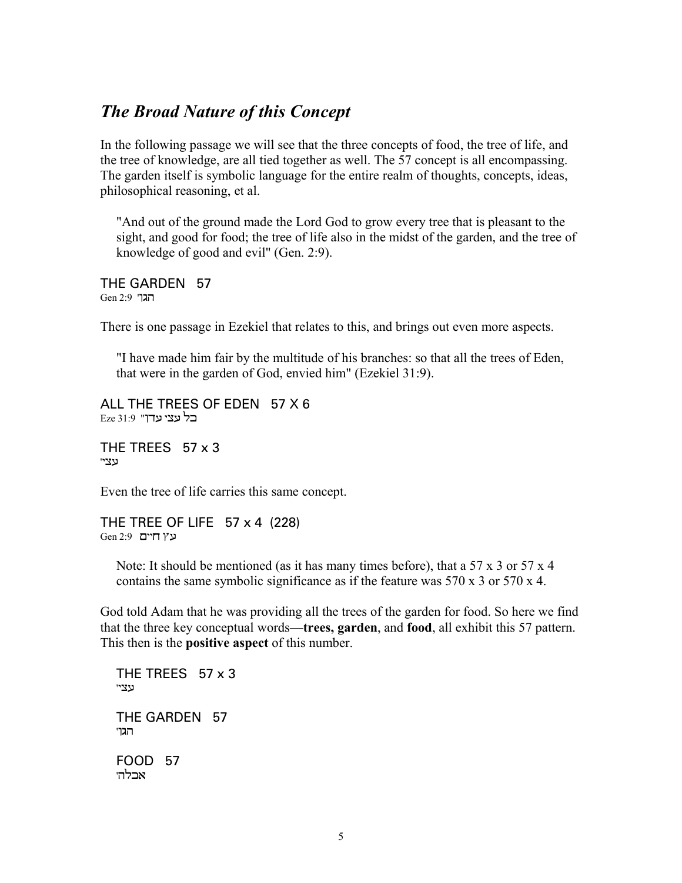## *The Broad Nature of this Concept*

In the following passage we will see that the three concepts of food, the tree of life, and the tree of knowledge, are all tied together as well. The 57 concept is all encompassing. The garden itself is symbolic language for the entire realm of thoughts, concepts, ideas, philosophical reasoning, et al.

> "And out of the ground made the Lord God to grow every tree that is pleasant to the sight, and good for food; the tree of life also in the midst of the garden, and the tree of knowledge of good and evil" (Gen. 2:9).

THE GARDEN   57
Gen 2:9 'הגן

There is one passage in Ezekiel that relates to this, and brings out even more aspects.

> "I have made him fair by the multitude of his branches: so that all the trees of Eden, that were in the garden of God, envied him" (Ezekiel 31:9).

ALL THE TREES OF EDEN   57 X 6
Eze 31:9 "כל עצי עדן

THE TREES   57 x 3
'עצי

Even the tree of life carries this same concept.

THE TREE OF LIFE   57 x 4  (228)
Gen 2:9 עץ חיים

> Note: It should be mentioned (as it has many times before), that a 57 x 3 or 57 x 4 contains the same symbolic significance as if the feature was 570 x 3 or 570 x 4.

God told Adam that he was providing all the trees of the garden for food. So here we find that the three key conceptual words—**trees, garden**, and **food**, all exhibit this 57 pattern. This then is the **positive aspect** of this number.

THE TREES   57 x 3
'עצי

THE GARDEN   57
'הגן

FOOD   57
'אכלה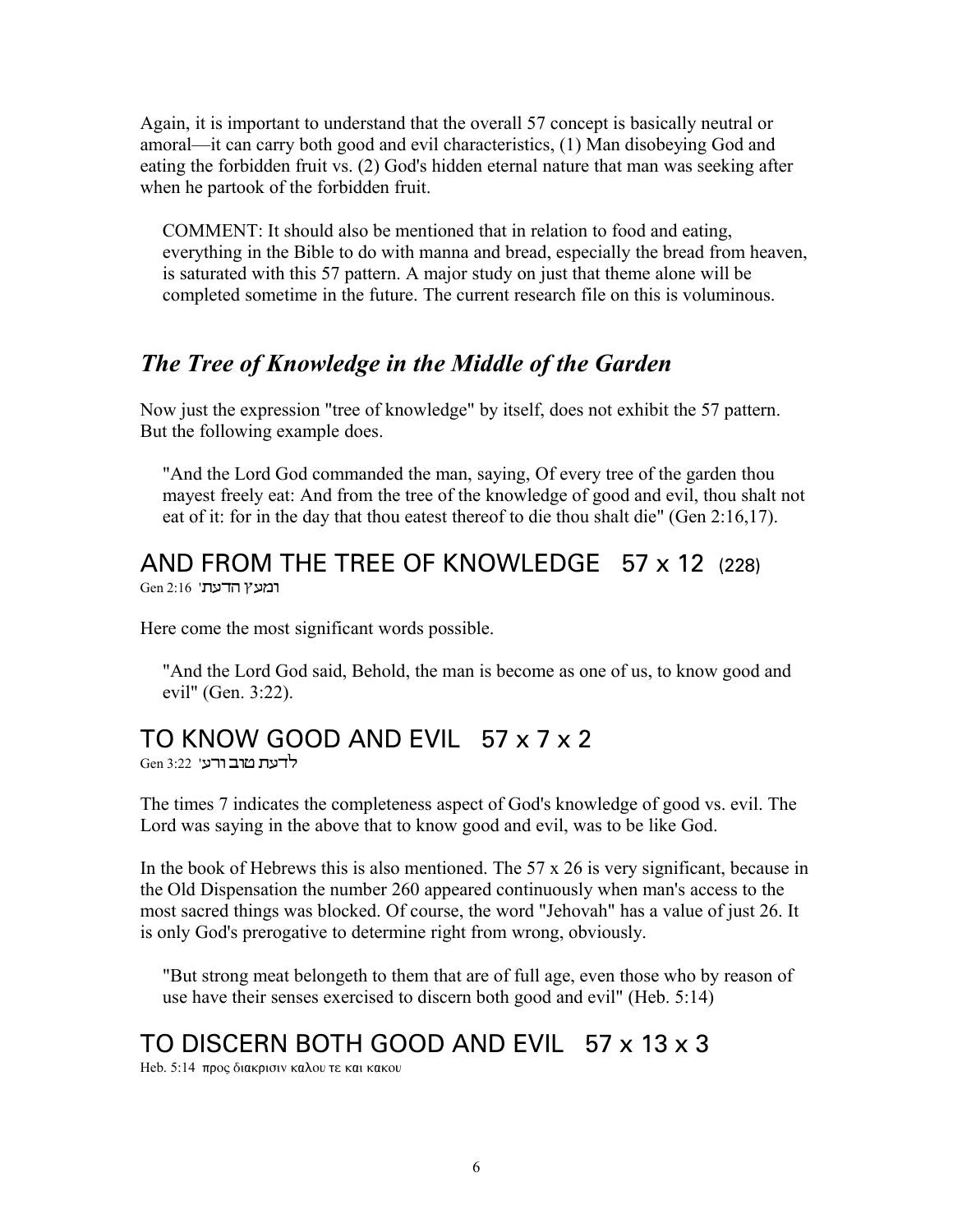Again, it is important to understand that the overall 57 concept is basically neutral or amoral—it can carry both good and evil characteristics, (1) Man disobeying God and eating the forbidden fruit vs. (2) God's hidden eternal nature that man was seeking after when he partook of the forbidden fruit.

> COMMENT: It should also be mentioned that in relation to food and eating, everything in the Bible to do with manna and bread, especially the bread from heaven, is saturated with this 57 pattern. A major study on just that theme alone will be completed sometime in the future. The current research file on this is voluminous.

## *The Tree of Knowledge in the Middle of the Garden*

Now just the expression "tree of knowledge" by itself, does not exhibit the 57 pattern. But the following example does.

> "And the Lord God commanded the man, saying, Of every tree of the garden thou mayest freely eat: And from the tree of the knowledge of good and evil, thou shalt not eat of it: for in the day that thou eatest thereof to die thou shalt die" (Gen 2:16,17).

## AND FROM THE TREE OF KNOWLEDGE   57 x 12 (228)

Gen 2:16 'ומעץ הדעת'

Here come the most significant words possible.

> "And the Lord God said, Behold, the man is become as one of us, to know good and evil" (Gen. 3:22).

## TO KNOW GOOD AND EVIL   57 x 7 x 2

Gen 3:22 'לדעת טוב ורע'

The times 7 indicates the completeness aspect of God's knowledge of good vs. evil. The Lord was saying in the above that to know good and evil, was to be like God.

In the book of Hebrews this is also mentioned. The 57 x 26 is very significant, because in the Old Dispensation the number 260 appeared continuously when man's access to the most sacred things was blocked. Of course, the word "Jehovah" has a value of just 26. It is only God's prerogative to determine right from wrong, obviously.

> "But strong meat belongeth to them that are of full age, even those who by reason of use have their senses exercised to discern both good and evil" (Heb. 5:14)

## TO DISCERN BOTH GOOD AND EVIL   57 x 13 x 3

Heb. 5:14 προς διακρισιν καλου τε και κακου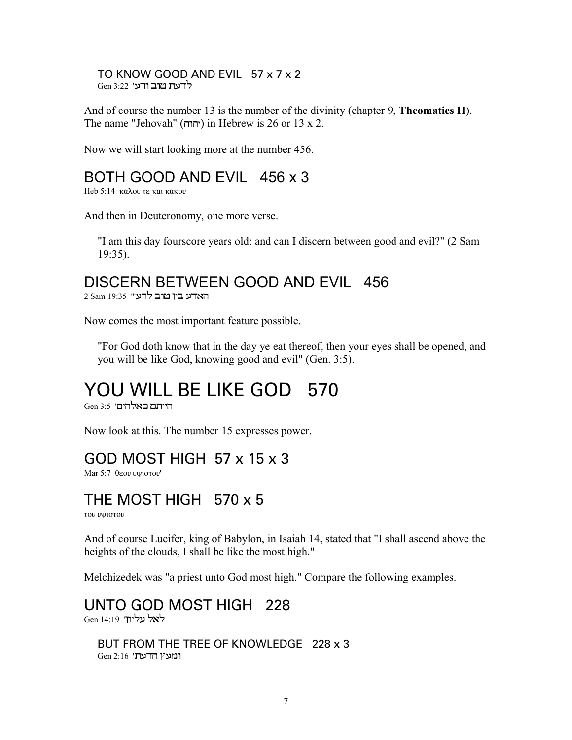### TO KNOW GOOD AND EVIL   57 x 7 x 2

Gen 3:22 'לדעת טוב ורע

And of course the number 13 is the number of the divinity (chapter 9, **Theomatics II**). The name "Jehovah" (יהוה) in Hebrew is 26 or 13 x 2.

Now we will start looking more at the number 456.

## BOTH GOOD AND EVIL   456 x 3

Heb 5:14 καλου τε και κακου

And then in Deuteronomy, one more verse.

> "I am this day fourscore years old: and can I discern between good and evil?" (2 Sam 19:35).

## DISCERN BETWEEN GOOD AND EVIL   456

2 Sam 19:35 "'האדע בין טוב לרע

Now comes the most important feature possible.

> "For God doth know that in the day ye eat thereof, then your eyes shall be opened, and you will be like God, knowing good and evil" (Gen. 3:5).

# YOU WILL BE LIKE GOD   570

Gen 3:5 'הייתם כאלהים

Now look at this. The number 15 expresses power.

## GOD MOST HIGH   57 x 15 x 3

Mar 5:7 θεου υψιστου'

## THE MOST HIGH   570 x 5

του υψιστου

And of course Lucifer, king of Babylon, in Isaiah 14, stated that "I shall ascend above the heights of the clouds, I shall be like the most high."

Melchizedek was "a priest unto God most high." Compare the following examples.

## UNTO GOD MOST HIGH   228

Gen 14:19 'לאל עליון

### BUT FROM THE TREE OF KNOWLEDGE   228 x 3

Gen 2:16 'ומעץ הדעת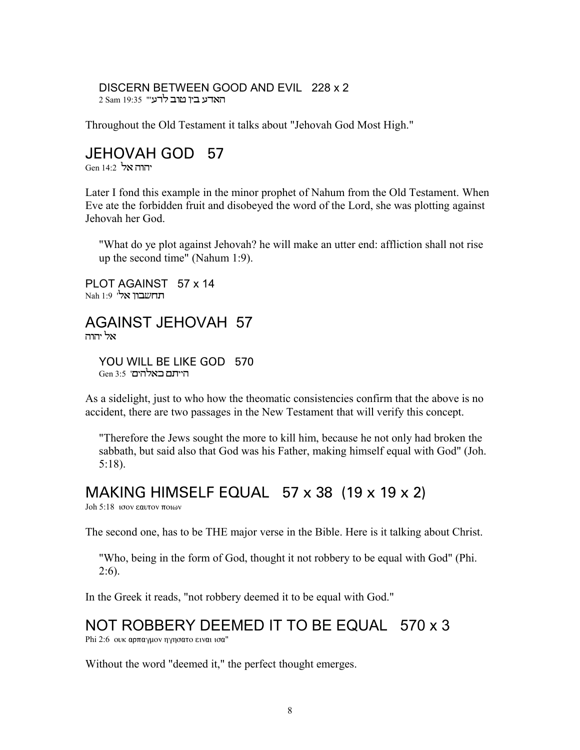DISCERN BETWEEN GOOD AND EVIL   228 x 2
2 Sam 19:35 האדע בין טוב לרע"

Throughout the Old Testament it talks about "Jehovah God Most High."

## JEHOVAH GOD   57

Gen 14:2 יהוה אל

Later I fond this example in the minor prophet of Nahum from the Old Testament. When Eve ate the forbidden fruit and disobeyed the word of the Lord, she was plotting against Jehovah her God.

> "What do ye plot against Jehovah? he will make an utter end: affliction shall not rise up the second time" (Nahum 1:9).

PLOT AGAINST   57 x 14
Nah 1:9 תחשבון אלי

## AGAINST JEHOVAH  57

אל יהוה

YOU WILL BE LIKE GOD   570
Gen 3:5 הייתם כאלהים'

As a sidelight, just to who how the theomatic consistencies confirm that the above is no accident, there are two passages in the New Testament that will verify this concept.

> "Therefore the Jews sought the more to kill him, because he not only had broken the sabbath, but said also that God was his Father, making himself equal with God" (Joh. 5:18).

## MAKING HIMSELF EQUAL   57 x 38  (19 x 19 x 2)

Joh 5:18 ισον εαυτον ποιων

The second one, has to be THE major verse in the Bible. Here is it talking about Christ.

> "Who, being in the form of God, thought it not robbery to be equal with God" (Phi. 2:6).

In the Greek it reads, "not robbery deemed it to be equal with God."

## NOT ROBBERY DEEMED IT TO BE EQUAL   570 x 3

Phi 2:6 ουκ αρπαγμον ηγησατο ειναι ισα"

Without the word "deemed it," the perfect thought emerges.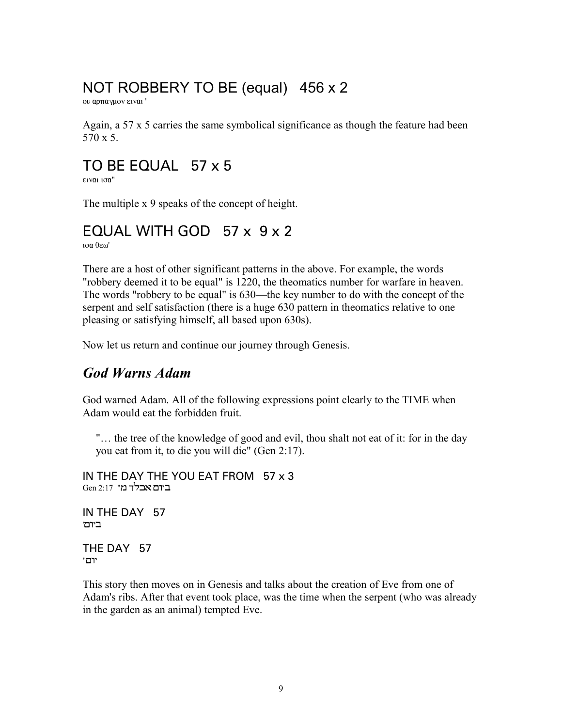## NOT ROBBERY TO BE (equal)   456 x 2

ου αρπαγμον ειναι '

Again, a 57 x 5 carries the same symbolical significance as though the feature had been 570 x 5.

## TO BE EQUAL   57 x 5

ειναι ισα"

The multiple x 9 speaks of the concept of height.

## EQUAL WITH GOD   57 x  9 x 2

ισα θεω'

There are a host of other significant patterns in the above. For example, the words "robbery deemed it to be equal" is 1220, the theomatics number for warfare in heaven. The words "robbery to be equal" is 630—the key number to do with the concept of the serpent and self satisfaction (there is a huge 630 pattern in theomatics relative to one pleasing or satisfying himself, all based upon 630s).

Now let us return and continue our journey through Genesis.

## *God Warns Adam*

God warned Adam. All of the following expressions point clearly to the TIME when Adam would eat the forbidden fruit.

> "… the tree of the knowledge of good and evil, thou shalt not eat of it: for in the day you eat from it, to die you will die" (Gen 2:17).

IN THE DAY THE YOU EAT FROM   57 x 3
ביום אכלך מ" Gen 2:17

IN THE DAY   57
ביום'

THE DAY   57
יום"

This story then moves on in Genesis and talks about the creation of Eve from one of Adam's ribs. After that event took place, was the time when the serpent (who was already in the garden as an animal) tempted Eve.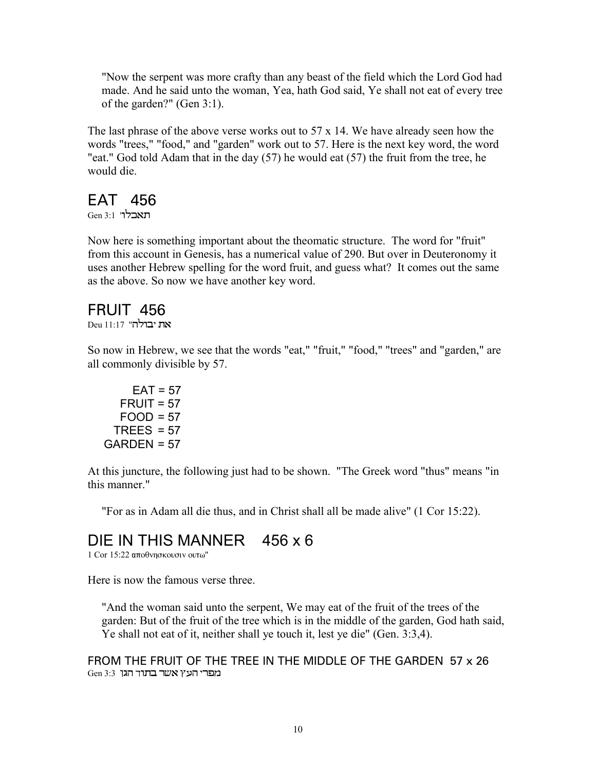> "Now the serpent was more crafty than any beast of the field which the Lord God had made. And he said unto the woman, Yea, hath God said, Ye shall not eat of every tree of the garden?" (Gen 3:1).

The last phrase of the above verse works out to 57 x 14. We have already seen how the words "trees," "food," and "garden" work out to 57. Here is the next key word, the word "eat." God told Adam that in the day (57) he would eat (57) the fruit from the tree, he would die.

## EAT 456

Gen 3:1 "תאכלו

Now here is something important about the theomatic structure. The word for "fruit" from this account in Genesis, has a numerical value of 290. But over in Deuteronomy it uses another Hebrew spelling for the word fruit, and guess what? It comes out the same as the above. So now we have another key word.

## FRUIT 456

Deu 11:17 "את יבולה

So now in Hebrew, we see that the words "eat," "fruit," "food," "trees" and "garden," are all commonly divisible by 57.

```
      EAT = 57
    FRUIT = 57
     FOOD = 57
    TREES  = 57
   GARDEN = 57
```

At this juncture, the following just had to be shown. "The Greek word "thus" means "in this manner."

> "For as in Adam all die thus, and in Christ shall all be made alive" (1 Cor 15:22).

## DIE IN THIS MANNER 456 x 6

1 Cor 15:22 αποθνησκουσιν ουτω"

Here is now the famous verse three.

> "And the woman said unto the serpent, We may eat of the fruit of the trees of the garden: But of the fruit of the tree which is in the middle of the garden, God hath said, Ye shall not eat of it, neither shall ye touch it, lest ye die" (Gen. 3:3,4).

### FROM THE FRUIT OF THE TREE IN THE MIDDLE OF THE GARDEN 57 x 26

Gen 3:3 מפרי העץ אשר בתוך הגן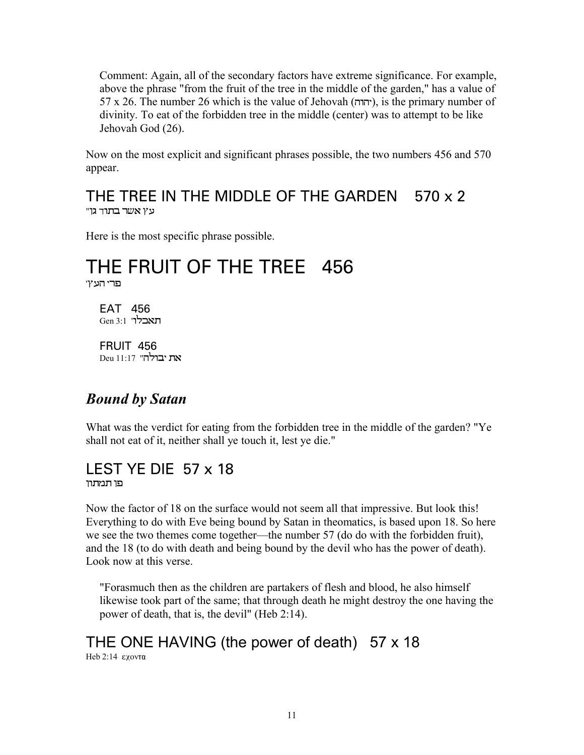Comment: Again, all of the secondary factors have extreme significance. For example, above the phrase "from the fruit of the tree in the middle of the garden," has a value of 57 x 26. The number 26 which is the value of Jehovah (יהוה), is the primary number of divinity. To eat of the forbidden tree in the middle (center) was to attempt to be like Jehovah God (26).

Now on the most explicit and significant phrases possible, the two numbers 456 and 570 appear.

## THE TREE IN THE MIDDLE OF THE GARDEN 570 x 2

"עץ אשר בתוך גן"

Here is the most specific phrase possible.

# THE FRUIT OF THE TREE 456

'פרי העץ'

EAT 456
Gen 3:1 'תאכלו'

FRUIT 456
Deu 11:17 "את יבולה"

## *Bound by Satan*

What was the verdict for eating from the forbidden tree in the middle of the garden? "Ye shall not eat of it, neither shall ye touch it, lest ye die."

## LEST YE DIE 57 x 18

פן תמתון

Now the factor of 18 on the surface would not seem all that impressive. But look this! Everything to do with Eve being bound by Satan in theomatics, is based upon 18. So here we see the two themes come together—the number 57 (do do with the forbidden fruit), and the 18 (to do with death and being bound by the devil who has the power of death). Look now at this verse.

"Forasmuch then as the children are partakers of flesh and blood, he also himself likewise took part of the same; that through death he might destroy the one having the power of death, that is, the devil" (Heb 2:14).

## THE ONE HAVING (the power of death) 57 x 18

Heb 2:14 εχοντα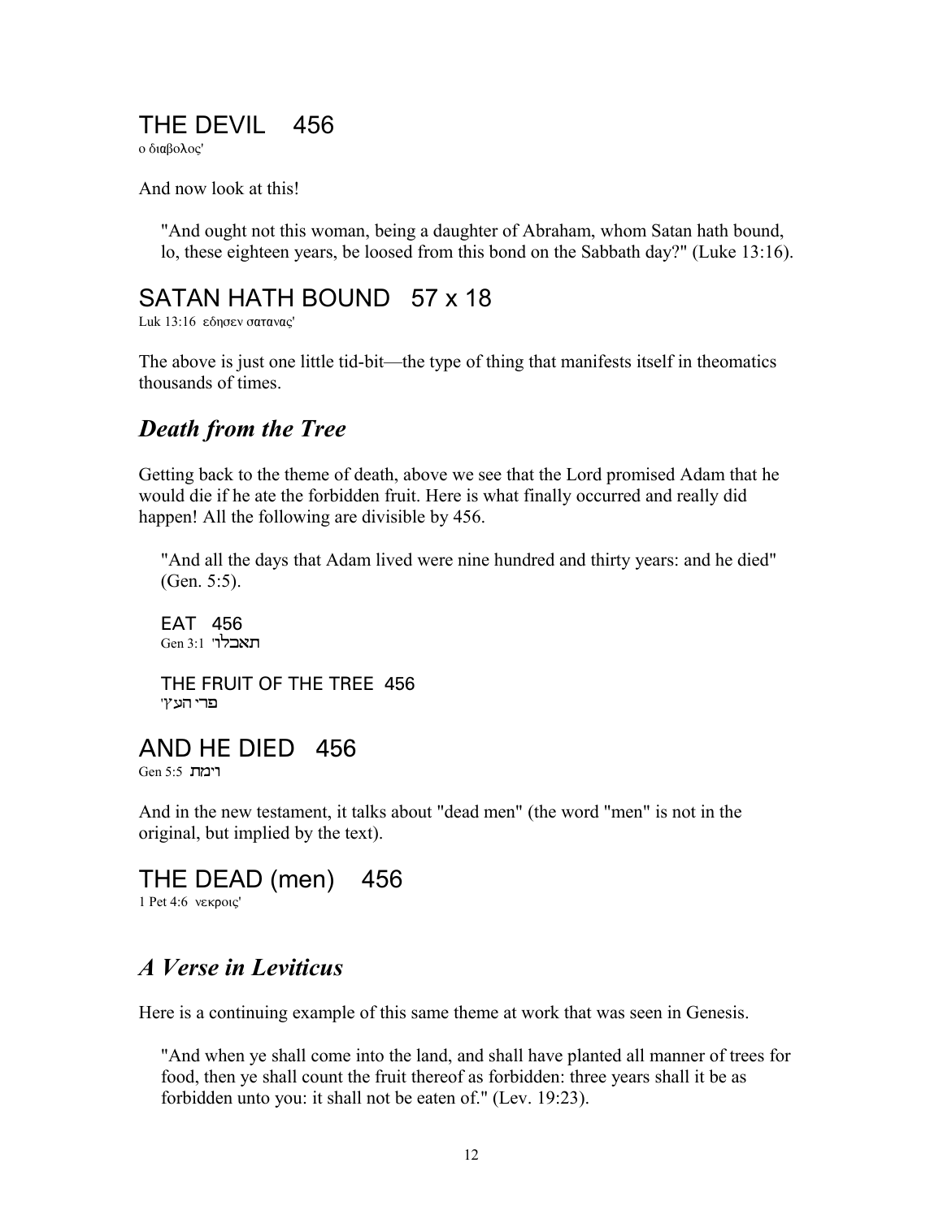## THE DEVIL 456

ο διαβολος'

And now look at this!

> "And ought not this woman, being a daughter of Abraham, whom Satan hath bound, lo, these eighteen years, be loosed from this bond on the Sabbath day?" (Luke 13:16).

## SATAN HATH BOUND 57 x 18

Luk 13:16 εδησεν σατανας'

The above is just one little tid-bit—the type of thing that manifests itself in theomatics thousands of times.

## *Death from the Tree*

Getting back to the theme of death, above we see that the Lord promised Adam that he would die if he ate the forbidden fruit. Here is what finally occurred and really did happen! All the following are divisible by 456.

> "And all the days that Adam lived were nine hundred and thirty years: and he died" (Gen. 5:5).
>
> EAT 456
> Gen 3:1 תאכלו'
>
> THE FRUIT OF THE TREE 456
> פרי העץ'

## AND HE DIED 456

Gen 5:5 וימת

And in the new testament, it talks about "dead men" (the word "men" is not in the original, but implied by the text).

## THE DEAD (men) 456

1 Pet 4:6 νεκροις'

## *A Verse in Leviticus*

Here is a continuing example of this same theme at work that was seen in Genesis.

> "And when ye shall come into the land, and shall have planted all manner of trees for food, then ye shall count the fruit thereof as forbidden: three years shall it be as forbidden unto you: it shall not be eaten of." (Lev. 19:23).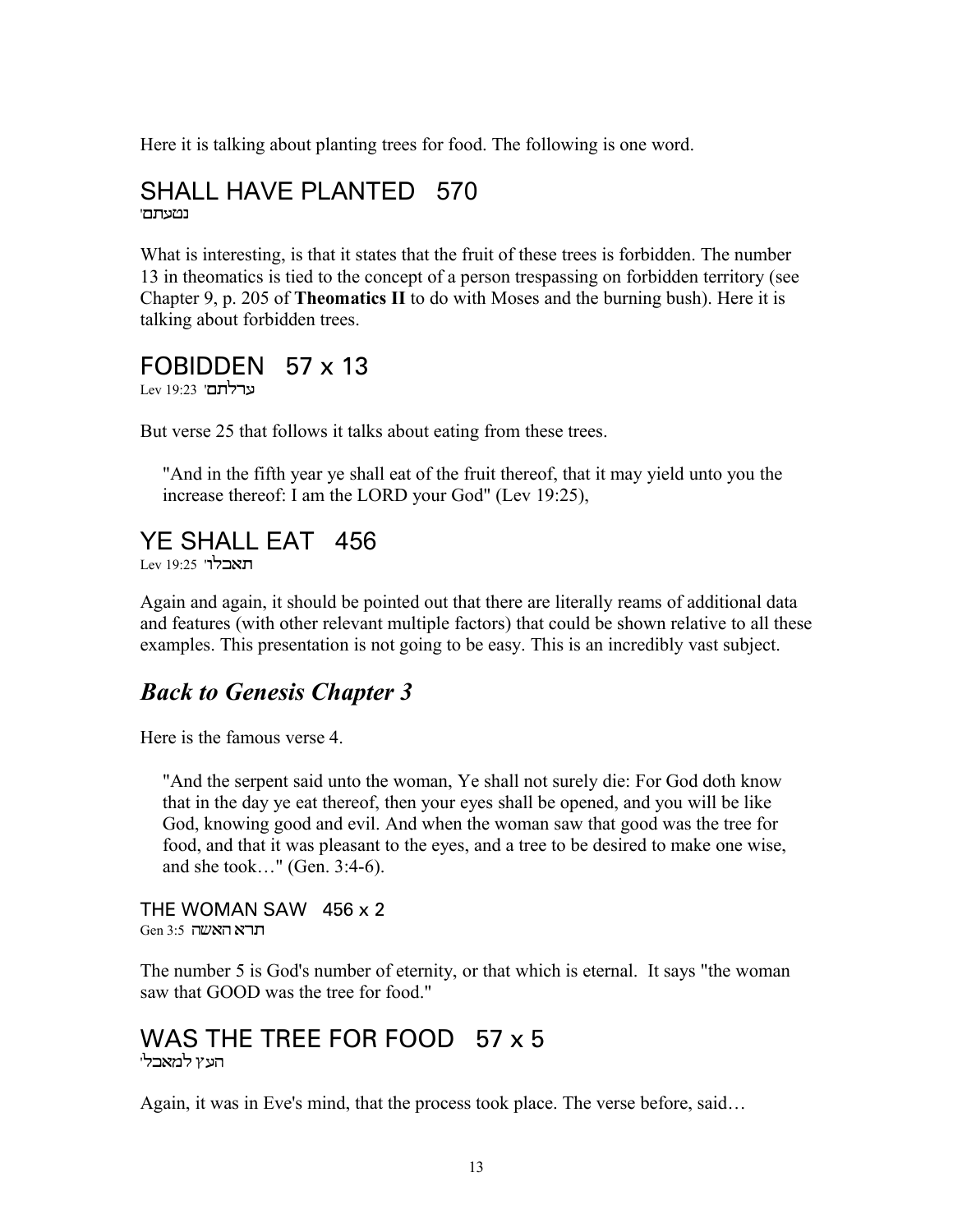Here it is talking about planting trees for food. The following is one word.

## SHALL HAVE PLANTED 570

נטעתם'

What is interesting, is that it states that the fruit of these trees is forbidden. The number 13 in theomatics is tied to the concept of a person trespassing on forbidden territory (see Chapter 9, p. 205 of **Theomatics II** to do with Moses and the burning bush). Here it is talking about forbidden trees.

## FOBIDDEN 57 x 13

Lev 19:23 ערלתם'

But verse 25 that follows it talks about eating from these trees.

> "And in the fifth year ye shall eat of the fruit thereof, that it may yield unto you the increase thereof: I am the LORD your God" (Lev 19:25),

## YE SHALL EAT 456

Lev 19:25 תאכלו'

Again and again, it should be pointed out that there are literally reams of additional data and features (with other relevant multiple factors) that could be shown relative to all these examples. This presentation is not going to be easy. This is an incredibly vast subject.

## *Back to Genesis Chapter 3*

Here is the famous verse 4.

> "And the serpent said unto the woman, Ye shall not surely die: For God doth know that in the day ye eat thereof, then your eyes shall be opened, and you will be like God, knowing good and evil. And when the woman saw that good was the tree for food, and that it was pleasant to the eyes, and a tree to be desired to make one wise, and she took…" (Gen. 3:4-6).

### THE WOMAN SAW 456 x 2

Gen 3:5 תרא האשה

The number 5 is God's number of eternity, or that which is eternal. It says "the woman saw that GOOD was the tree for food."

## WAS THE TREE FOR FOOD 57 x 5

העץ למאכל'

Again, it was in Eve's mind, that the process took place. The verse before, said…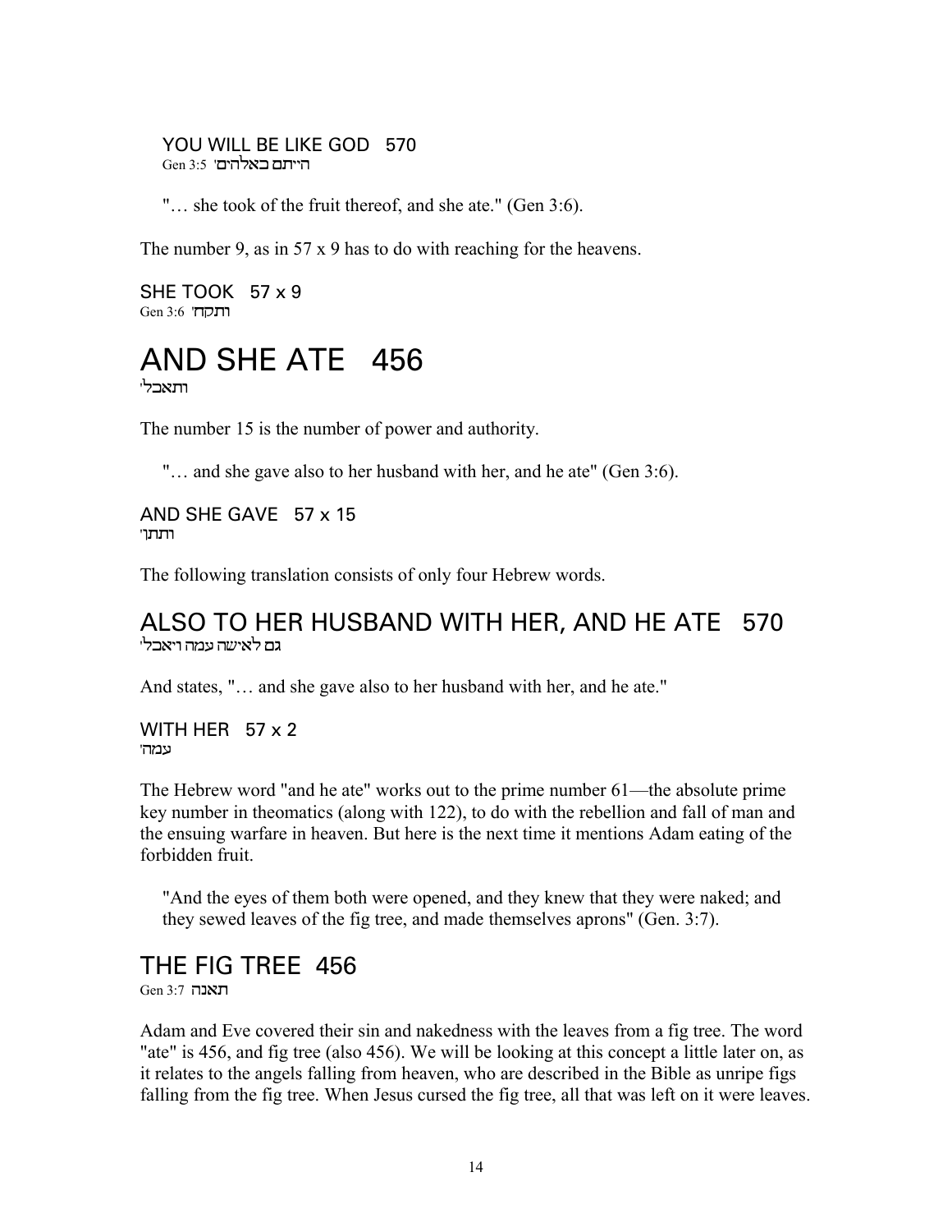### YOU WILL BE LIKE GOD 570

Gen 3:5 'הייתם כאלהים

> "… she took of the fruit thereof, and she ate." (Gen 3:6).

The number 9, as in 57 x 9 has to do with reaching for the heavens.

### SHE TOOK 57 x 9

Gen 3:6 'ותקח

# AND SHE ATE 456

'ותאכל

The number 15 is the number of power and authority.

> "… and she gave also to her husband with her, and he ate" (Gen 3:6).

### AND SHE GAVE 57 x 15

'ותתן

The following translation consists of only four Hebrew words.

## ALSO TO HER HUSBAND WITH HER, AND HE ATE 570

'גם לאישה עמה ויאכל

And states, "… and she gave also to her husband with her, and he ate."

### WITH HER 57 x 2

'עמה

The Hebrew word "and he ate" works out to the prime number 61—the absolute prime key number in theomatics (along with 122), to do with the rebellion and fall of man and the ensuing warfare in heaven. But here is the next time it mentions Adam eating of the forbidden fruit.

> "And the eyes of them both were opened, and they knew that they were naked; and they sewed leaves of the fig tree, and made themselves aprons" (Gen. 3:7).

## THE FIG TREE 456

Gen 3:7 תאנה

Adam and Eve covered their sin and nakedness with the leaves from a fig tree. The word "ate" is 456, and fig tree (also 456). We will be looking at this concept a little later on, as it relates to the angels falling from heaven, who are described in the Bible as unripe figs falling from the fig tree. When Jesus cursed the fig tree, all that was left on it were leaves.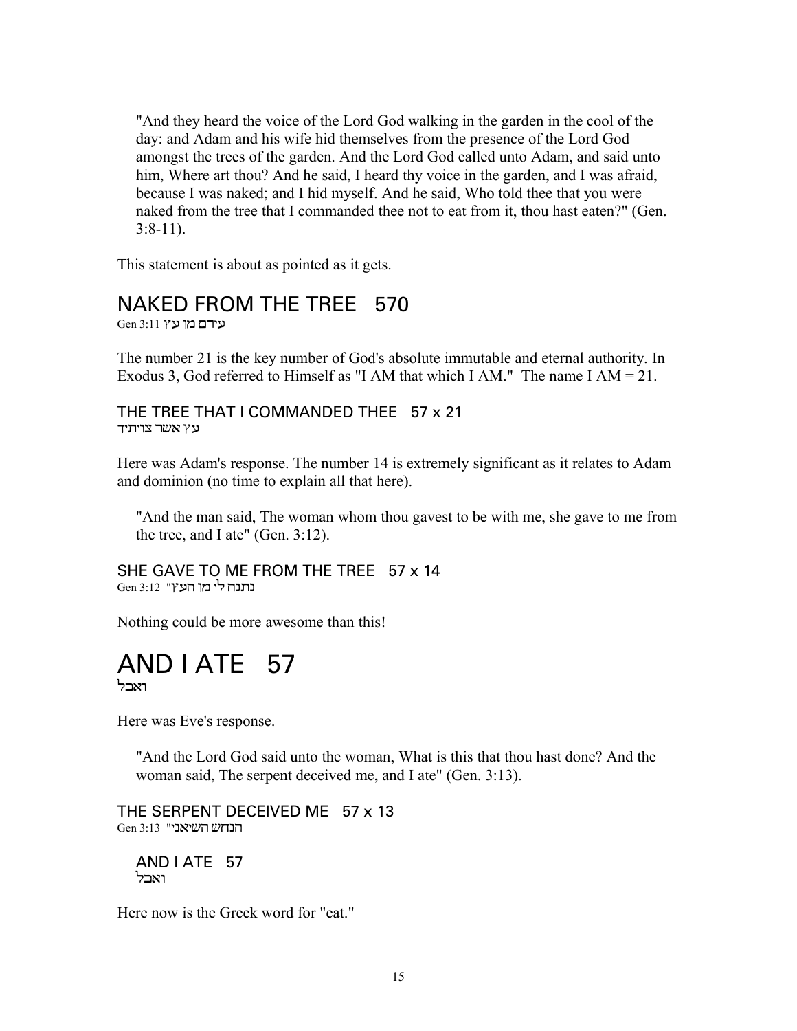> "And they heard the voice of the Lord God walking in the garden in the cool of the day: and Adam and his wife hid themselves from the presence of the Lord God amongst the trees of the garden. And the Lord God called unto Adam, and said unto him, Where art thou? And he said, I heard thy voice in the garden, and I was afraid, because I was naked; and I hid myself. And he said, Who told thee that you were naked from the tree that I commanded thee not to eat from it, thou hast eaten?" (Gen. 3:8-11).

This statement is about as pointed as it gets.

## NAKED FROM THE TREE 570

Gen 3:11 עירם מן עץ

The number 21 is the key number of God's absolute immutable and eternal authority. In Exodus 3, God referred to Himself as "I AM that which I AM." The name I AM = 21.

### THE TREE THAT I COMMANDED THEE 57 x 21

עץ אשר צויתיך

Here was Adam's response. The number 14 is extremely significant as it relates to Adam and dominion (no time to explain all that here).

> "And the man said, The woman whom thou gavest to be with me, she gave to me from the tree, and I ate" (Gen. 3:12).

### SHE GAVE TO ME FROM THE TREE 57 x 14

Gen 3:12 "נתנה לי מן העץ

Nothing could be more awesome than this!

# AND I ATE 57

ואכל

Here was Eve's response.

> "And the Lord God said unto the woman, What is this that thou hast done? And the woman said, The serpent deceived me, and I ate" (Gen. 3:13).

### THE SERPENT DECEIVED ME 57 x 13

Gen 3:13 "הנחש השיאני

> AND I ATE 57
>
> ואכל

Here now is the Greek word for "eat."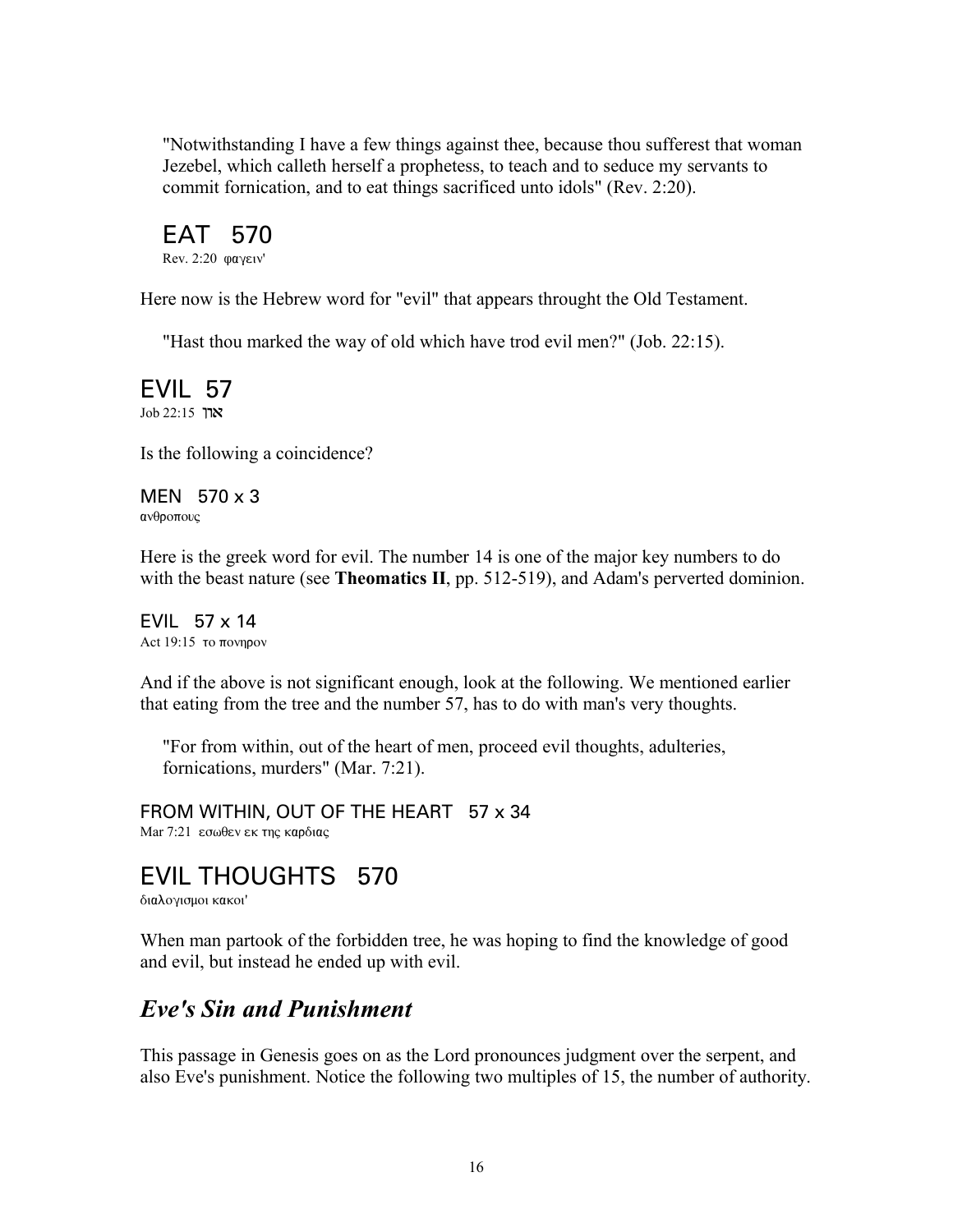"Notwithstanding I have a few things against thee, because thou sufferest that woman Jezebel, which calleth herself a prophetess, to teach and to seduce my servants to commit fornication, and to eat things sacrificed unto idols" (Rev. 2:20).

## EAT 570

Rev. 2:20 φαγειν'

Here now is the Hebrew word for "evil" that appears throught the Old Testament.

"Hast thou marked the way of old which have trod evil men?" (Job. 22:15).

## EVIL 57

Job 22:15 און

Is the following a coincidence?

### MEN 570 x 3

ανθροπους

Here is the greek word for evil. The number 14 is one of the major key numbers to do with the beast nature (see **Theomatics II**, pp. 512-519), and Adam's perverted dominion.

### EVIL 57 x 14

Act 19:15 το πονηρον

And if the above is not significant enough, look at the following. We mentioned earlier that eating from the tree and the number 57, has to do with man's very thoughts.

"For from within, out of the heart of men, proceed evil thoughts, adulteries, fornications, murders" (Mar. 7:21).

### FROM WITHIN, OUT OF THE HEART 57 x 34

Mar 7:21 εσωθεν εκ της καρδιας

## EVIL THOUGHTS 570

διαλογισμοι κακοι'

When man partook of the forbidden tree, he was hoping to find the knowledge of good and evil, but instead he ended up with evil.

## *Eve's Sin and Punishment*

This passage in Genesis goes on as the Lord pronounces judgment over the serpent, and also Eve's punishment. Notice the following two multiples of 15, the number of authority.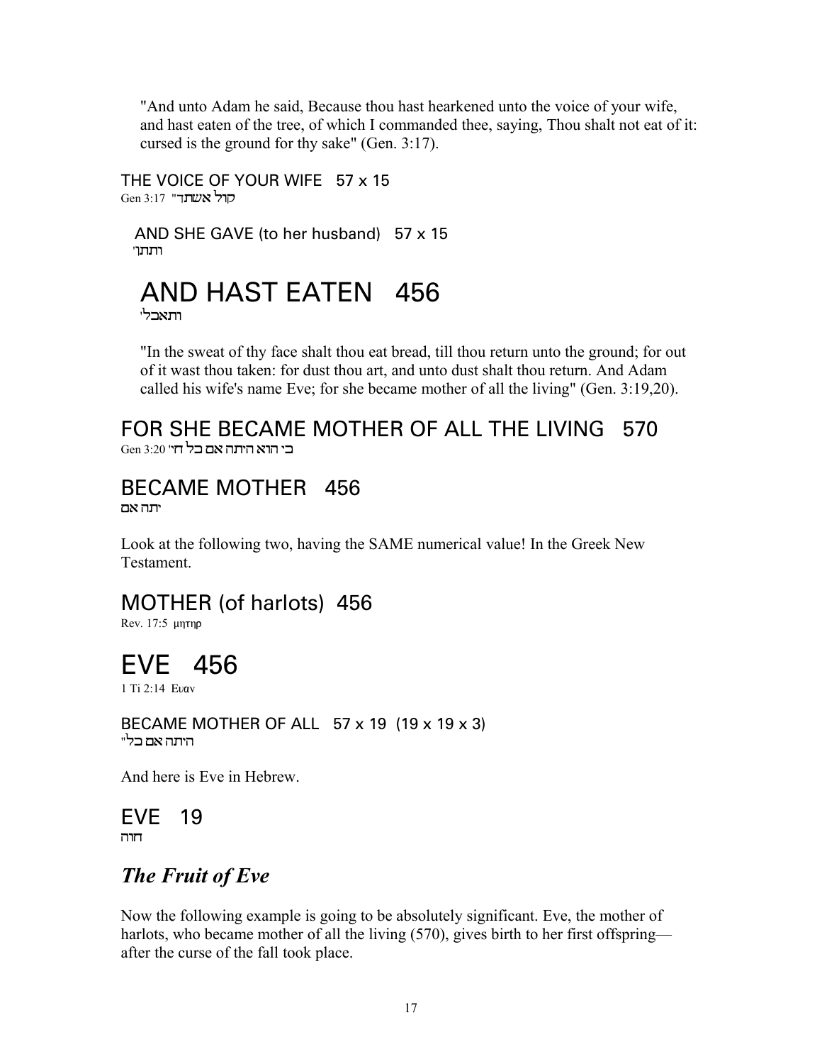"And unto Adam he said, Because thou hast hearkened unto the voice of your wife, and hast eaten of the tree, of which I commanded thee, saying, Thou shalt not eat of it: cursed is the ground for thy sake" (Gen. 3:17).

THE VOICE OF YOUR WIFE 57 x 15
Gen 3:17 "קול אשתך

AND SHE GAVE (to her husband) 57 x 15
ותתן'

## AND HAST EATEN 456
ותאכל'

"In the sweat of thy face shalt thou eat bread, till thou return unto the ground; for out of it wast thou taken: for dust thou art, and unto dust shalt thou return. And Adam called his wife's name Eve; for she became mother of all the living" (Gen. 3:19,20).

### FOR SHE BECAME MOTHER OF ALL THE LIVING 570
Gen 3:20 "כי הוא היתה אם כל חי

### BECAME MOTHER 456
יתה אם

Look at the following two, having the SAME numerical value! In the Greek New Testament.

### MOTHER (of harlots) 456
Rev. 17:5 μητηρ

## EVE 456
1 Ti 2:14 Ευαν

BECAME MOTHER OF ALL 57 x 19 (19 x 19 x 3)
"היתה אם כל

And here is Eve in Hebrew.

### EVE 19
חוה

## *The Fruit of Eve*

Now the following example is going to be absolutely significant. Eve, the mother of harlots, who became mother of all the living (570), gives birth to her first offspring—after the curse of the fall took place.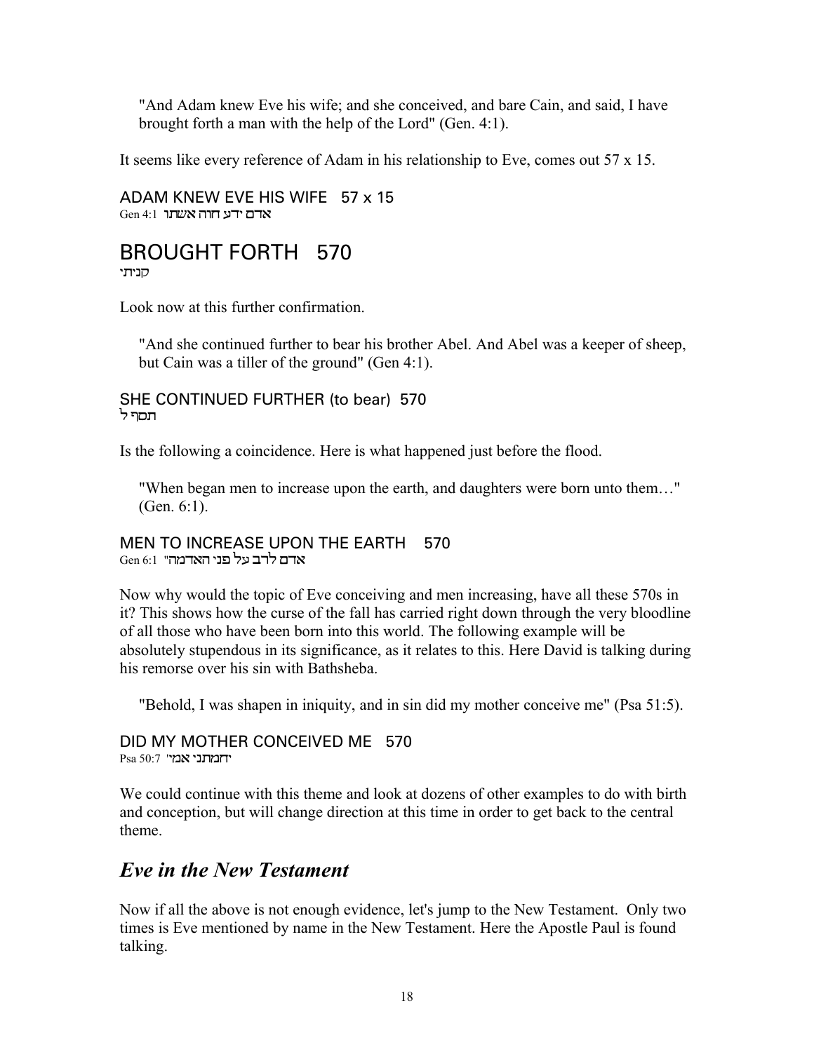"And Adam knew Eve his wife; and she conceived, and bare Cain, and said, I have brought forth a man with the help of the Lord" (Gen. 4:1).

It seems like every reference of Adam in his relationship to Eve, comes out 57 x 15.

ADAM KNEW EVE HIS WIFE 57 x 15
Gen 4:1 אדם ידע חוה אשתו

# BROUGHT FORTH 570
קניתי

Look now at this further confirmation.

"And she continued further to bear his brother Abel. And Abel was a keeper of sheep, but Cain was a tiller of the ground" (Gen 4:1).

SHE CONTINUED FURTHER (to bear) 570
תסף ל

Is the following a coincidence. Here is what happened just before the flood.

"When began men to increase upon the earth, and daughters were born unto them…" (Gen. 6:1).

MEN TO INCREASE UPON THE EARTH 570
Gen 6:1 "אדם לרב על פני האדמה

Now why would the topic of Eve conceiving and men increasing, have all these 570s in it? This shows how the curse of the fall has carried right down through the very bloodline of all those who have been born into this world. The following example will be absolutely stupendous in its significance, as it relates to this. Here David is talking during his remorse over his sin with Bathsheba.

"Behold, I was shapen in iniquity, and in sin did my mother conceive me" (Psa 51:5).

DID MY MOTHER CONCEIVED ME 570
Psa 50:7 "יחמתני אמי

We could continue with this theme and look at dozens of other examples to do with birth and conception, but will change direction at this time in order to get back to the central theme.

## *Eve in the New Testament*

Now if all the above is not enough evidence, let's jump to the New Testament. Only two times is Eve mentioned by name in the New Testament. Here the Apostle Paul is found talking.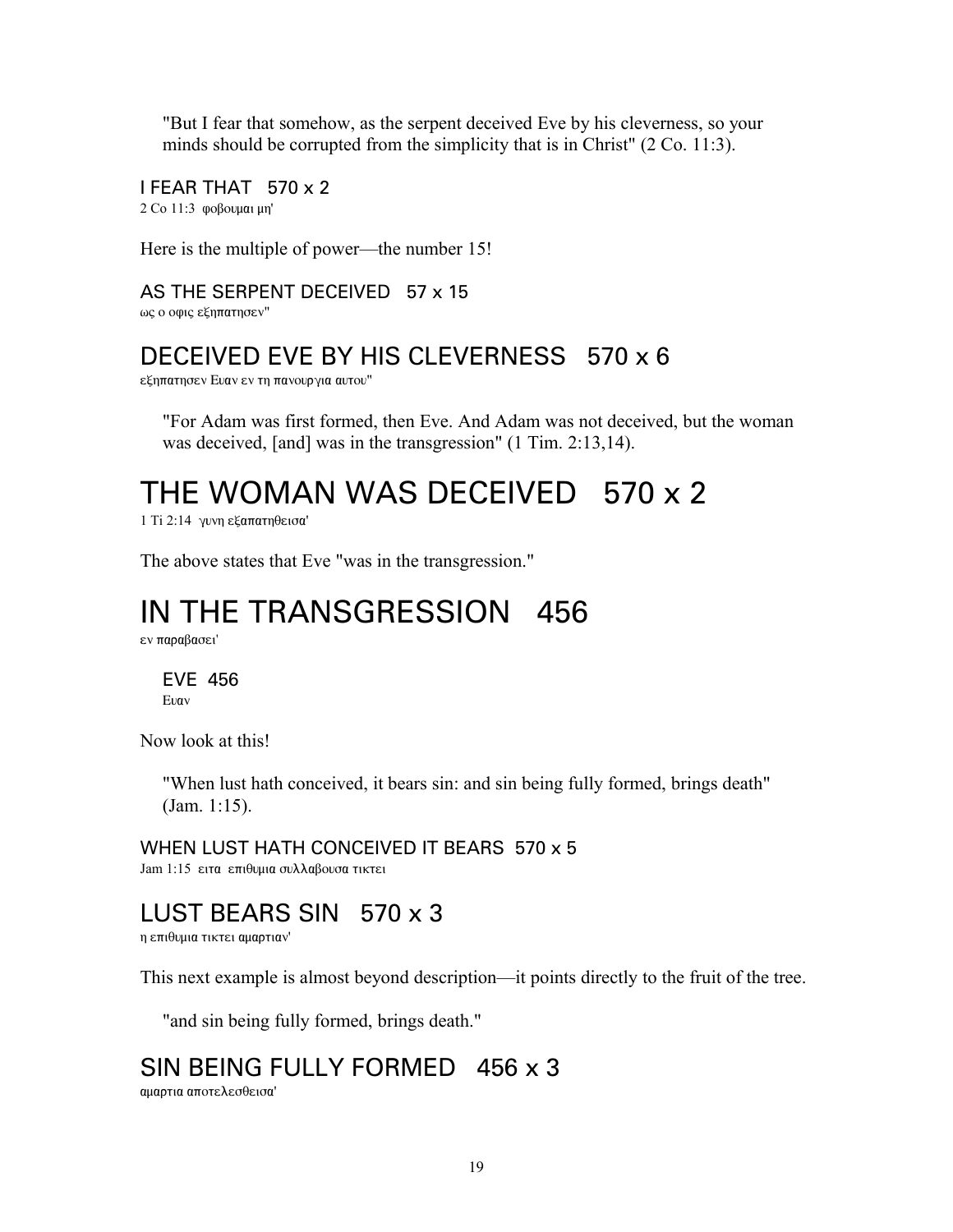> "But I fear that somehow, as the serpent deceived Eve by his cleverness, so your minds should be corrupted from the simplicity that is in Christ" (2 Co. 11:3).

#### I FEAR THAT   570 x 2

2 Co 11:3  φοβουμαι μη'

Here is the multiple of power—the number 15!

#### AS THE SERPENT DECEIVED   57 x 15

ως ο οφις εξηπατησεν"

### DECEIVED EVE BY HIS CLEVERNESS   570 x 6

εξηπατησεν Ευαν εν τη πανουργια αυτου"

> "For Adam was first formed, then Eve. And Adam was not deceived, but the woman was deceived, [and] was in the transgression" (1 Tim. 2:13,14).

# THE WOMAN WAS DECEIVED   570 x 2

1 Ti 2:14  γυνη εξαπατηθεισα'

The above states that Eve "was in the transgression."

# IN THE TRANSGRESSION   456

εν παραβασει'

> #### EVE  456
> Ευαν

Now look at this!

> "When lust hath conceived, it bears sin: and sin being fully formed, brings death" (Jam. 1:15).

#### WHEN LUST HATH CONCEIVED IT BEARS  570 x 5

Jam 1:15  ειτα  επιθυμια συλλαβουσα τικτει

### LUST BEARS SIN   570 x 3

η επιθυμια τικτει αμαρτιαν'

This next example is almost beyond description—it points directly to the fruit of the tree.

> "and sin being fully formed, brings death."

### SIN BEING FULLY FORMED   456 x 3

αμαρτια αποτελεσθεισα'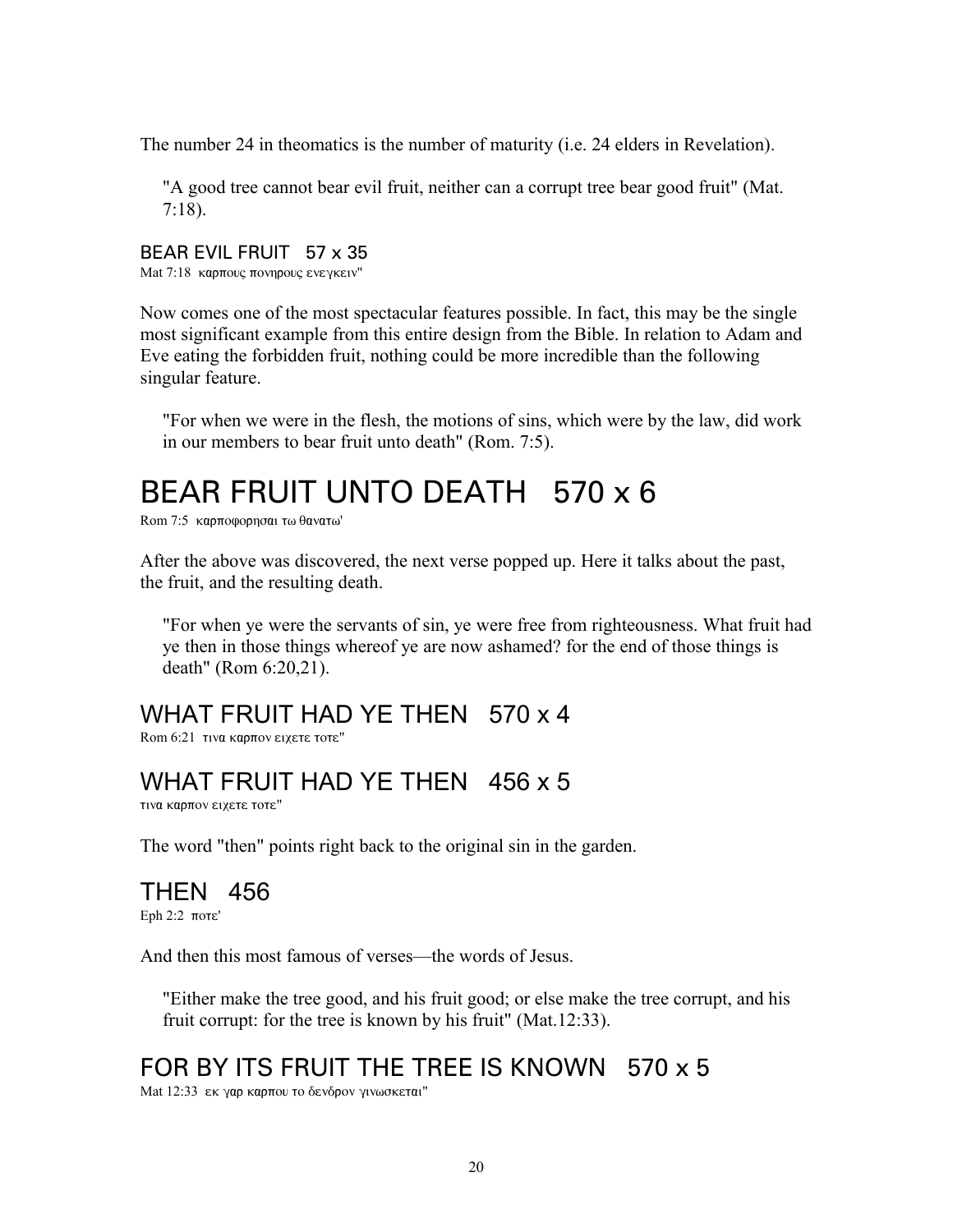The number 24 in theomatics is the number of maturity (i.e. 24 elders in Revelation).

> "A good tree cannot bear evil fruit, neither can a corrupt tree bear good fruit" (Mat. 7:18).

### BEAR EVIL FRUIT   57 x 35

Mat 7:18  καρπους πονηρους ενεγκειν"

Now comes one of the most spectacular features possible. In fact, this may be the single most significant example from this entire design from the Bible. In relation to Adam and Eve eating the forbidden fruit, nothing could be more incredible than the following singular feature.

> "For when we were in the flesh, the motions of sins, which were by the law, did work in our members to bear fruit unto death" (Rom. 7:5).

# BEAR FRUIT UNTO DEATH   570 x 6

Rom 7:5  καρποφορησαι τω θανατω'

After the above was discovered, the next verse popped up. Here it talks about the past, the fruit, and the resulting death.

> "For when ye were the servants of sin, ye were free from righteousness. What fruit had ye then in those things whereof ye are now ashamed? for the end of those things is death" (Rom 6:20,21).

## WHAT FRUIT HAD YE THEN   570 x 4

Rom 6:21  τινα καρπον ειχετε τοτε"

## WHAT FRUIT HAD YE THEN   456 x 5

τινα καρπον ειχετε τοτε"

The word "then" points right back to the original sin in the garden.

## THEN   456

Eph 2:2  ποτε'

And then this most famous of verses—the words of Jesus.

> "Either make the tree good, and his fruit good; or else make the tree corrupt, and his fruit corrupt: for the tree is known by his fruit" (Mat.12:33).

## FOR BY ITS FRUIT THE TREE IS KNOWN   570 x 5

Mat 12:33  εκ γαρ καρπου το δενδρον γινωσκεται"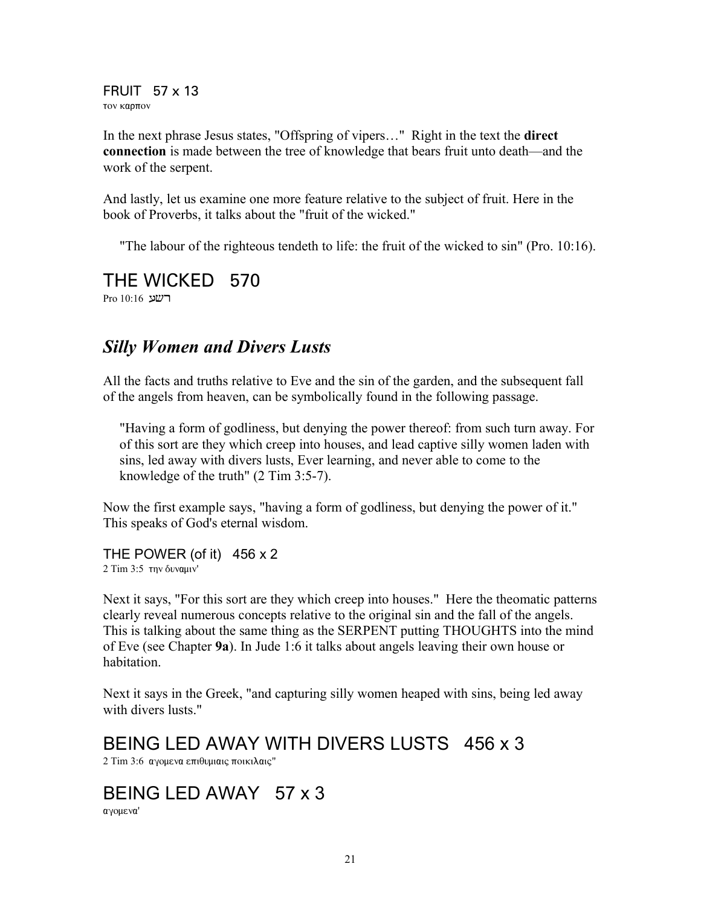FRUIT   57 x 13
τον καρπον

In the next phrase Jesus states, "Offspring of vipers…" Right in the text the **direct connection** is made between the tree of knowledge that bears fruit unto death—and the work of the serpent.

And lastly, let us examine one more feature relative to the subject of fruit. Here in the book of Proverbs, it talks about the "fruit of the wicked."

> "The labour of the righteous tendeth to life: the fruit of the wicked to sin" (Pro. 10:16).

## THE WICKED   570

Pro 10:16 רשע

## *Silly Women and Divers Lusts*

All the facts and truths relative to Eve and the sin of the garden, and the subsequent fall of the angels from heaven, can be symbolically found in the following passage.

> "Having a form of godliness, but denying the power thereof: from such turn away. For of this sort are they which creep into houses, and lead captive silly women laden with sins, led away with divers lusts, Ever learning, and never able to come to the knowledge of the truth" (2 Tim 3:5-7).

Now the first example says, "having a form of godliness, but denying the power of it." This speaks of God's eternal wisdom.

THE POWER (of it)   456 x 2
2 Tim 3:5 την δυναμιν'

Next it says, "For this sort are they which creep into houses." Here the theomatic patterns clearly reveal numerous concepts relative to the original sin and the fall of the angels. This is talking about the same thing as the SERPENT putting THOUGHTS into the mind of Eve (see Chapter **9a**). In Jude 1:6 it talks about angels leaving their own house or habitation.

Next it says in the Greek, "and capturing silly women heaped with sins, being led away with divers lusts."

## BEING LED AWAY WITH DIVERS LUSTS   456 x 3

2 Tim 3:6 αγομενα επιθυμιαις ποικιλαις"

## BEING LED AWAY   57 x 3

αγομενα'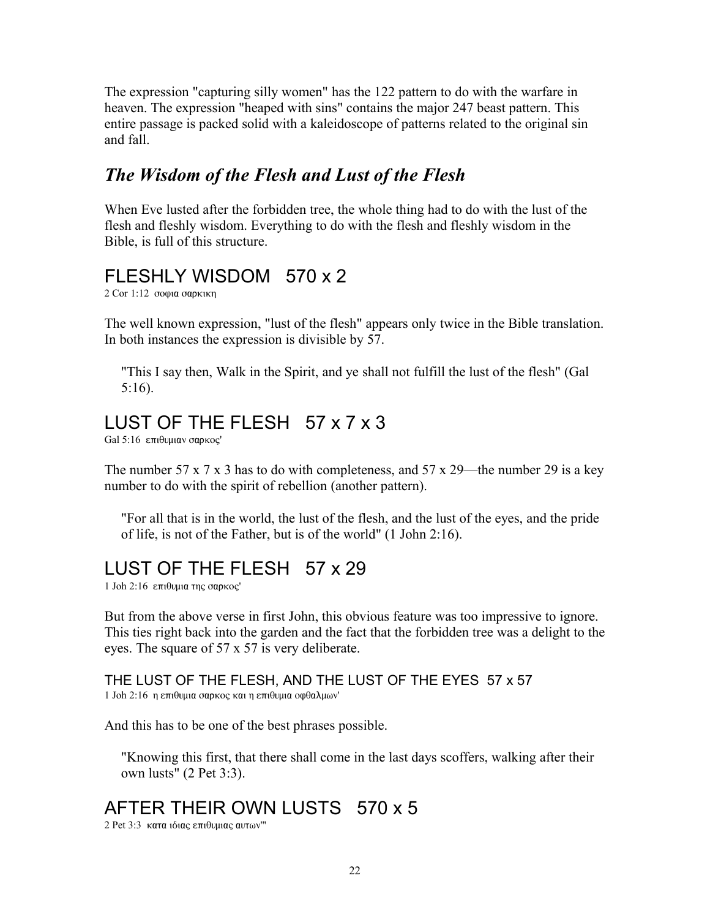The expression "capturing silly women" has the 122 pattern to do with the warfare in heaven. The expression "heaped with sins" contains the major 247 beast pattern. This entire passage is packed solid with a kaleidoscope of patterns related to the original sin and fall.

## *The Wisdom of the Flesh and Lust of the Flesh*

When Eve lusted after the forbidden tree, the whole thing had to do with the lust of the flesh and fleshly wisdom. Everything to do with the flesh and fleshly wisdom in the Bible, is full of this structure.

## FLESHLY WISDOM   570 x 2

2 Cor 1:12  σοφια σαρκικη

The well known expression, "lust of the flesh" appears only twice in the Bible translation. In both instances the expression is divisible by 57.

> "This I say then, Walk in the Spirit, and ye shall not fulfill the lust of the flesh" (Gal 5:16).

## LUST OF THE FLESH   57 x 7 x 3

Gal 5:16  επιθυμιαν σαρκος'

The number 57 x 7 x 3 has to do with completeness, and 57 x 29—the number 29 is a key number to do with the spirit of rebellion (another pattern).

> "For all that is in the world, the lust of the flesh, and the lust of the eyes, and the pride of life, is not of the Father, but is of the world" (1 John 2:16).

## LUST OF THE FLESH   57 x 29

1 Joh 2:16  επιθυμια της σαρκος'

But from the above verse in first John, this obvious feature was too impressive to ignore. This ties right back into the garden and the fact that the forbidden tree was a delight to the eyes. The square of 57 x 57 is very deliberate.

### THE LUST OF THE FLESH, AND THE LUST OF THE EYES  57 x 57

1 Joh 2:16  η επιθυμια σαρκος και η επιθυμια οφθαλμων'

And this has to be one of the best phrases possible.

> "Knowing this first, that there shall come in the last days scoffers, walking after their own lusts" (2 Pet 3:3).

## AFTER THEIR OWN LUSTS   570 x 5

2 Pet 3:3  κατα ιδιας επιθυμιας αυτων'"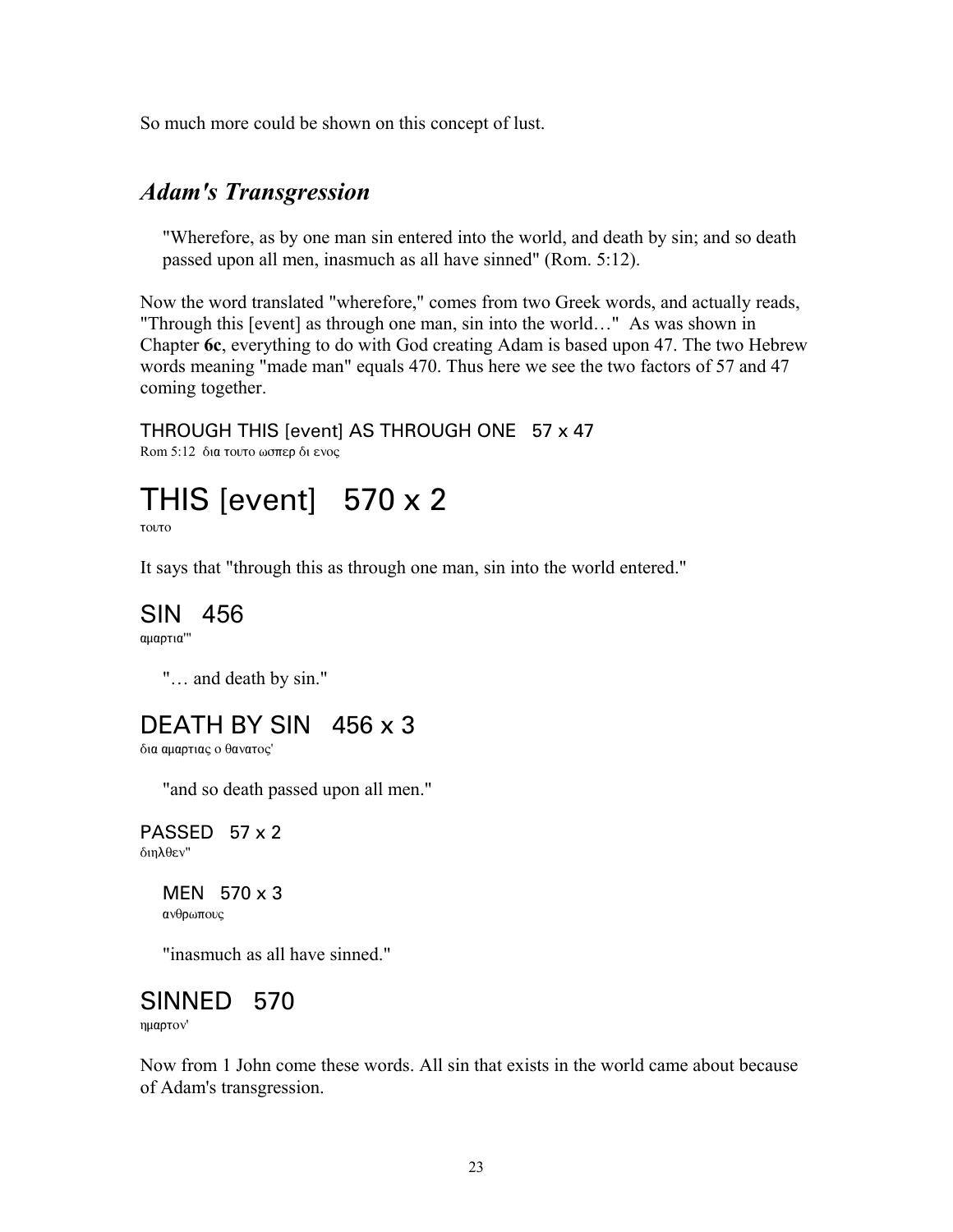So much more could be shown on this concept of lust.

## *Adam's Transgression*

> "Wherefore, as by one man sin entered into the world, and death by sin; and so death passed upon all men, inasmuch as all have sinned" (Rom. 5:12).

Now the word translated "wherefore," comes from two Greek words, and actually reads, "Through this [event] as through one man, sin into the world…" As was shown in Chapter **6c**, everything to do with God creating Adam is based upon 47. The two Hebrew words meaning "made man" equals 470. Thus here we see the two factors of 57 and 47 coming together.

THROUGH THIS [event] AS THROUGH ONE   57 x 47
Rom 5:12  δια τουτο ωσπερ δι ενος

# THIS [event]   570 x 2

τουτο

It says that "through this as through one man, sin into the world entered."

## SIN   456

αμαρτια'"

> "… and death by sin."

## DEATH BY SIN   456 x 3

δια αμαρτιας ο θανατος'

> "and so death passed upon all men."

PASSED   57 x 2
διηλθεν"

> MEN   570 x 3
> ανθρωπους

> "inasmuch as all have sinned."

## SINNED   570

ημαρτον'

Now from 1 John come these words. All sin that exists in the world came about because of Adam's transgression.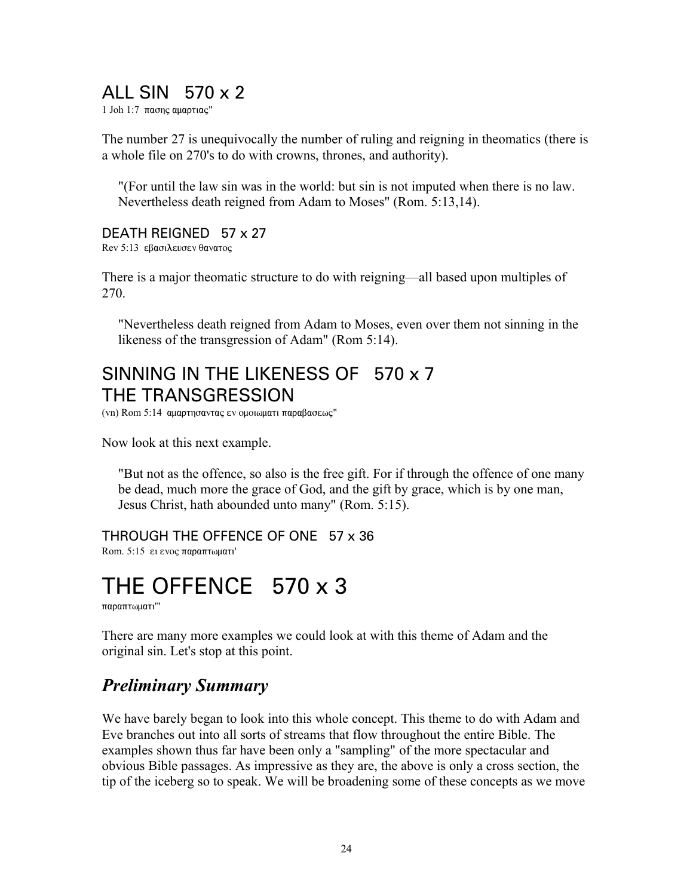## ALL SIN   570 x 2

1 Joh 1:7  πασης αμαρτιας"

The number 27 is unequivocally the number of ruling and reigning in theomatics (there is a whole file on 270's to do with crowns, thrones, and authority).

> "(For until the law sin was in the world: but sin is not imputed when there is no law. Nevertheless death reigned from Adam to Moses" (Rom. 5:13,14).

### DEATH REIGNED   57 x 27

Rev 5:13  εβασιλευσεν θανατος

There is a major theomatic structure to do with reigning—all based upon multiples of 270.

> "Nevertheless death reigned from Adam to Moses, even over them not sinning in the likeness of the transgression of Adam" (Rom 5:14).

## SINNING IN THE LIKENESS OF   570 x 7
## THE TRANSGRESSION

(vn) Rom 5:14  αμαρτησαντας εν ομοιωματι παραβασεως"

Now look at this next example.

> "But not as the offence, so also is the free gift. For if through the offence of one many be dead, much more the grace of God, and the gift by grace, which is by one man, Jesus Christ, hath abounded unto many" (Rom. 5:15).

### THROUGH THE OFFENCE OF ONE   57 x 36

Rom. 5:15  ει ενος παραπτωματι'

# THE OFFENCE   570 x 3

παραπτωματι'"

There are many more examples we could look at with this theme of Adam and the original sin. Let's stop at this point.

## *Preliminary Summary*

We have barely began to look into this whole concept. This theme to do with Adam and Eve branches out into all sorts of streams that flow throughout the entire Bible. The examples shown thus far have been only a "sampling" of the more spectacular and obvious Bible passages. As impressive as they are, the above is only a cross section, the tip of the iceberg so to speak. We will be broadening some of these concepts as we move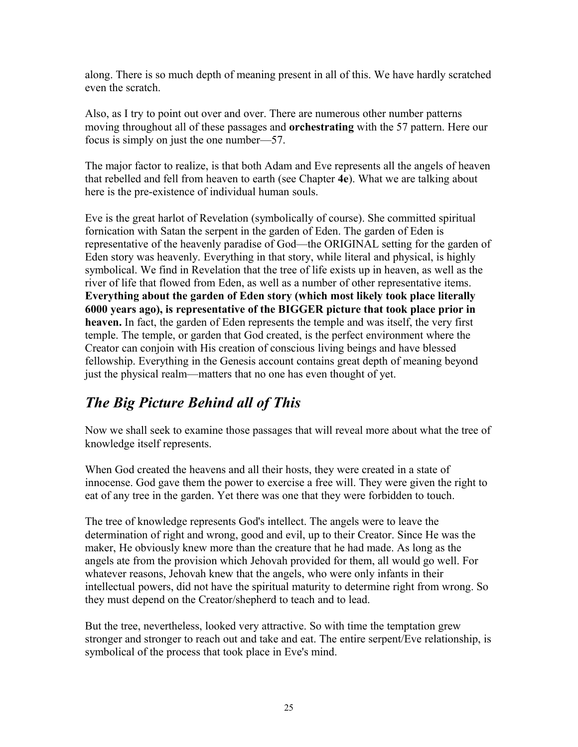along. There is so much depth of meaning present in all of this. We have hardly scratched even the scratch.

Also, as I try to point out over and over. There are numerous other number patterns moving throughout all of these passages and **orchestrating** with the 57 pattern. Here our focus is simply on just the one number—57.

The major factor to realize, is that both Adam and Eve represents all the angels of heaven that rebelled and fell from heaven to earth (see Chapter **4e**). What we are talking about here is the pre-existence of individual human souls.

Eve is the great harlot of Revelation (symbolically of course). She committed spiritual fornication with Satan the serpent in the garden of Eden. The garden of Eden is representative of the heavenly paradise of God—the ORIGINAL setting for the garden of Eden story was heavenly. Everything in that story, while literal and physical, is highly symbolical. We find in Revelation that the tree of life exists up in heaven, as well as the river of life that flowed from Eden, as well as a number of other representative items. **Everything about the garden of Eden story (which most likely took place literally 6000 years ago), is representative of the BIGGER picture that took place prior in heaven.** In fact, the garden of Eden represents the temple and was itself, the very first temple. The temple, or garden that God created, is the perfect environment where the Creator can conjoin with His creation of conscious living beings and have blessed fellowship. Everything in the Genesis account contains great depth of meaning beyond just the physical realm—matters that no one has even thought of yet.

## *The Big Picture Behind all of This*

Now we shall seek to examine those passages that will reveal more about what the tree of knowledge itself represents.

When God created the heavens and all their hosts, they were created in a state of innocense. God gave them the power to exercise a free will. They were given the right to eat of any tree in the garden. Yet there was one that they were forbidden to touch.

The tree of knowledge represents God's intellect. The angels were to leave the determination of right and wrong, good and evil, up to their Creator. Since He was the maker, He obviously knew more than the creature that he had made. As long as the angels ate from the provision which Jehovah provided for them, all would go well. For whatever reasons, Jehovah knew that the angels, who were only infants in their intellectual powers, did not have the spiritual maturity to determine right from wrong. So they must depend on the Creator/shepherd to teach and to lead.

But the tree, nevertheless, looked very attractive. So with time the temptation grew stronger and stronger to reach out and take and eat. The entire serpent/Eve relationship, is symbolical of the process that took place in Eve's mind.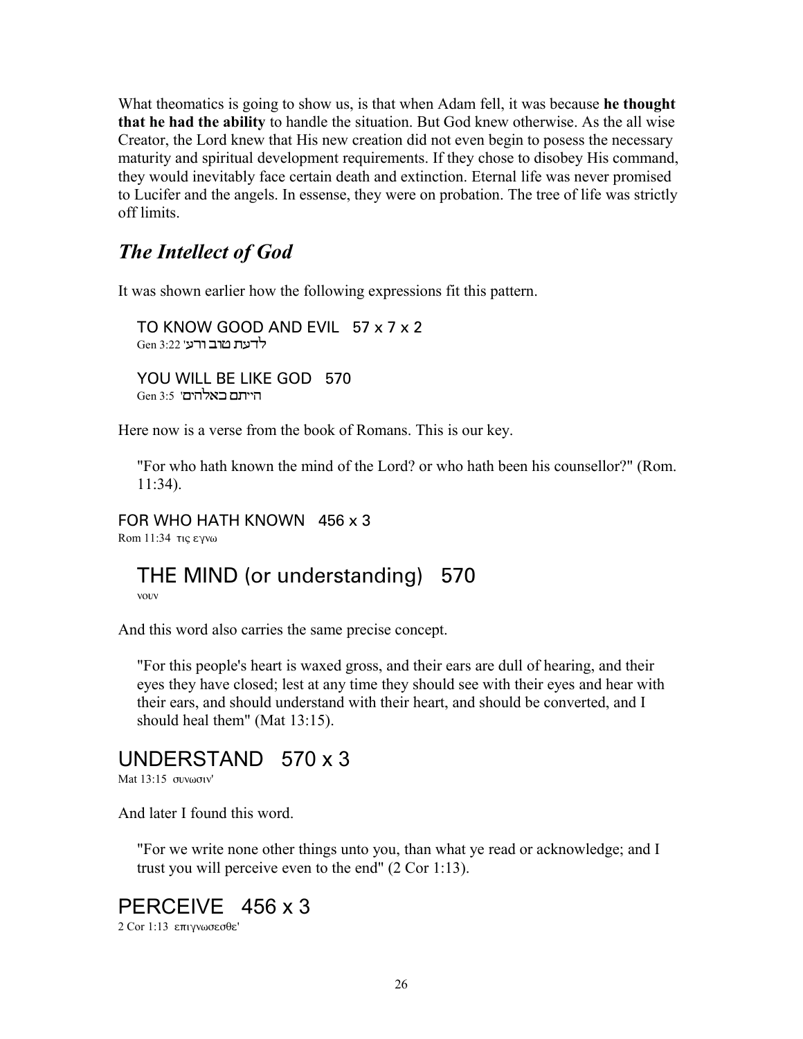What theomatics is going to show us, is that when Adam fell, it was because **he thought that he had the ability** to handle the situation. But God knew otherwise. As the all wise Creator, the Lord knew that His new creation did not even begin to posess the necessary maturity and spiritual development requirements. If they chose to disobey His command, they would inevitably face certain death and extinction. Eternal life was never promised to Lucifer and the angels. In essense, they were on probation. The tree of life was strictly off limits.

## *The Intellect of God*

It was shown earlier how the following expressions fit this pattern.

TO KNOW GOOD AND EVIL   57 x 7 x 2
Gen 3:22 'לדעת טוב ורע'

YOU WILL BE LIKE GOD   570
Gen 3:5 'הייתם כאלהים'

Here now is a verse from the book of Romans. This is our key.

> "For who hath known the mind of the Lord? or who hath been his counsellor?" (Rom. 11:34).

FOR WHO HATH KNOWN   456 x 3
Rom 11:34 τις εγνω

THE MIND (or understanding)   570
νουν

And this word also carries the same precise concept.

> "For this people's heart is waxed gross, and their ears are dull of hearing, and their eyes they have closed; lest at any time they should see with their eyes and hear with their ears, and should understand with their heart, and should be converted, and I should heal them" (Mat 13:15).

UNDERSTAND   570 x 3
Mat 13:15 συνωσιν'

And later I found this word.

> "For we write none other things unto you, than what ye read or acknowledge; and I trust you will perceive even to the end" (2 Cor 1:13).

PERCEIVE   456 x 3
2 Cor 1:13 επιγνωσεσθε'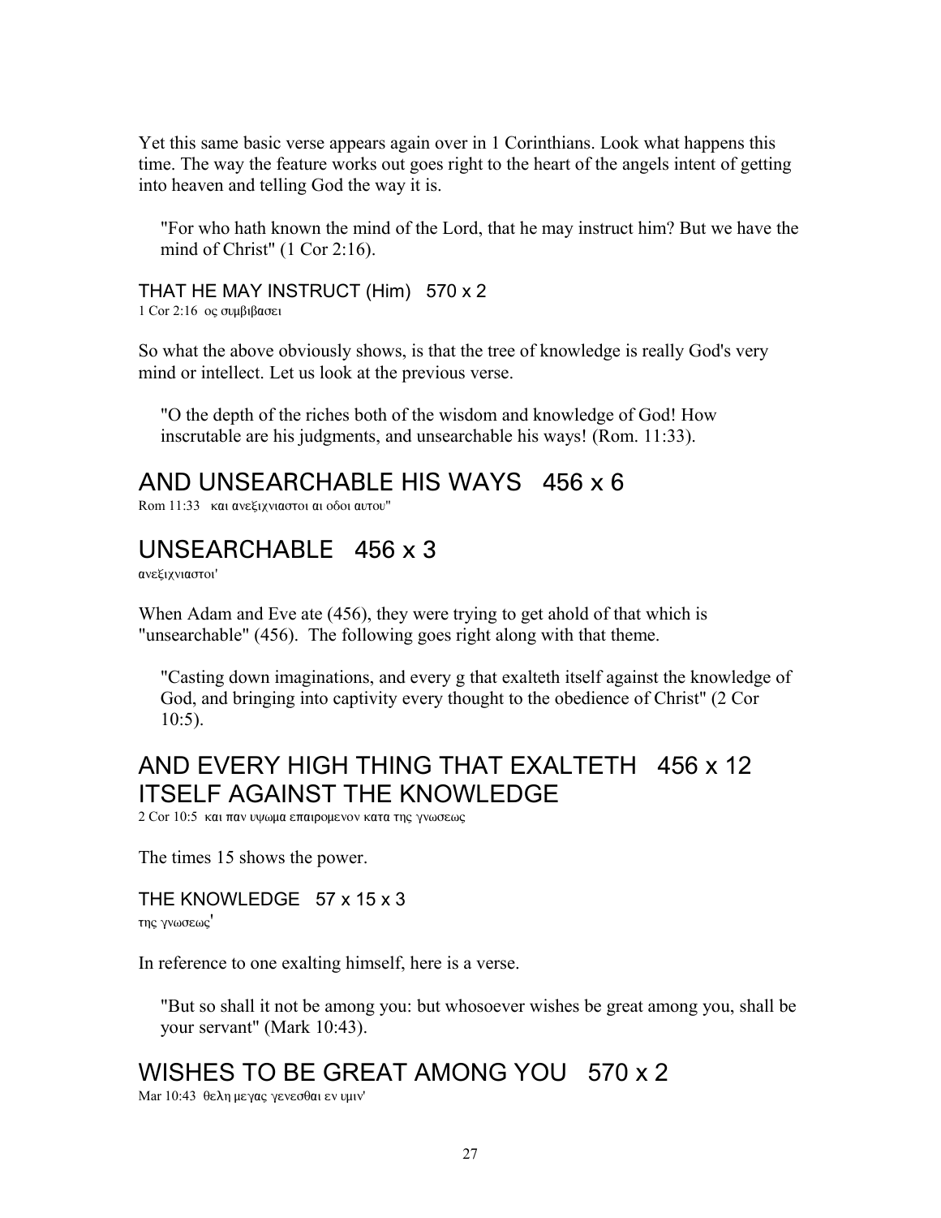Yet this same basic verse appears again over in 1 Corinthians. Look what happens this time. The way the feature works out goes right to the heart of the angels intent of getting into heaven and telling God the way it is.

> "For who hath known the mind of the Lord, that he may instruct him? But we have the mind of Christ" (1 Cor 2:16).

### THAT HE MAY INSTRUCT (Him)   570 x 2

1 Cor 2:16  ος συμβιβασει

So what the above obviously shows, is that the tree of knowledge is really God's very mind or intellect. Let us look at the previous verse.

> "O the depth of the riches both of the wisdom and knowledge of God! How inscrutable are his judgments, and unsearchable his ways! (Rom. 11:33).

## AND UNSEARCHABLE HIS WAYS   456 x 6

Rom 11:33   και ανεξιχνιαστοι αι οδοι αυτου"

## UNSEARCHABLE   456 x 3

ανεξιχνιαστοι'

When Adam and Eve ate (456), they were trying to get ahold of that which is "unsearchable" (456).  The following goes right along with that theme.

> "Casting down imaginations, and every g that exalteth itself against the knowledge of God, and bringing into captivity every thought to the obedience of Christ" (2 Cor 10:5).

## AND EVERY HIGH THING THAT EXALTETH   456 x 12 ITSELF AGAINST THE KNOWLEDGE

2 Cor 10:5  και παν υψωμα επαιρομενον κατα της γνωσεως

The times 15 shows the power.

### THE KNOWLEDGE   57 x 15 x 3

της γνωσεως'

In reference to one exalting himself, here is a verse.

> "But so shall it not be among you: but whosoever wishes be great among you, shall be your servant" (Mark 10:43).

## WISHES TO BE GREAT AMONG YOU   570 x 2

Mar 10:43  θελη μεγας γενεσθαι εν υμιν'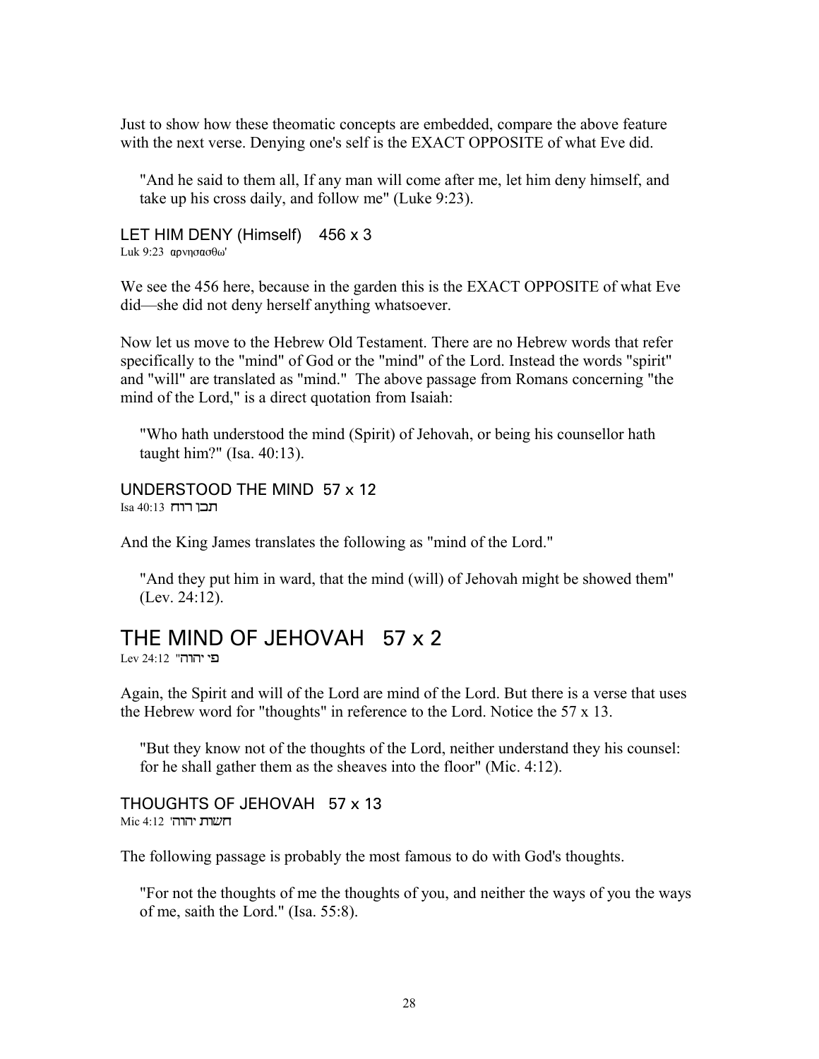Just to show how these theomatic concepts are embedded, compare the above feature with the next verse. Denying one's self is the EXACT OPPOSITE of what Eve did.

> "And he said to them all, If any man will come after me, let him deny himself, and take up his cross daily, and follow me" (Luke 9:23).

LET HIM DENY (Himself)    456 x 3
Luk 9:23  αρνησασθω'

We see the 456 here, because in the garden this is the EXACT OPPOSITE of what Eve did—she did not deny herself anything whatsoever.

Now let us move to the Hebrew Old Testament. There are no Hebrew words that refer specifically to the "mind" of God or the "mind" of the Lord. Instead the words "spirit" and "will" are translated as "mind." The above passage from Romans concerning "the mind of the Lord," is a direct quotation from Isaiah:

> "Who hath understood the mind (Spirit) of Jehovah, or being his counsellor hath taught him?" (Isa. 40:13).

UNDERSTOOD THE MIND  57 x 12
Isa 40:13 תכן רוח

And the King James translates the following as "mind of the Lord."

> "And they put him in ward, that the mind (will) of Jehovah might be showed them" (Lev. 24:12).

## THE MIND OF JEHOVAH   57 x 2

Lev 24:12 "פי יהוה

Again, the Spirit and will of the Lord are mind of the Lord. But there is a verse that uses the Hebrew word for "thoughts" in reference to the Lord. Notice the 57 x 13.

> "But they know not of the thoughts of the Lord, neither understand they his counsel: for he shall gather them as the sheaves into the floor" (Mic. 4:12).

THOUGHTS OF JEHOVAH   57 x 13
Mic 4:12 'חשׁות יהוה

The following passage is probably the most famous to do with God's thoughts.

> "For not the thoughts of me the thoughts of you, and neither the ways of you the ways of me, saith the Lord." (Isa. 55:8).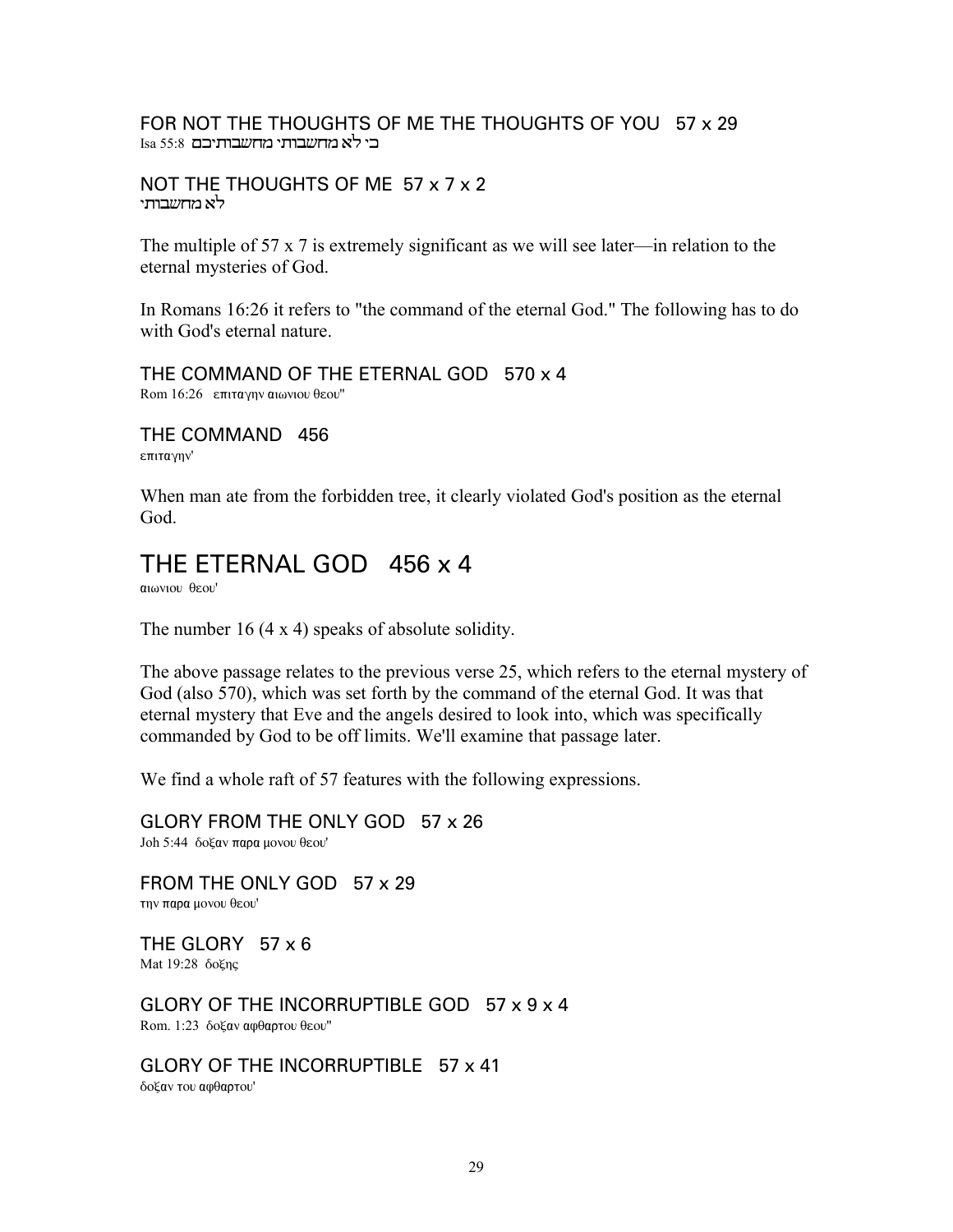FOR NOT THE THOUGHTS OF ME THE THOUGHTS OF YOU   57 x 29
Isa 55:8  כי לא מחשבותי מחשבותיכם

NOT THE THOUGHTS OF ME  57 x 7 x 2
לא מחשבותי

The multiple of 57 x 7 is extremely significant as we will see later—in relation to the eternal mysteries of God.

In Romans 16:26 it refers to "the command of the eternal God." The following has to do with God's eternal nature.

THE COMMAND OF THE ETERNAL GOD   570 x 4
Rom 16:26   επιταγην αιωνιου θεου"

THE COMMAND   456
επιταγην'

When man ate from the forbidden tree, it clearly violated God's position as the eternal God.

# THE ETERNAL GOD   456 x 4

αιωνιου θεου'

The number 16 (4 x 4) speaks of absolute solidity.

The above passage relates to the previous verse 25, which refers to the eternal mystery of God (also 570), which was set forth by the command of the eternal God. It was that eternal mystery that Eve and the angels desired to look into, which was specifically commanded by God to be off limits. We'll examine that passage later.

We find a whole raft of 57 features with the following expressions.

GLORY FROM THE ONLY GOD   57 x 26
Joh 5:44  δοξαν παρα μονου θεου'

FROM THE ONLY GOD   57 x 29
την παρα μονου θεου'

THE GLORY   57 x 6
Mat 19:28  δοξης

GLORY OF THE INCORRUPTIBLE GOD   57 x 9 x 4
Rom. 1:23  δοξαν αφθαρτου θεου"

GLORY OF THE INCORRUPTIBLE   57 x 41
δοξαν του αφθαρτου'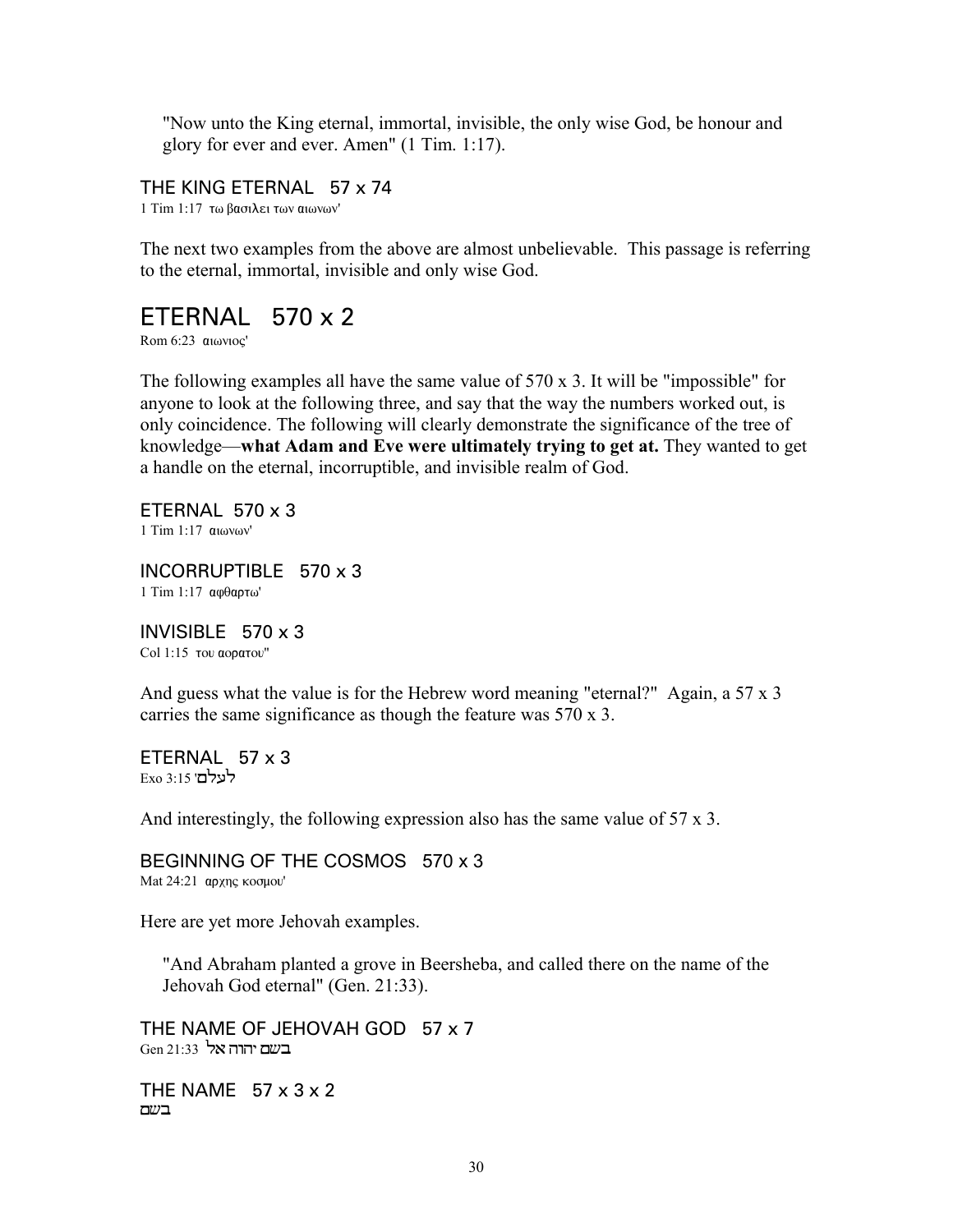"Now unto the King eternal, immortal, invisible, the only wise God, be honour and glory for ever and ever. Amen" (1 Tim. 1:17).

### THE KING ETERNAL   57 x 74

1 Tim 1:17  τω βασιλει των αιωνων'

The next two examples from the above are almost unbelievable.  This passage is referring to the eternal, immortal, invisible and only wise God.

## ETERNAL   570 x 2

Rom 6:23  αιωνιος'

The following examples all have the same value of 570 x 3. It will be "impossible" for anyone to look at the following three, and say that the way the numbers worked out, is only coincidence. The following will clearly demonstrate the significance of the tree of knowledge—**what Adam and Eve were ultimately trying to get at.** They wanted to get a handle on the eternal, incorruptible, and invisible realm of God.

### ETERNAL  570 x 3

1 Tim 1:17  αιωνων'

### INCORRUPTIBLE   570 x 3

1 Tim 1:17  αφθαρτω'

### INVISIBLE   570 x 3

Col 1:15  του αορατου"

And guess what the value is for the Hebrew word meaning "eternal?"  Again, a 57 x 3 carries the same significance as though the feature was 570 x 3.

### ETERNAL   57 x 3

Exo 3:15 'לעלם

And interestingly, the following expression also has the same value of 57 x 3.

### BEGINNING OF THE COSMOS   570 x 3

Mat 24:21  αρχης κοσμου'

Here are yet more Jehovah examples.

"And Abraham planted a grove in Beersheba, and called there on the name of the Jehovah God eternal" (Gen. 21:33).

### THE NAME OF JEHOVAH GOD   57 x 7

Gen 21:33 בשם יהוה אל

### THE NAME   57 x 3 x 2

בשם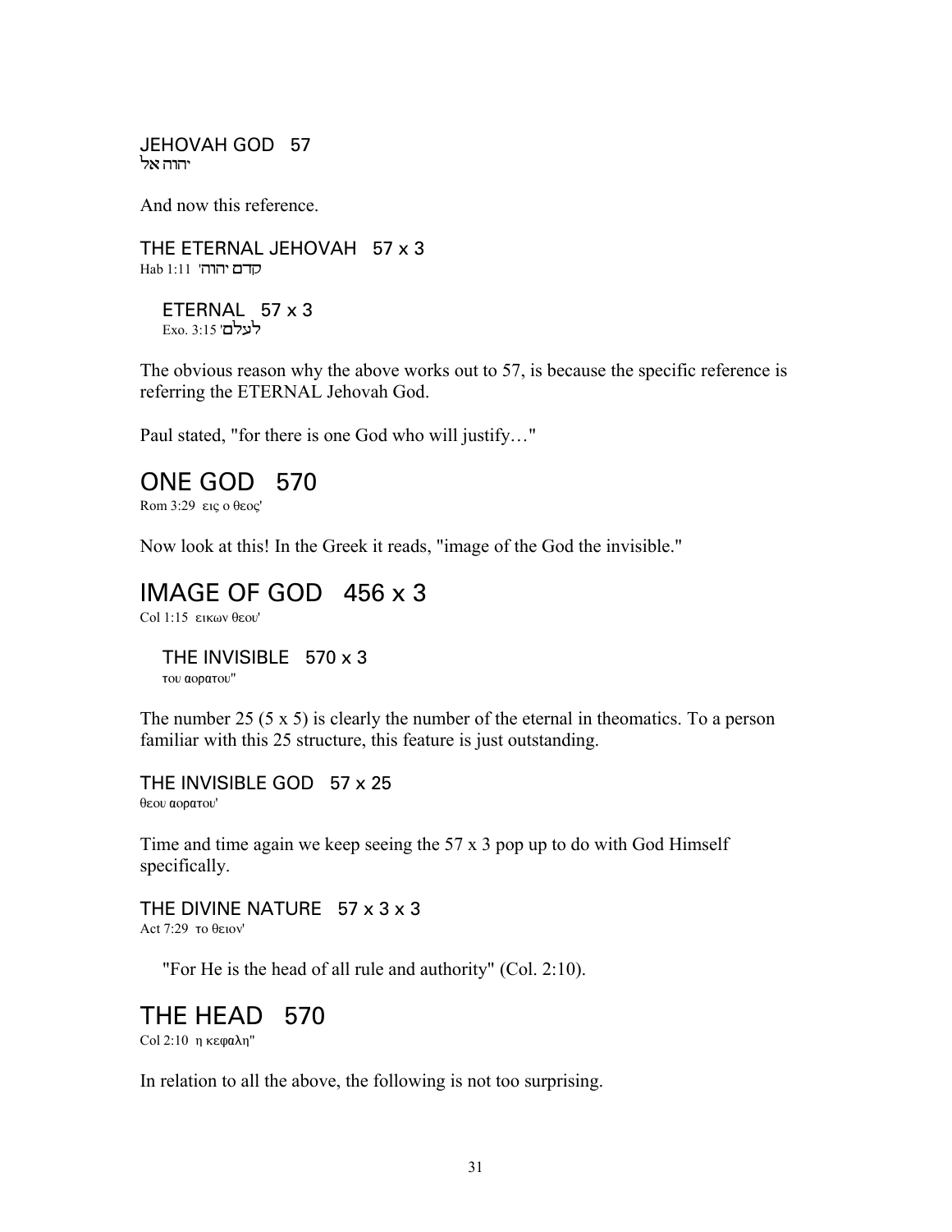JEHOVAH GOD   57
יהוה אל

And now this reference.

THE ETERNAL JEHOVAH   57 x 3
Hab 1:11 'קדם יהוה

ETERNAL   57 x 3
Exo. 3:15 'לעלם

The obvious reason why the above works out to 57, is because the specific reference is referring the ETERNAL Jehovah God.

Paul stated, "for there is one God who will justify…"

## ONE GOD   570

Rom 3:29  εις ο θεος'

Now look at this! In the Greek it reads, "image of the God the invisible."

## IMAGE OF GOD   456 x 3

Col 1:15  εικων θεου'

THE INVISIBLE   570 x 3
του αορατου"

The number 25 (5 x 5) is clearly the number of the eternal in theomatics. To a person familiar with this 25 structure, this feature is just outstanding.

THE INVISIBLE GOD   57 x 25
θεου αορατου'

Time and time again we keep seeing the 57 x 3 pop up to do with God Himself specifically.

THE DIVINE NATURE   57 x 3 x 3
Act 7:29  το θειον'

"For He is the head of all rule and authority" (Col. 2:10).

## THE HEAD   570

Col 2:10  η κεφαλη"

In relation to all the above, the following is not too surprising.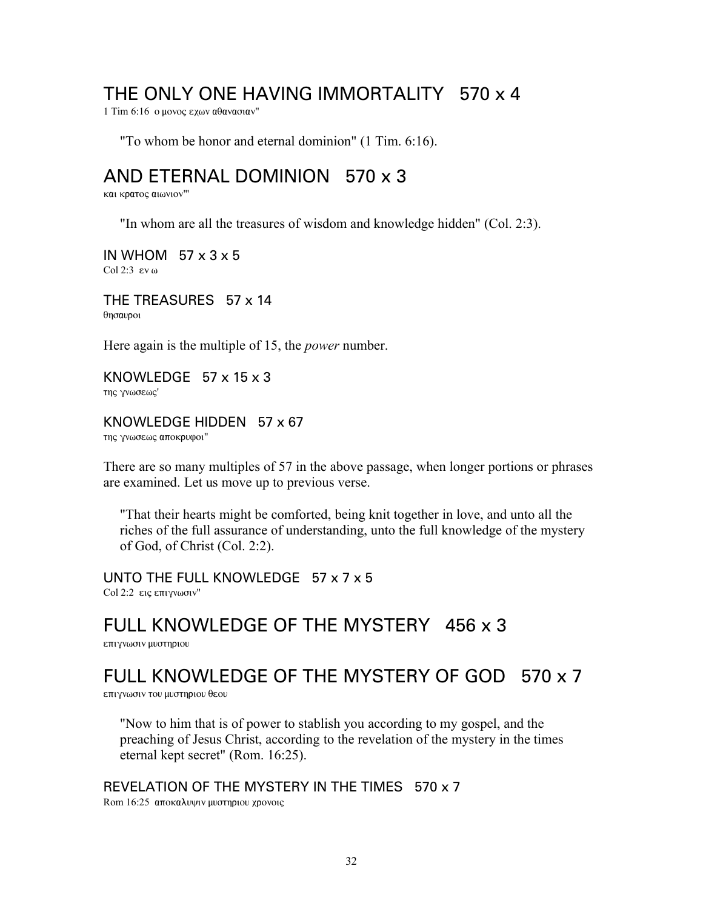## THE ONLY ONE HAVING IMMORTALITY 570 x 4

1 Tim 6:16 ο μονος εχων αθανασιαν"

> "To whom be honor and eternal dominion" (1 Tim. 6:16).

## AND ETERNAL DOMINION 570 x 3

και κρατος αιωνιον"'

> "In whom are all the treasures of wisdom and knowledge hidden" (Col. 2:3).

### IN WHOM 57 x 3 x 5

Col 2:3 εν ω

### THE TREASURES 57 x 14

θησαυροι

Here again is the multiple of 15, the *power* number.

### KNOWLEDGE 57 x 15 x 3

της γνωσεως'

### KNOWLEDGE HIDDEN 57 x 67

της γνωσεως αποκρυφοι"

There are so many multiples of 57 in the above passage, when longer portions or phrases are examined. Let us move up to previous verse.

> "That their hearts might be comforted, being knit together in love, and unto all the riches of the full assurance of understanding, unto the full knowledge of the mystery of God, of Christ (Col. 2:2).

### UNTO THE FULL KNOWLEDGE 57 x 7 x 5

Col 2:2 εις επιγνωσιν"

## FULL KNOWLEDGE OF THE MYSTERY 456 x 3

επιγνωσιν μυστηριου

## FULL KNOWLEDGE OF THE MYSTERY OF GOD 570 x 7

επιγνωσιν του μυστηριου θεου

> "Now to him that is of power to stablish you according to my gospel, and the preaching of Jesus Christ, according to the revelation of the mystery in the times eternal kept secret" (Rom. 16:25).

### REVELATION OF THE MYSTERY IN THE TIMES 570 x 7

Rom 16:25 αποκαλυψιν μυστηριου χρονοις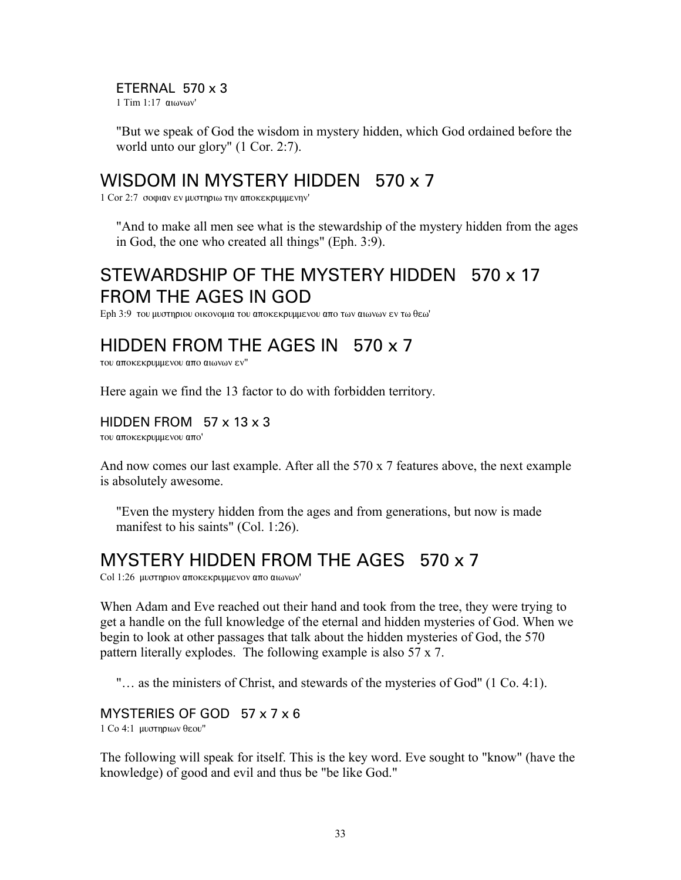### ETERNAL 570 x 3

1 Tim 1:17 αιωνων'

> "But we speak of God the wisdom in mystery hidden, which God ordained before the world unto our glory" (1 Cor. 2:7).

## WISDOM IN MYSTERY HIDDEN 570 x 7

1 Cor 2:7 σοφιαν εν μυστηριω την αποκεκρυμμενην'

> "And to make all men see what is the stewardship of the mystery hidden from the ages in God, the one who created all things" (Eph. 3:9).

## STEWARDSHIP OF THE MYSTERY HIDDEN FROM THE AGES IN GOD 570 x 17

Eph 3:9 του μυστηριου οικονομια του αποκεκρυμμενου απο των αιωνων εν τω θεω'

## HIDDEN FROM THE AGES IN 570 x 7

του αποκεκρυμμενου απο αιωνων εν''

Here again we find the 13 factor to do with forbidden territory.

### HIDDEN FROM 57 x 13 x 3

του αποκεκρυμμενου απο'

And now comes our last example. After all the 570 x 7 features above, the next example is absolutely awesome.

> "Even the mystery hidden from the ages and from generations, but now is made manifest to his saints" (Col. 1:26).

## MYSTERY HIDDEN FROM THE AGES 570 x 7

Col 1:26 μυστηριον αποκεκρυμμενον απο αιωνων'

When Adam and Eve reached out their hand and took from the tree, they were trying to get a handle on the full knowledge of the eternal and hidden mysteries of God. When we begin to look at other passages that talk about the hidden mysteries of God, the 570 pattern literally explodes. The following example is also 57 x 7.

> "… as the ministers of Christ, and stewards of the mysteries of God" (1 Co. 4:1).

### MYSTERIES OF GOD 57 x 7 x 6

1 Co 4:1 μυστηριων θεου''

The following will speak for itself. This is the key word. Eve sought to "know" (have the knowledge) of good and evil and thus be "be like God."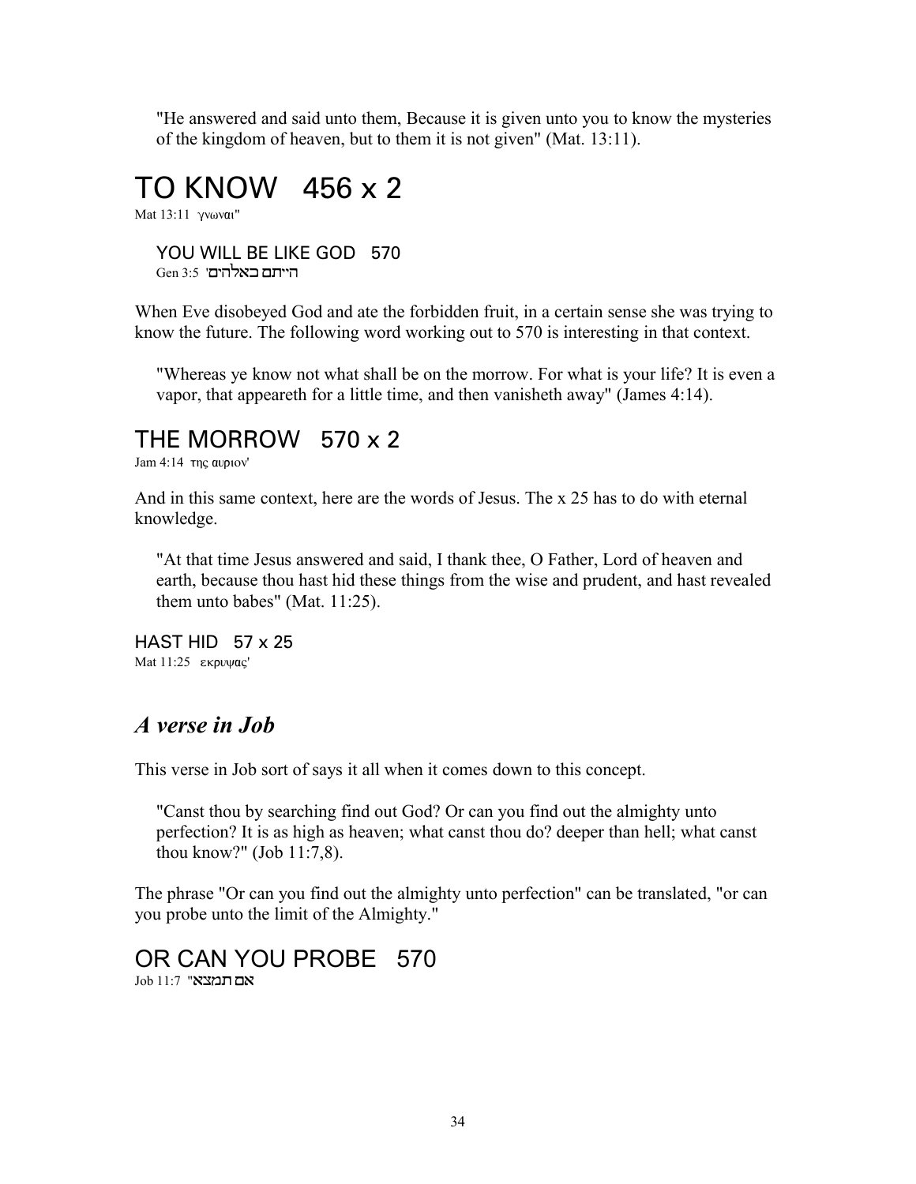> "He answered and said unto them, Because it is given unto you to know the mysteries of the kingdom of heaven, but to them it is not given" (Mat. 13:11).

# TO KNOW 456 x 2

Mat 13:11 γνωναι"

### YOU WILL BE LIKE GOD 570

Gen 3:5 'הייתם כאלהים

When Eve disobeyed God and ate the forbidden fruit, in a certain sense she was trying to know the future. The following word working out to 570 is interesting in that context.

> "Whereas ye know not what shall be on the morrow. For what is your life? It is even a vapor, that appeareth for a little time, and then vanisheth away" (James 4:14).

## THE MORROW 570 x 2

Jam 4:14 της αυριον'

And in this same context, here are the words of Jesus. The x 25 has to do with eternal knowledge.

> "At that time Jesus answered and said, I thank thee, O Father, Lord of heaven and earth, because thou hast hid these things from the wise and prudent, and hast revealed them unto babes" (Mat. 11:25).

### HAST HID 57 x 25

Mat 11:25 εκρυψας'

## *A verse in Job*

This verse in Job sort of says it all when it comes down to this concept.

> "Canst thou by searching find out God? Or can you find out the almighty unto perfection? It is as high as heaven; what canst thou do? deeper than hell; what canst thou know?" (Job 11:7,8).

The phrase "Or can you find out the almighty unto perfection" can be translated, "or can you probe unto the limit of the Almighty."

# OR CAN YOU PROBE 570

Job 11:7 "אם תמצא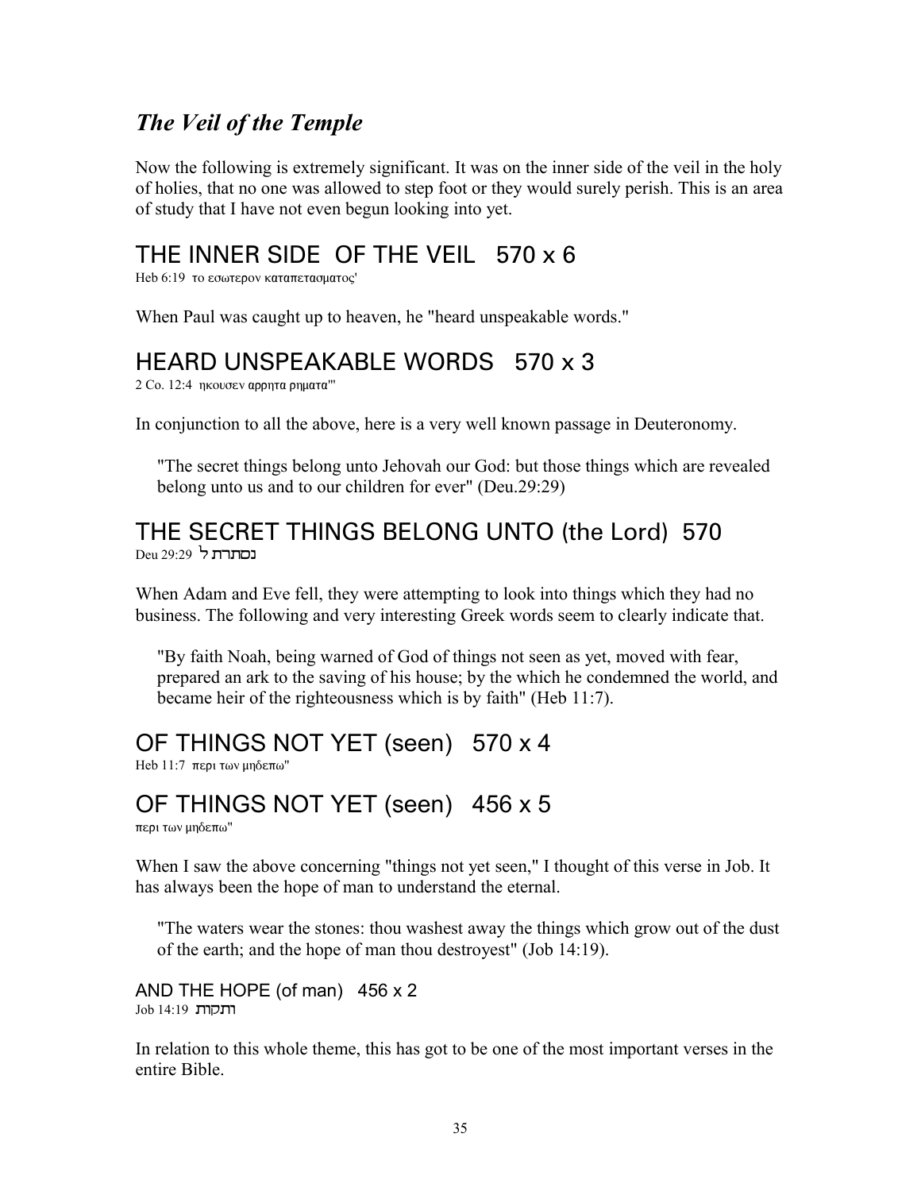## *The Veil of the Temple*

Now the following is extremely significant. It was on the inner side of the veil in the holy of holies, that no one was allowed to step foot or they would surely perish. This is an area of study that I have not even begun looking into yet.

### THE INNER SIDE OF THE VEIL 570 x 6

Heb 6:19 το εσωτερον καταπετασματος'

When Paul was caught up to heaven, he "heard unspeakable words."

### HEARD UNSPEAKABLE WORDS 570 x 3

2 Co. 12:4 ηκουσεν αρρητα ρηματα'"

In conjunction to all the above, here is a very well known passage in Deuteronomy.

> "The secret things belong unto Jehovah our God: but those things which are revealed belong unto us and to our children for ever" (Deu.29:29)

### THE SECRET THINGS BELONG UNTO (the Lord) 570

Deu 29:29 נסתרת ל

When Adam and Eve fell, they were attempting to look into things which they had no business. The following and very interesting Greek words seem to clearly indicate that.

> "By faith Noah, being warned of God of things not seen as yet, moved with fear, prepared an ark to the saving of his house; by the which he condemned the world, and became heir of the righteousness which is by faith" (Heb 11:7).

### OF THINGS NOT YET (seen) 570 x 4

Heb 11:7 περι των μηδεπω"

### OF THINGS NOT YET (seen) 456 x 5

περι των μηδεπω"

When I saw the above concerning "things not yet seen," I thought of this verse in Job. It has always been the hope of man to understand the eternal.

> "The waters wear the stones: thou washest away the things which grow out of the dust of the earth; and the hope of man thou destroyest" (Job 14:19).

AND THE HOPE (of man) 456 x 2

Job 14:19 ותקות

In relation to this whole theme, this has got to be one of the most important verses in the entire Bible.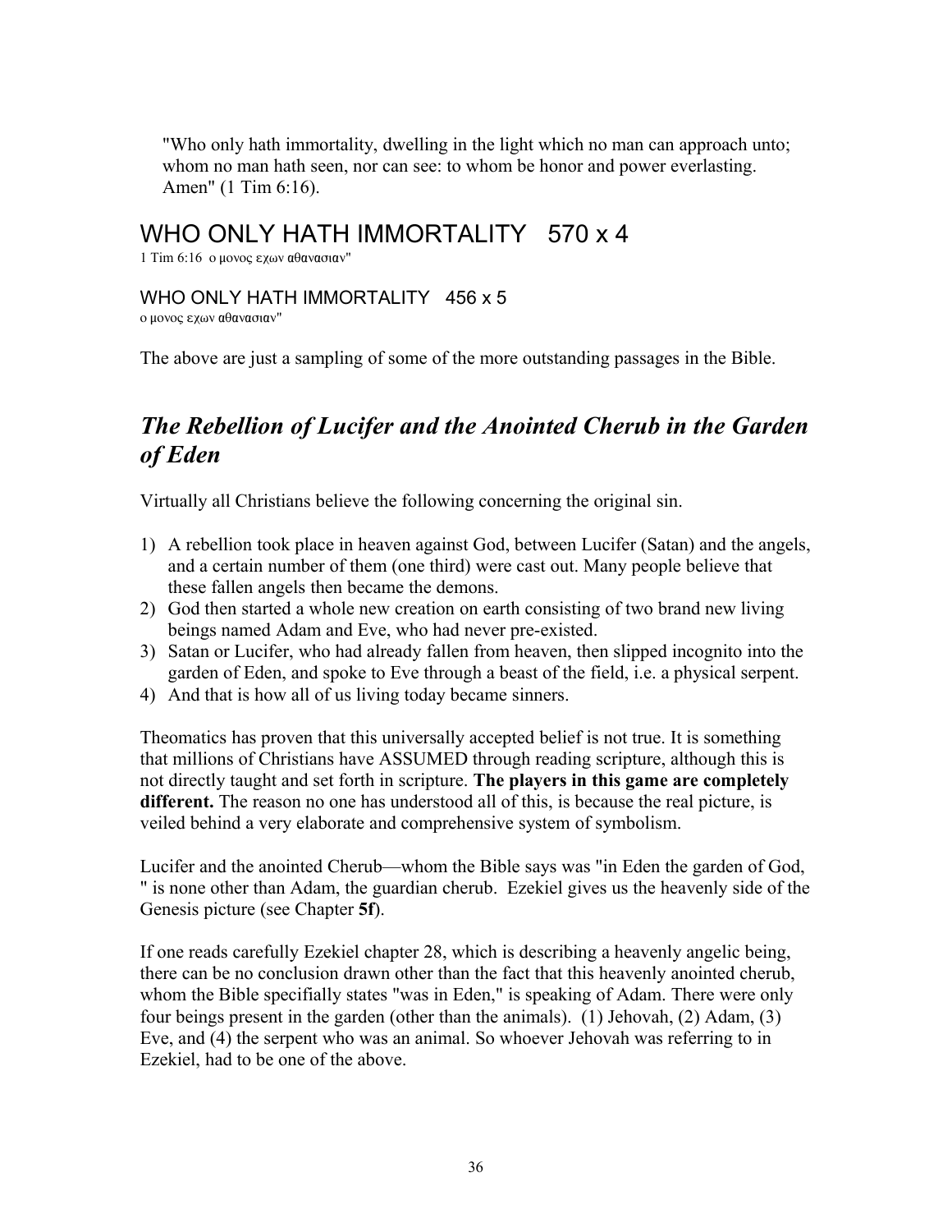"Who only hath immortality, dwelling in the light which no man can approach unto; whom no man hath seen, nor can see: to whom be honor and power everlasting. Amen" (1 Tim 6:16).

# WHO ONLY HATH IMMORTALITY 570 x 4

1 Tim 6:16 ο μονος εχων αθανασιαν"

## WHO ONLY HATH IMMORTALITY 456 x 5

ο μονος εχων αθανασιαν"

The above are just a sampling of some of the more outstanding passages in the Bible.

## *The Rebellion of Lucifer and the Anointed Cherub in the Garden of Eden*

Virtually all Christians believe the following concerning the original sin.

1) A rebellion took place in heaven against God, between Lucifer (Satan) and the angels, and a certain number of them (one third) were cast out. Many people believe that these fallen angels then became the demons.
2) God then started a whole new creation on earth consisting of two brand new living beings named Adam and Eve, who had never pre-existed.
3) Satan or Lucifer, who had already fallen from heaven, then slipped incognito into the garden of Eden, and spoke to Eve through a beast of the field, i.e. a physical serpent.
4) And that is how all of us living today became sinners.

Theomatics has proven that this universally accepted belief is not true. It is something that millions of Christians have ASSUMED through reading scripture, although this is not directly taught and set forth in scripture. **The players in this game are completely different.** The reason no one has understood all of this, is because the real picture, is veiled behind a very elaborate and comprehensive system of symbolism.

Lucifer and the anointed Cherub—whom the Bible says was "in Eden the garden of God, " is none other than Adam, the guardian cherub. Ezekiel gives us the heavenly side of the Genesis picture (see Chapter **5f**).

If one reads carefully Ezekiel chapter 28, which is describing a heavenly angelic being, there can be no conclusion drawn other than the fact that this heavenly anointed cherub, whom the Bible specifially states "was in Eden," is speaking of Adam. There were only four beings present in the garden (other than the animals). (1) Jehovah, (2) Adam, (3) Eve, and (4) the serpent who was an animal. So whoever Jehovah was referring to in Ezekiel, had to be one of the above.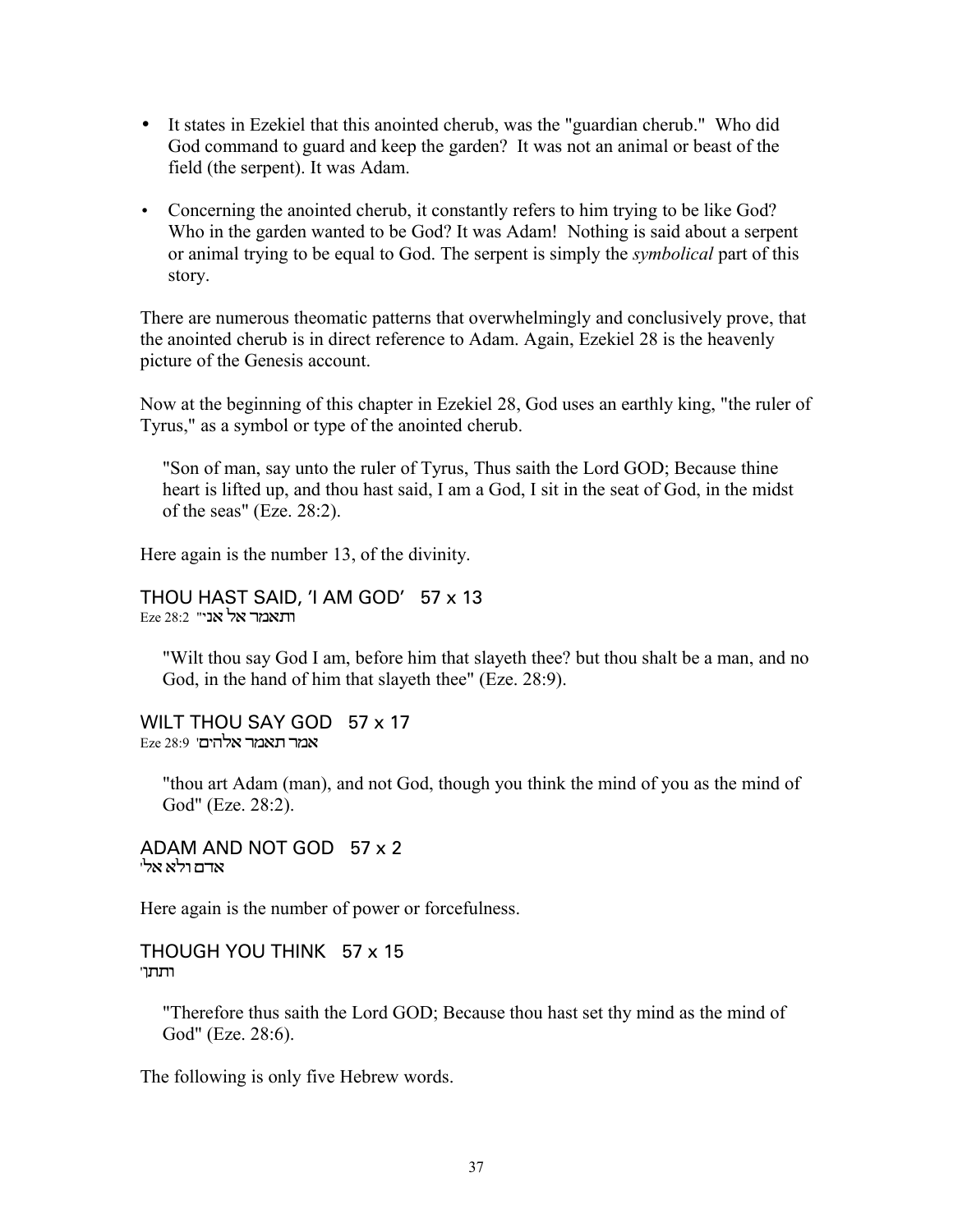- It states in Ezekiel that this anointed cherub, was the "guardian cherub." Who did God command to guard and keep the garden? It was not an animal or beast of the field (the serpent). It was Adam.
- Concerning the anointed cherub, it constantly refers to him trying to be like God? Who in the garden wanted to be God? It was Adam! Nothing is said about a serpent or animal trying to be equal to God. The serpent is simply the *symbolical* part of this story.

There are numerous theomatic patterns that overwhelmingly and conclusively prove, that the anointed cherub is in direct reference to Adam. Again, Ezekiel 28 is the heavenly picture of the Genesis account.

Now at the beginning of this chapter in Ezekiel 28, God uses an earthly king, "the ruler of Tyrus," as a symbol or type of the anointed cherub.

> "Son of man, say unto the ruler of Tyrus, Thus saith the Lord GOD; Because thine heart is lifted up, and thou hast said, I am a God, I sit in the seat of God, in the midst of the seas" (Eze. 28:2).

Here again is the number 13, of the divinity.

THOU HAST SAID, 'I AM GOD' 57 x 13
Eze 28:2 ותאמר אל אני"

> "Wilt thou say God I am, before him that slayeth thee? but thou shalt be a man, and no God, in the hand of him that slayeth thee" (Eze. 28:9).

WILT THOU SAY GOD 57 x 17
Eze 28:9 אמר תאמר אלהים'

> "thou art Adam (man), and not God, though you think the mind of you as the mind of God" (Eze. 28:2).

ADAM AND NOT GOD 57 x 2
אדם ולא אל'

Here again is the number of power or forcefulness.

THOUGH YOU THINK 57 x 15
ותתן'

> "Therefore thus saith the Lord GOD; Because thou hast set thy mind as the mind of God" (Eze. 28:6).

The following is only five Hebrew words.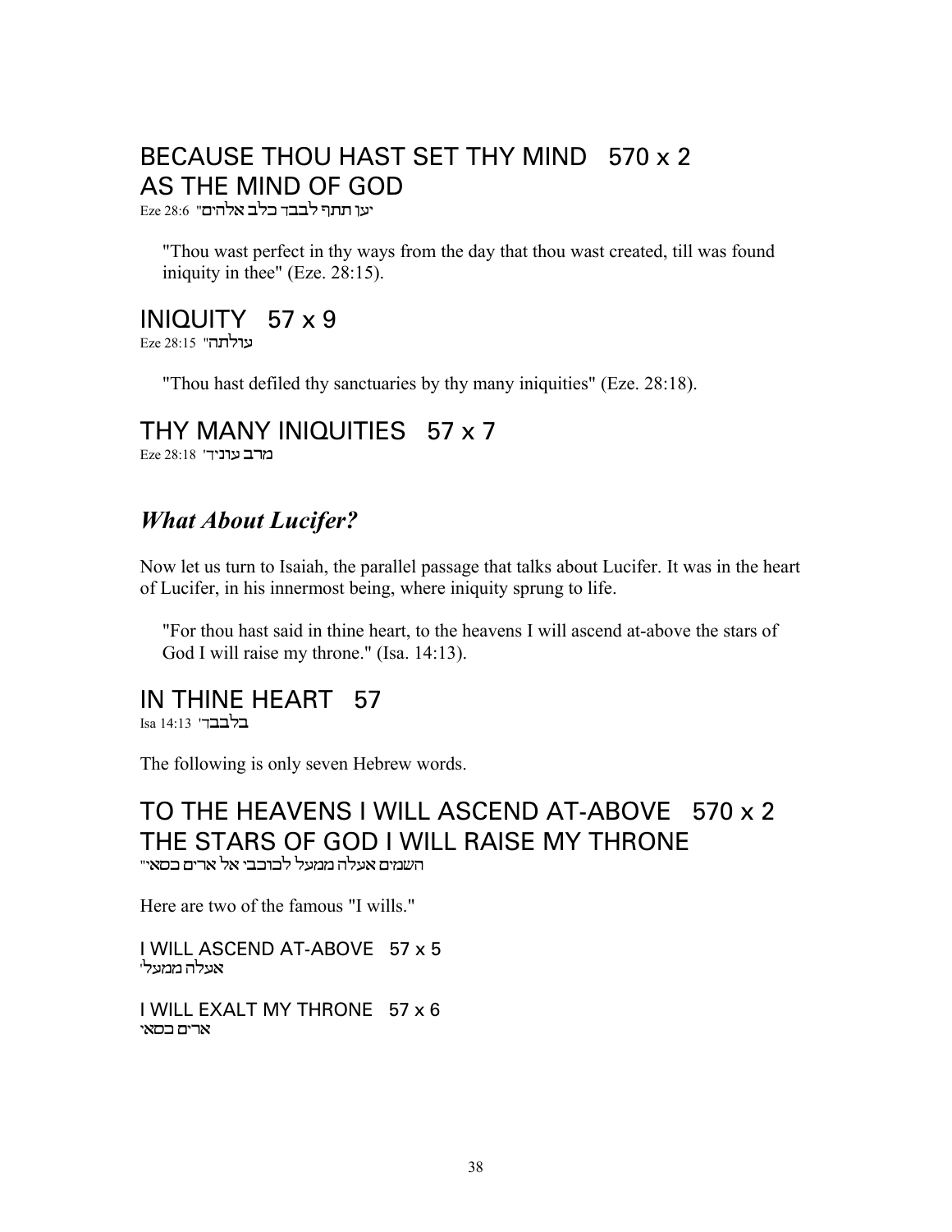## BECAUSE THOU HAST SET THY MIND 570 x 2 AS THE MIND OF GOD

Eze 28:6 "יען תתך לבבך כלב אלהים"

> "Thou wast perfect in thy ways from the day that thou wast created, till was found iniquity in thee" (Eze. 28:15).

## INIQUITY 57 x 9

Eze 28:15 "עולתה"

> "Thou hast defiled thy sanctuaries by thy many iniquities" (Eze. 28:18).

## THY MANY INIQUITIES 57 x 7

Eze 28:18 "מרב עוניך"

## *What About Lucifer?*

Now let us turn to Isaiah, the parallel passage that talks about Lucifer. It was in the heart of Lucifer, in his innermost being, where iniquity sprung to life.

> "For thou hast said in thine heart, to the heavens I will ascend at-above the stars of God I will raise my throne." (Isa. 14:13).

## IN THINE HEART 57

Isa 14:13 "בלבבך"

The following is only seven Hebrew words.

## TO THE HEAVENS I WILL ASCEND AT-ABOVE 570 x 2 THE STARS OF GOD I WILL RAISE MY THRONE

"השמים אעלה ממעל לכוכבי אל ארים כסאי"

Here are two of the famous "I wills."

I WILL ASCEND AT-ABOVE 57 x 5
"אעלה ממעל"

I WILL EXALT MY THRONE 57 x 6
ארים כסאי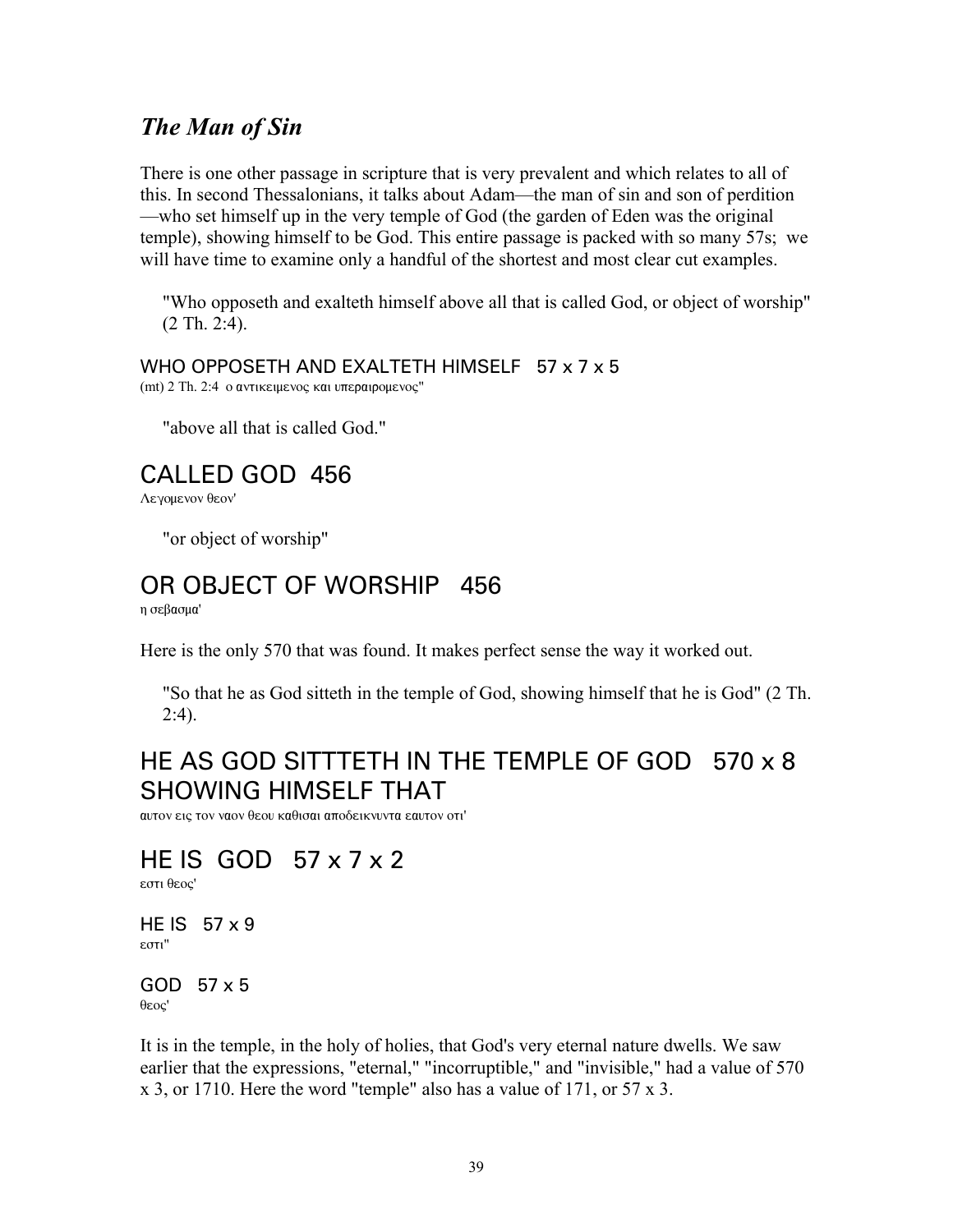## *The Man of Sin*

There is one other passage in scripture that is very prevalent and which relates to all of this. In second Thessalonians, it talks about Adam—the man of sin and son of perdition—who set himself up in the very temple of God (the garden of Eden was the original temple), showing himself to be God. This entire passage is packed with so many 57s; we will have time to examine only a handful of the shortest and most clear cut examples.

> "Who opposeth and exalteth himself above all that is called God, or object of worship" (2 Th. 2:4).

WHO OPPOSETH AND EXALTETH HIMSELF 57 x 7 x 5
(mt) 2 Th. 2:4 ο αντικειμενος και υπεραιρομενος"

> "above all that is called God."

## CALLED GOD 456

Λεγομενον θεον'

> "or object of worship"

## OR OBJECT OF WORSHIP 456

η σεβασμα'

Here is the only 570 that was found. It makes perfect sense the way it worked out.

> "So that he as God sitteth in the temple of God, showing himself that he is God" (2 Th. 2:4).

## HE AS GOD SITTTETH IN THE TEMPLE OF GOD SHOWING HIMSELF THAT 570 x 8

αυτον εις τον ναον θεου καθισαι αποδεικνυντα εαυτον οτι'

## HE IS GOD 57 x 7 x 2

εστι θεος'

HE IS 57 x 9
εστι"

GOD 57 x 5
θεος'

It is in the temple, in the holy of holies, that God's very eternal nature dwells. We saw earlier that the expressions, "eternal," "incorruptible," and "invisible," had a value of 570 x 3, or 1710. Here the word "temple" also has a value of 171, or 57 x 3.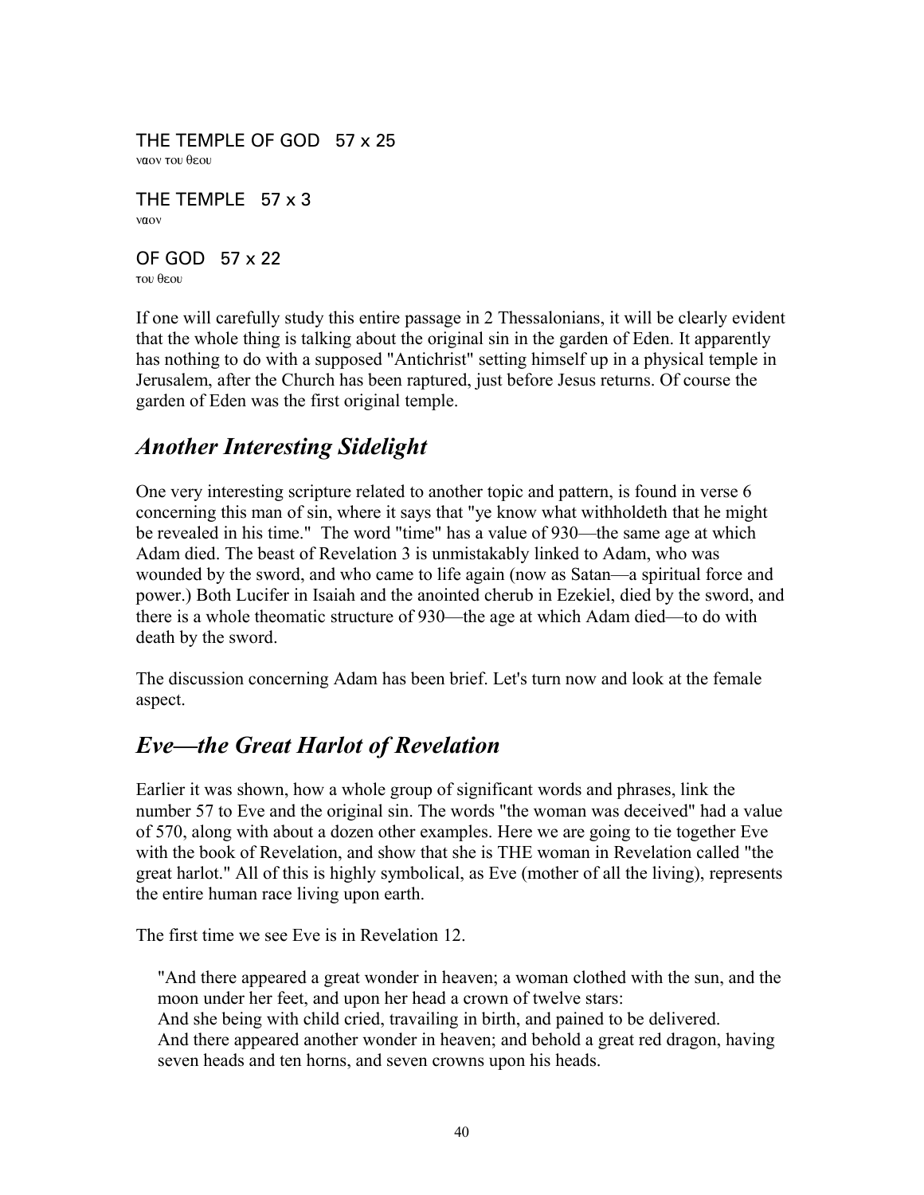THE TEMPLE OF GOD   57 x 25

ναον του θεου

THE TEMPLE   57 x 3

ναον

OF GOD   57 x 22

του θεου

If one will carefully study this entire passage in 2 Thessalonians, it will be clearly evident that the whole thing is talking about the original sin in the garden of Eden. It apparently has nothing to do with a supposed "Antichrist" setting himself up in a physical temple in Jerusalem, after the Church has been raptured, just before Jesus returns. Of course the garden of Eden was the first original temple.

## *Another Interesting Sidelight*

One very interesting scripture related to another topic and pattern, is found in verse 6 concerning this man of sin, where it says that "ye know what withholdeth that he might be revealed in his time."  The word "time" has a value of 930—the same age at which Adam died. The beast of Revelation 3 is unmistakably linked to Adam, who was wounded by the sword, and who came to life again (now as Satan—a spiritual force and power.) Both Lucifer in Isaiah and the anointed cherub in Ezekiel, died by the sword, and there is a whole theomatic structure of 930—the age at which Adam died—to do with death by the sword.

The discussion concerning Adam has been brief. Let's turn now and look at the female aspect.

## *Eve—the Great Harlot of Revelation*

Earlier it was shown, how a whole group of significant words and phrases, link the number 57 to Eve and the original sin. The words "the woman was deceived" had a value of 570, along with about a dozen other examples. Here we are going to tie together Eve with the book of Revelation, and show that she is THE woman in Revelation called "the great harlot." All of this is highly symbolical, as Eve (mother of all the living), represents the entire human race living upon earth.

The first time we see Eve is in Revelation 12.

> "And there appeared a great wonder in heaven; a woman clothed with the sun, and the moon under her feet, and upon her head a crown of twelve stars:
> And she being with child cried, travailing in birth, and pained to be delivered.
> And there appeared another wonder in heaven; and behold a great red dragon, having seven heads and ten horns, and seven crowns upon his heads.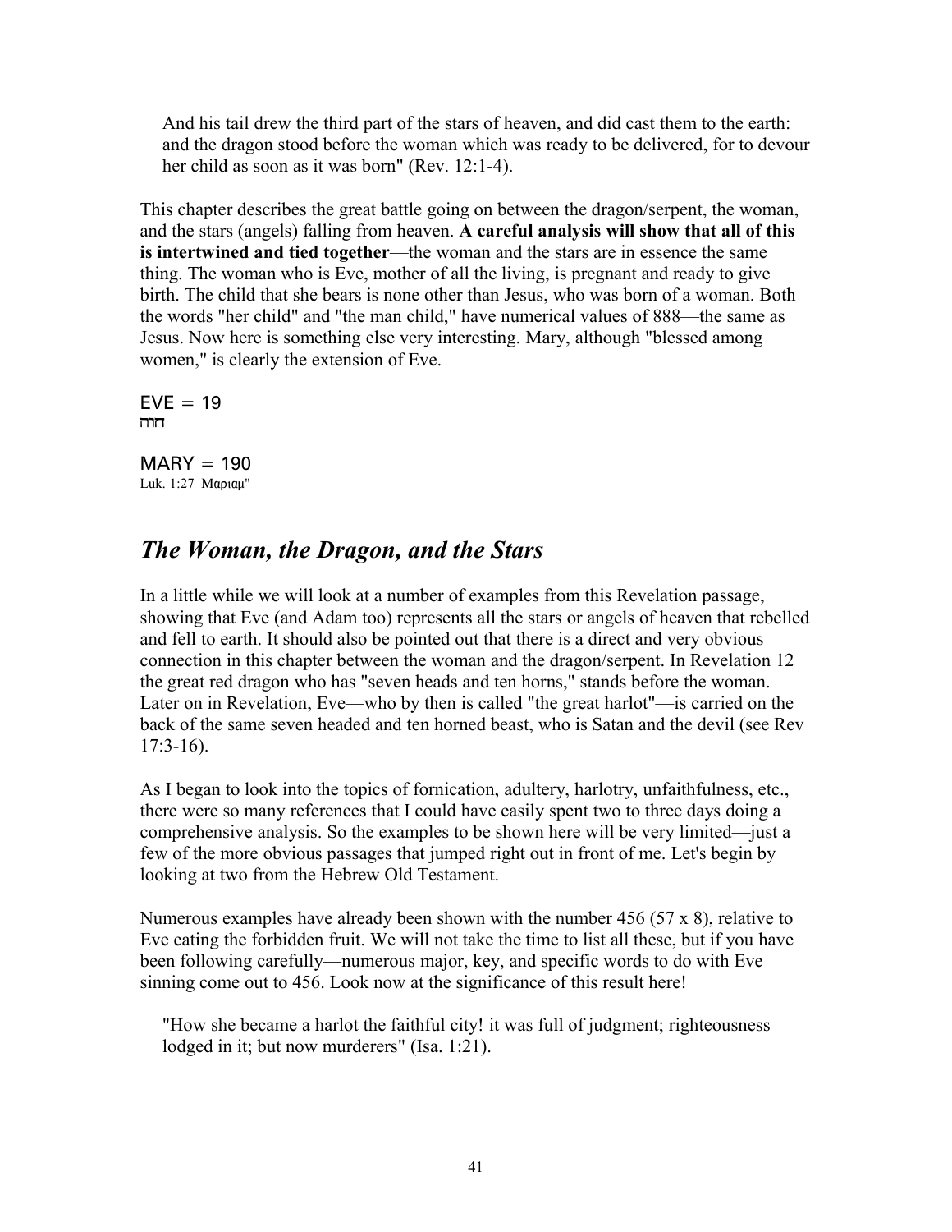> And his tail drew the third part of the stars of heaven, and did cast them to the earth: and the dragon stood before the woman which was ready to be delivered, for to devour her child as soon as it was born" (Rev. 12:1-4).

This chapter describes the great battle going on between the dragon/serpent, the woman, and the stars (angels) falling from heaven. **A careful analysis will show that all of this is intertwined and tied together**—the woman and the stars are in essence the same thing. The woman who is Eve, mother of all the living, is pregnant and ready to give birth. The child that she bears is none other than Jesus, who was born of a woman. Both the words "her child" and "the man child," have numerical values of 888—the same as Jesus. Now here is something else very interesting. Mary, although "blessed among women," is clearly the extension of Eve.

EVE = 19
חוה

MARY = 190
Luk. 1:27 Μαριαμ"

## *The Woman, the Dragon, and the Stars*

In a little while we will look at a number of examples from this Revelation passage, showing that Eve (and Adam too) represents all the stars or angels of heaven that rebelled and fell to earth. It should also be pointed out that there is a direct and very obvious connection in this chapter between the woman and the dragon/serpent. In Revelation 12 the great red dragon who has "seven heads and ten horns," stands before the woman. Later on in Revelation, Eve—who by then is called "the great harlot"—is carried on the back of the same seven headed and ten horned beast, who is Satan and the devil (see Rev 17:3-16).

As I began to look into the topics of fornication, adultery, harlotry, unfaithfulness, etc., there were so many references that I could have easily spent two to three days doing a comprehensive analysis. So the examples to be shown here will be very limited—just a few of the more obvious passages that jumped right out in front of me. Let's begin by looking at two from the Hebrew Old Testament.

Numerous examples have already been shown with the number 456 (57 x 8), relative to Eve eating the forbidden fruit. We will not take the time to list all these, but if you have been following carefully—numerous major, key, and specific words to do with Eve sinning come out to 456. Look now at the significance of this result here!

> "How she became a harlot the faithful city! it was full of judgment; righteousness lodged in it; but now murderers" (Isa. 1:21).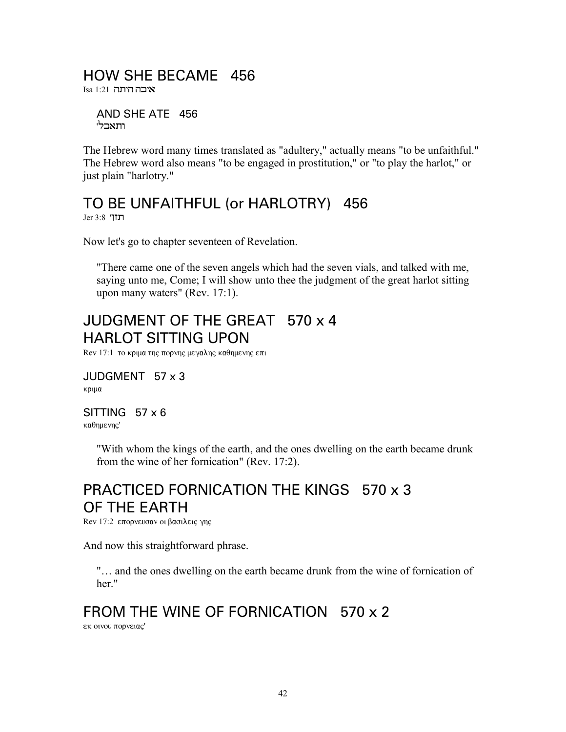## HOW SHE BECAME 456

Isa 1:21 איכה היתה

### AND SHE ATE 456

ותאכלי

The Hebrew word many times translated as "adultery," actually means "to be unfaithful." The Hebrew word also means "to be engaged in prostitution," or "to play the harlot," or just plain "harlotry."

## TO BE UNFAITHFUL (or HARLOTRY) 456

Jer 3:8 תזני

Now let's go to chapter seventeen of Revelation.

> "There came one of the seven angels which had the seven vials, and talked with me, saying unto me, Come; I will show unto thee the judgment of the great harlot sitting upon many waters" (Rev. 17:1).

## JUDGMENT OF THE GREAT HARLOT SITTING UPON 570 x 4

Rev 17:1 το κριμα της πορνης μεγαλης καθημενης επι

### JUDGMENT 57 x 3

κριμα

### SITTING 57 x 6

καθημενης'

> "With whom the kings of the earth, and the ones dwelling on the earth became drunk from the wine of her fornication" (Rev. 17:2).

## PRACTICED FORNICATION THE KINGS OF THE EARTH 570 x 3

Rev 17:2 επορνευσαν οι βασιλεις γης

And now this straightforward phrase.

> "… and the ones dwelling on the earth became drunk from the wine of fornication of her."

## FROM THE WINE OF FORNICATION 570 x 2

εκ οινου πορνειας'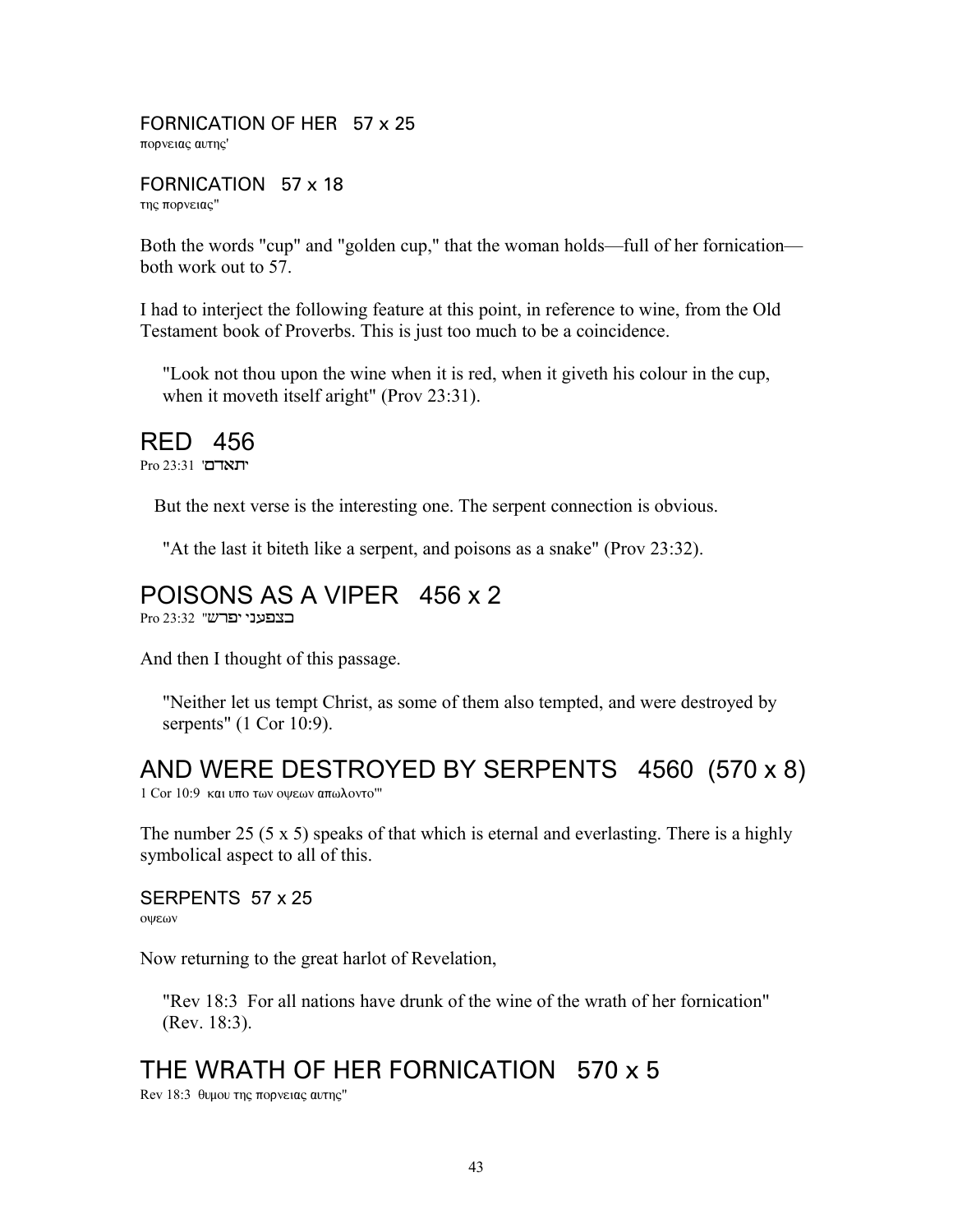FORNICATION OF HER   57 x 25

πορνειας αυτης'

FORNICATION   57 x 18

της πορνειας"

Both the words "cup" and "golden cup," that the woman holds—full of her fornication—both work out to 57.

I had to interject the following feature at this point, in reference to wine, from the Old Testament book of Proverbs. This is just too much to be a coincidence.

> "Look not thou upon the wine when it is red, when it giveth his colour in the cup, when it moveth itself aright" (Prov 23:31).

## RED   456

Pro 23:31 'יתאדם

But the next verse is the interesting one. The serpent connection is obvious.

> "At the last it biteth like a serpent, and poisons as a snake" (Prov 23:32).

## POISONS AS A VIPER   456 x 2

Pro 23:32 "כצפעני יפרש

And then I thought of this passage.

> "Neither let us tempt Christ, as some of them also tempted, and were destroyed by serpents" (1 Cor 10:9).

## AND WERE DESTROYED BY SERPENTS   4560  (570 x 8)

1 Cor 10:9  και υπο των οψεων απωλοντο'"

The number 25 (5 x 5) speaks of that which is eternal and everlasting. There is a highly symbolical aspect to all of this.

SERPENTS  57 x 25

οψεων

Now returning to the great harlot of Revelation,

> "Rev 18:3  For all nations have drunk of the wine of the wrath of her fornication" (Rev. 18:3).

## THE WRATH OF HER FORNICATION   570 x 5

Rev 18:3  θυμου της πορνειας αυτης"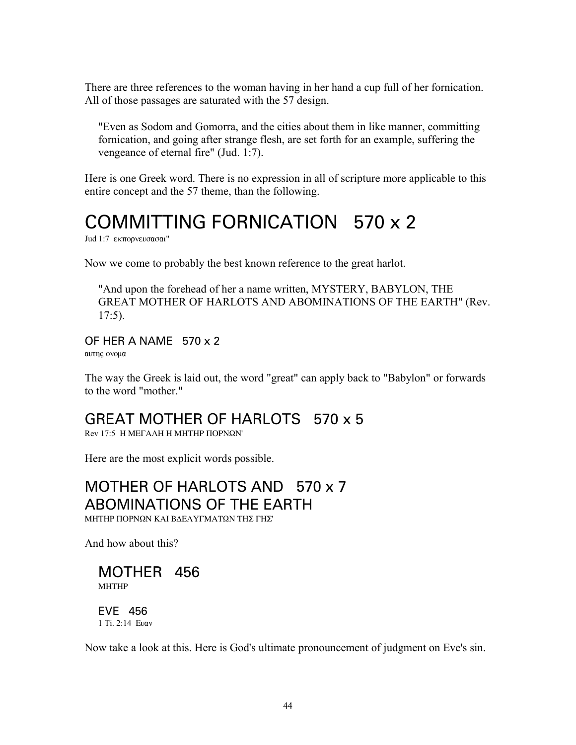There are three references to the woman having in her hand a cup full of her fornication. All of those passages are saturated with the 57 design.

> "Even as Sodom and Gomorra, and the cities about them in like manner, committing fornication, and going after strange flesh, are set forth for an example, suffering the vengeance of eternal fire" (Jud. 1:7).

Here is one Greek word. There is no expression in all of scripture more applicable to this entire concept and the 57 theme, than the following.

# COMMITTING FORNICATION 570 x 2

Jud 1:7 εκπορνευσασαι"

Now we come to probably the best known reference to the great harlot.

> "And upon the forehead of her a name written, MYSTERY, BABYLON, THE GREAT MOTHER OF HARLOTS AND ABOMINATIONS OF THE EARTH" (Rev. 17:5).

### OF HER A NAME 570 x 2

αυτης ονομα

The way the Greek is laid out, the word "great" can apply back to "Babylon" or forwards to the word "mother."

## GREAT MOTHER OF HARLOTS 570 x 5

Rev 17:5 Η ΜΕΓΑΛΗ Η ΜΗΤΗΡ ΠΟΡΝΩΝ'

Here are the most explicit words possible.

## MOTHER OF HARLOTS AND ABOMINATIONS OF THE EARTH 570 x 7

ΜΗΤΗΡ ΠΟΡΝΩΝ ΚΑΙ ΒΔΕΛΥΓΜΑΤΩΝ ΤΗΣ ΓΗΣ'

And how about this?

## MOTHER 456

ΜΗΤΗΡ

### EVE 456

1 Ti. 2:14 Ευαν

Now take a look at this. Here is God's ultimate pronouncement of judgment on Eve's sin.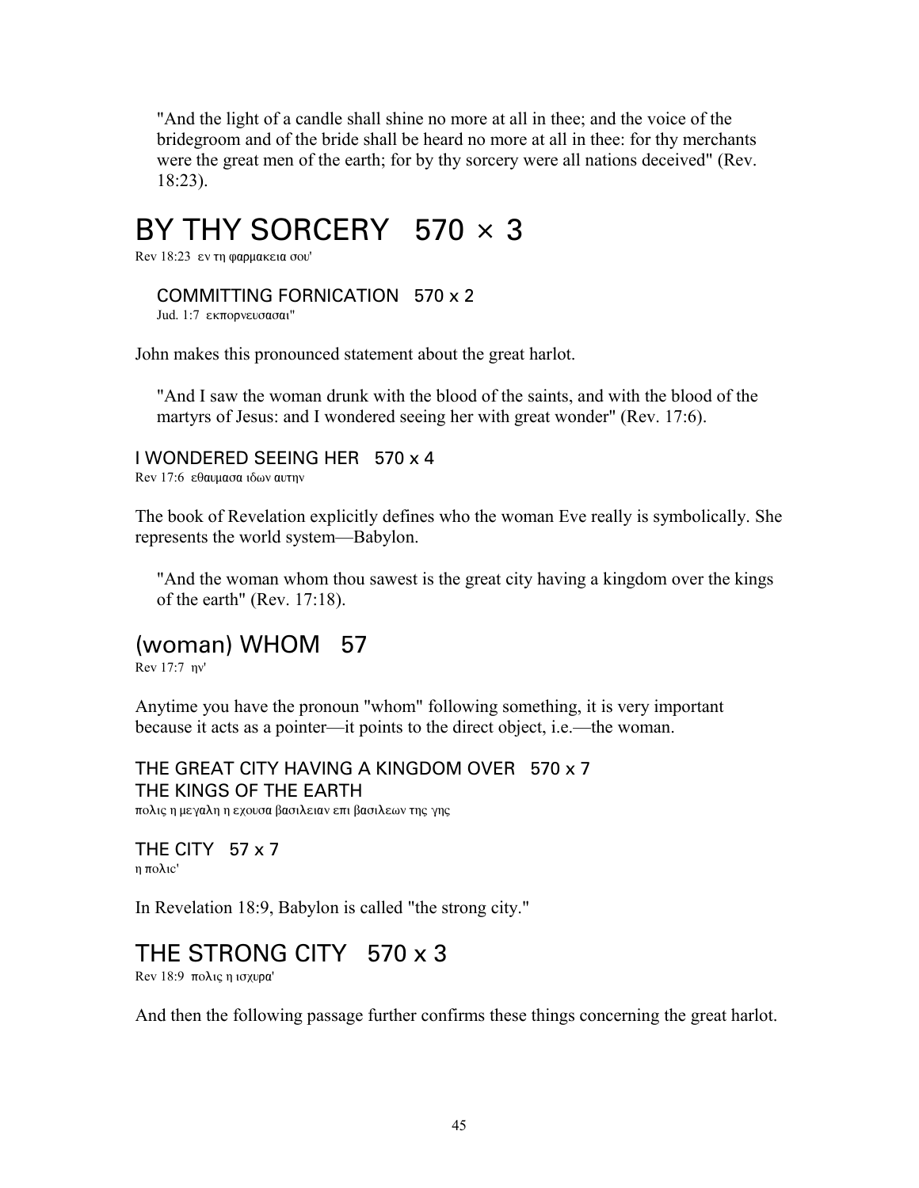"And the light of a candle shall shine no more at all in thee; and the voice of the bridegroom and of the bride shall be heard no more at all in thee: for thy merchants were the great men of the earth; for by thy sorcery were all nations deceived" (Rev. 18:23).

# BY THY SORCERY   570 × 3

Rev 18:23  εν τη φαρμακεια σου'

### COMMITTING FORNICATION   570 x 2

Jud. 1:7  εκπορνευσασαι"

John makes this pronounced statement about the great harlot.

"And I saw the woman drunk with the blood of the saints, and with the blood of the martyrs of Jesus: and I wondered seeing her with great wonder" (Rev. 17:6).

### I WONDERED SEEING HER   570 x 4

Rev 17:6  εθαυμασα ιδων αυτην

The book of Revelation explicitly defines who the woman Eve really is symbolically. She represents the world system—Babylon.

"And the woman whom thou sawest is the great city having a kingdom over the kings of the earth" (Rev. 17:18).

## (woman) WHOM   57

Rev 17:7  ην'

Anytime you have the pronoun "whom" following something, it is very important because it acts as a pointer—it points to the direct object, i.e.—the woman.

### THE GREAT CITY HAVING A KINGDOM OVER   570 x 7
### THE KINGS OF THE EARTH

πολις η μεγαλη η εχουσα βασιλειαν επι βασιλεων της γης

### THE CITY   57 x 7

η πολις'

In Revelation 18:9, Babylon is called "the strong city."

## THE STRONG CITY   570 x 3

Rev 18:9  πολις η ισχυρα'

And then the following passage further confirms these things concerning the great harlot.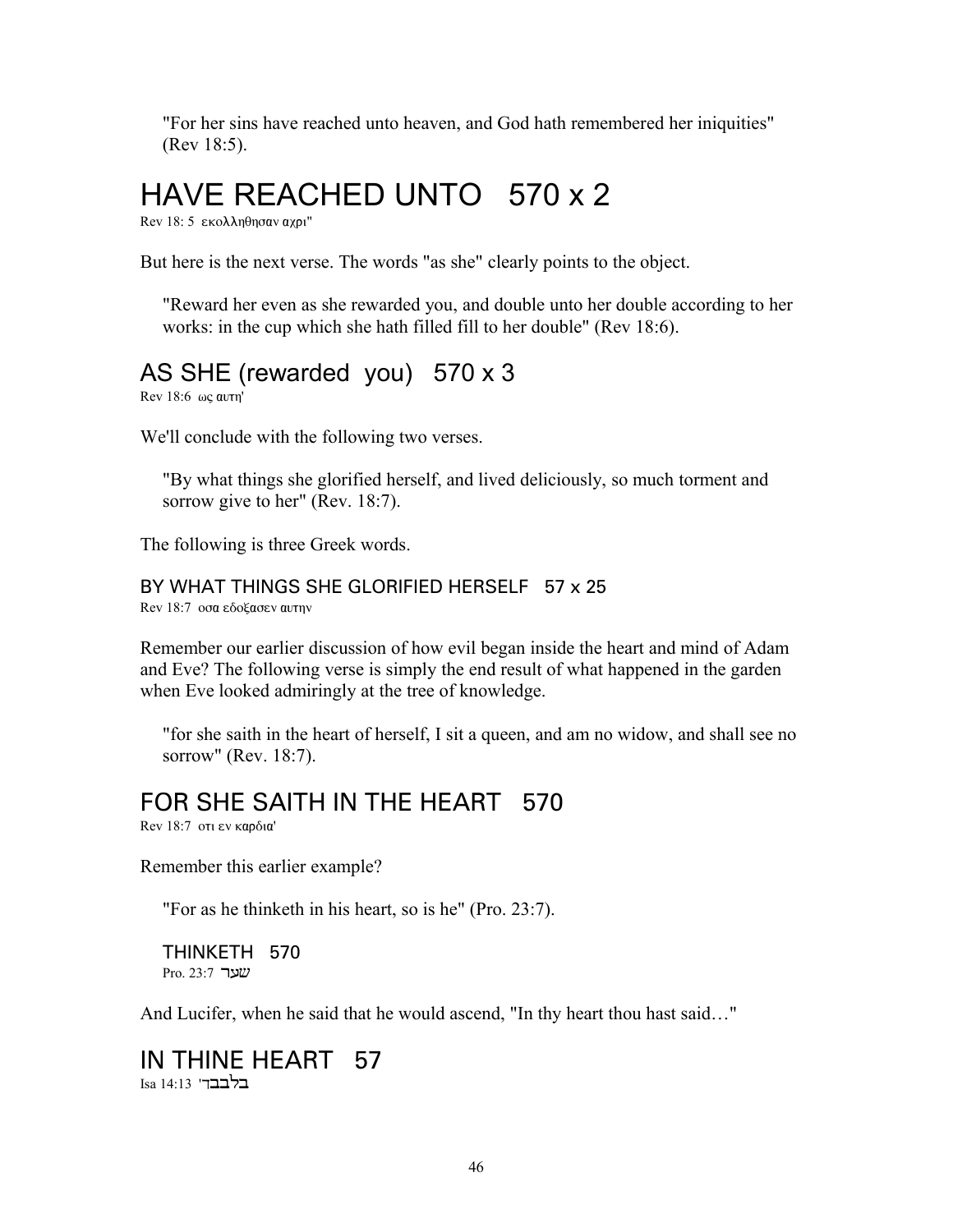"For her sins have reached unto heaven, and God hath remembered her iniquities" (Rev 18:5).

# HAVE REACHED UNTO 570 x 2

Rev 18: 5 εκολληθησαν αχρι"

But here is the next verse. The words "as she" clearly points to the object.

"Reward her even as she rewarded you, and double unto her double according to her works: in the cup which she hath filled fill to her double" (Rev 18:6).

## AS SHE (rewarded you) 570 x 3

Rev 18:6 ως αυτη'

We'll conclude with the following two verses.

"By what things she glorified herself, and lived deliciously, so much torment and sorrow give to her" (Rev. 18:7).

The following is three Greek words.

### BY WHAT THINGS SHE GLORIFIED HERSELF 57 x 25

Rev 18:7 οσα εδοξασεν αυτην

Remember our earlier discussion of how evil began inside the heart and mind of Adam and Eve? The following verse is simply the end result of what happened in the garden when Eve looked admiringly at the tree of knowledge.

"for she saith in the heart of herself, I sit a queen, and am no widow, and shall see no sorrow" (Rev. 18:7).

## FOR SHE SAITH IN THE HEART 570

Rev 18:7 οτι εν καρδια'

Remember this earlier example?

"For as he thinketh in his heart, so is he" (Pro. 23:7).

### THINKETH 570

Pro. 23:7 שער

And Lucifer, when he said that he would ascend, "In thy heart thou hast said…"

# IN THINE HEART 57

Isa 14:13 'בלבבך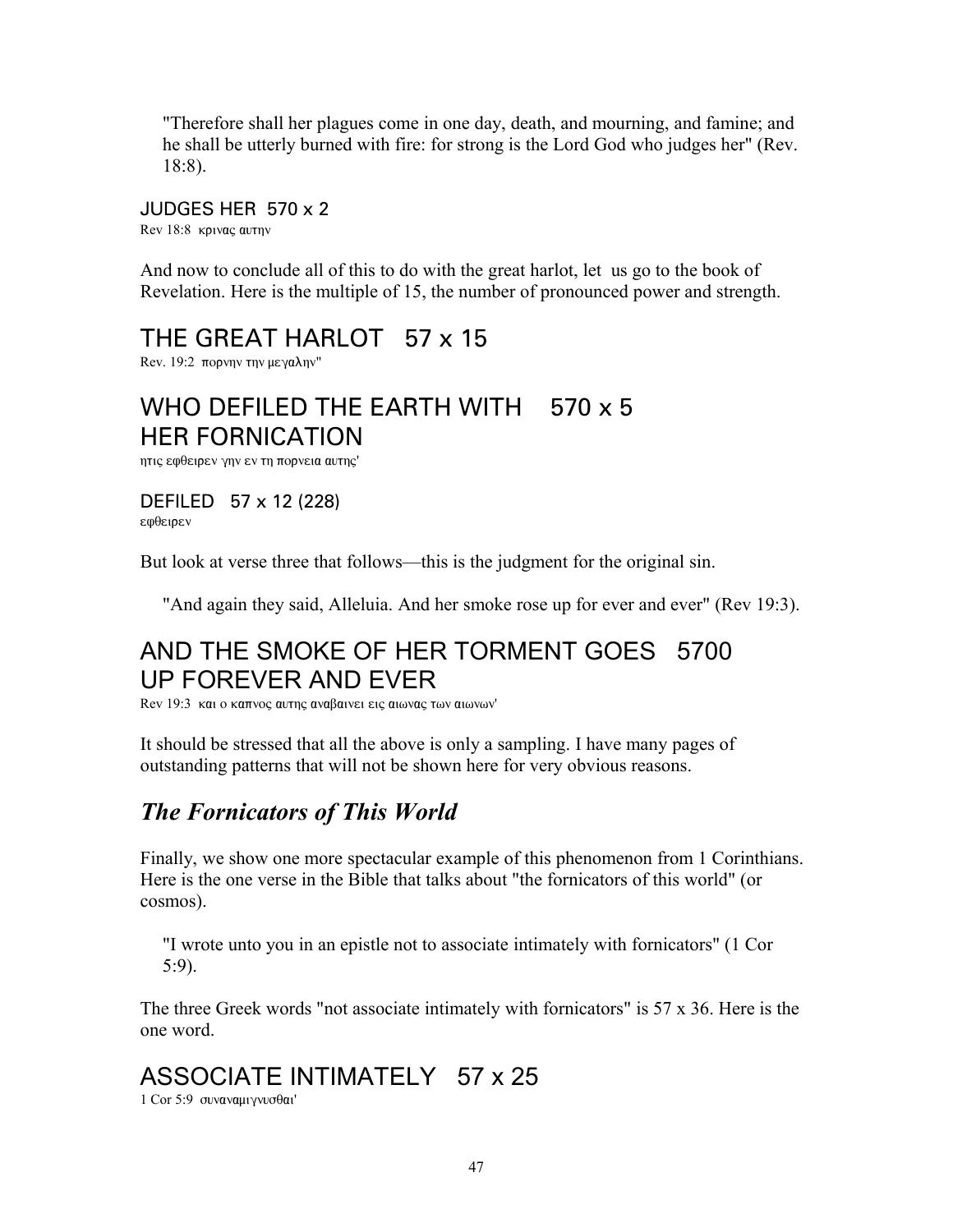"Therefore shall her plagues come in one day, death, and mourning, and famine; and he shall be utterly burned with fire: for strong is the Lord God who judges her" (Rev. 18:8).

### JUDGES HER  570 x 2

Rev 18:8  κρινας αυτην

And now to conclude all of this to do with the great harlot, let us go to the book of Revelation. Here is the multiple of 15, the number of pronounced power and strength.

## THE GREAT HARLOT   57 x 15

Rev. 19:2  πορνην την μεγαλην"

## WHO DEFILED THE EARTH WITH HER FORNICATION   570 x 5

ητις εφθειρεν γην εν τη πορνεια αυτης'

### DEFILED   57 x 12 (228)

εφθειρεν

But look at verse three that follows—this is the judgment for the original sin.

"And again they said, Alleluia. And her smoke rose up for ever and ever" (Rev 19:3).

## AND THE SMOKE OF HER TORMENT GOES UP FOREVER AND EVER   5700

Rev 19:3  και ο καπνος αυτης αναβαινει εις αιωνας των αιωνων'

It should be stressed that all the above is only a sampling. I have many pages of outstanding patterns that will not be shown here for very obvious reasons.

## *The Fornicators of This World*

Finally, we show one more spectacular example of this phenomenon from 1 Corinthians. Here is the one verse in the Bible that talks about "the fornicators of this world" (or cosmos).

"I wrote unto you in an epistle not to associate intimately with fornicators" (1 Cor 5:9).

The three Greek words "not associate intimately with fornicators" is 57 x 36. Here is the one word.

## ASSOCIATE INTIMATELY   57 x 25

1 Cor 5:9  συναναμιγνυσθαι'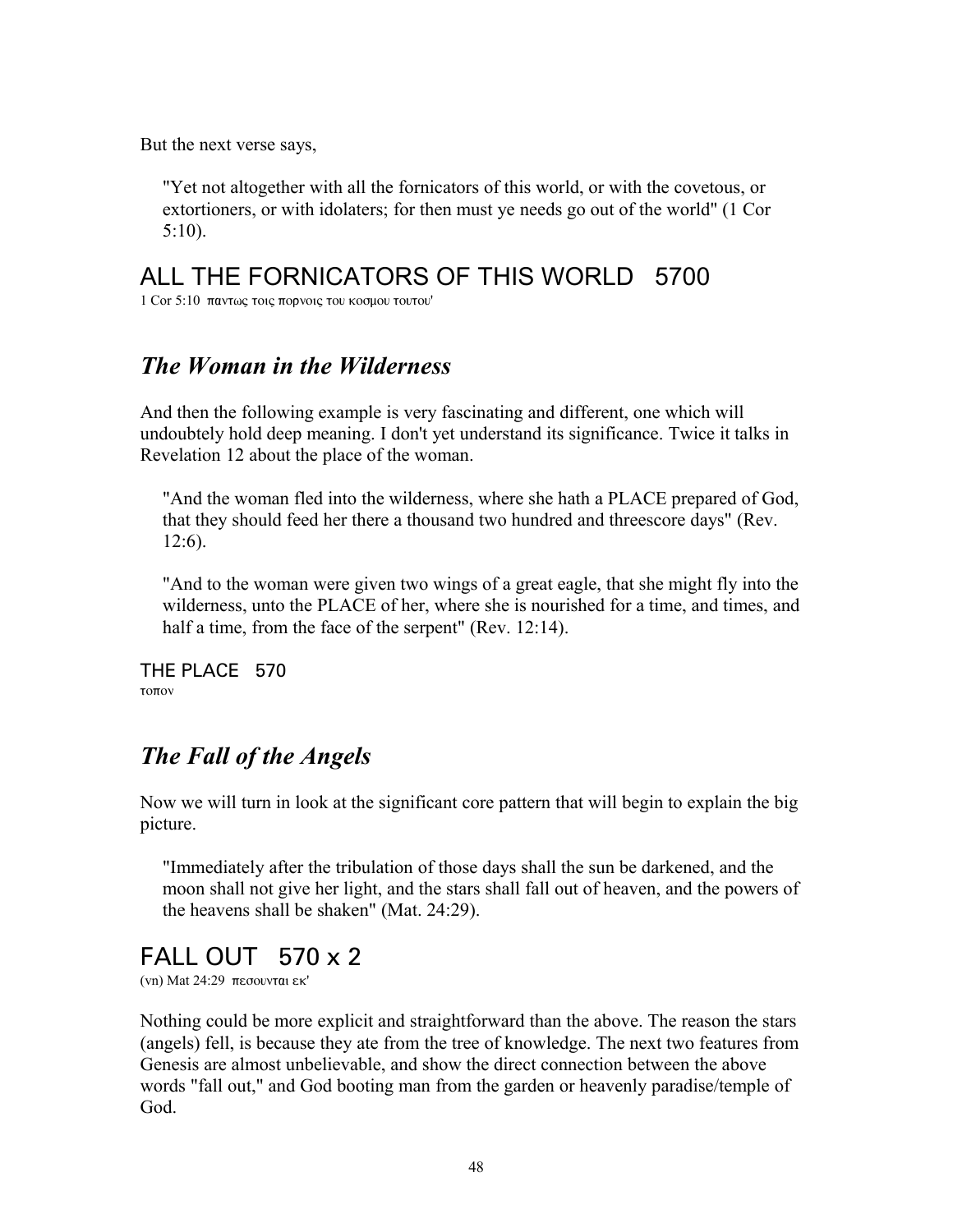But the next verse says,

> "Yet not altogether with all the fornicators of this world, or with the covetous, or extortioners, or with idolaters; for then must ye needs go out of the world" (1 Cor 5:10).

## ALL THE FORNICATORS OF THIS WORLD   5700

1 Cor 5:10  παντως τοις πορνοις του κοσμου τουτου'

## *The Woman in the Wilderness*

And then the following example is very fascinating and different, one which will undoubtely hold deep meaning. I don't yet understand its significance. Twice it talks in Revelation 12 about the place of the woman.

> "And the woman fled into the wilderness, where she hath a PLACE prepared of God, that they should feed her there a thousand two hundred and threescore days" (Rev. 12:6).

> "And to the woman were given two wings of a great eagle, that she might fly into the wilderness, unto the PLACE of her, where she is nourished for a time, and times, and half a time, from the face of the serpent" (Rev. 12:14).

### THE PLACE   570

τοπον

## *The Fall of the Angels*

Now we will turn in look at the significant core pattern that will begin to explain the big picture.

> "Immediately after the tribulation of those days shall the sun be darkened, and the moon shall not give her light, and the stars shall fall out of heaven, and the powers of the heavens shall be shaken" (Mat. 24:29).

## FALL OUT   570 x 2

(vn) Mat 24:29  πεσουνται εκ'

Nothing could be more explicit and straightforward than the above. The reason the stars (angels) fell, is because they ate from the tree of knowledge. The next two features from Genesis are almost unbelievable, and show the direct connection between the above words "fall out," and God booting man from the garden or heavenly paradise/temple of God.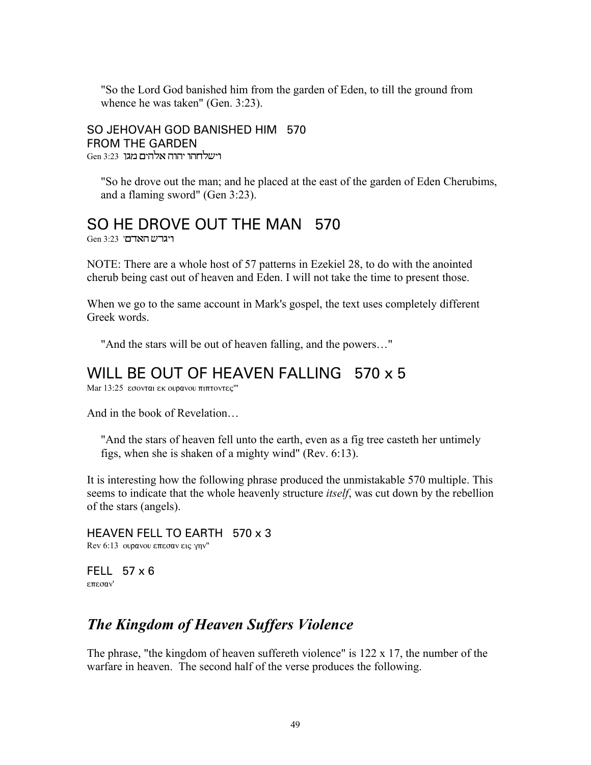"So the Lord God banished him from the garden of Eden, to till the ground from whence he was taken" (Gen. 3:23).

SO JEHOVAH GOD BANISHED HIM 570
FROM THE GARDEN

Gen 3:23 וישלחהו יהוה אלהים מגן

"So he drove out the man; and he placed at the east of the garden of Eden Cherubims, and a flaming sword" (Gen 3:23).

## SO HE DROVE OUT THE MAN 570

Gen 3:23 ויגרש האדם'

NOTE: There are a whole host of 57 patterns in Ezekiel 28, to do with the anointed cherub being cast out of heaven and Eden. I will not take the time to present those.

When we go to the same account in Mark's gospel, the text uses completely different Greek words.

"And the stars will be out of heaven falling, and the powers…"

## WILL BE OUT OF HEAVEN FALLING 570 x 5

Mar 13:25 εσονται εκ ουρανου πιπτοντες"

And in the book of Revelation…

"And the stars of heaven fell unto the earth, even as a fig tree casteth her untimely figs, when she is shaken of a mighty wind" (Rev. 6:13).

It is interesting how the following phrase produced the unmistakable 570 multiple. This seems to indicate that the whole heavenly structure *itself*, was cut down by the rebellion of the stars (angels).

HEAVEN FELL TO EARTH 570 x 3

Rev 6:13 ουρανου επεσαν εις γην"

FELL 57 x 6

επεσαν'

## *The Kingdom of Heaven Suffers Violence*

The phrase, "the kingdom of heaven suffereth violence" is 122 x 17, the number of the warfare in heaven. The second half of the verse produces the following.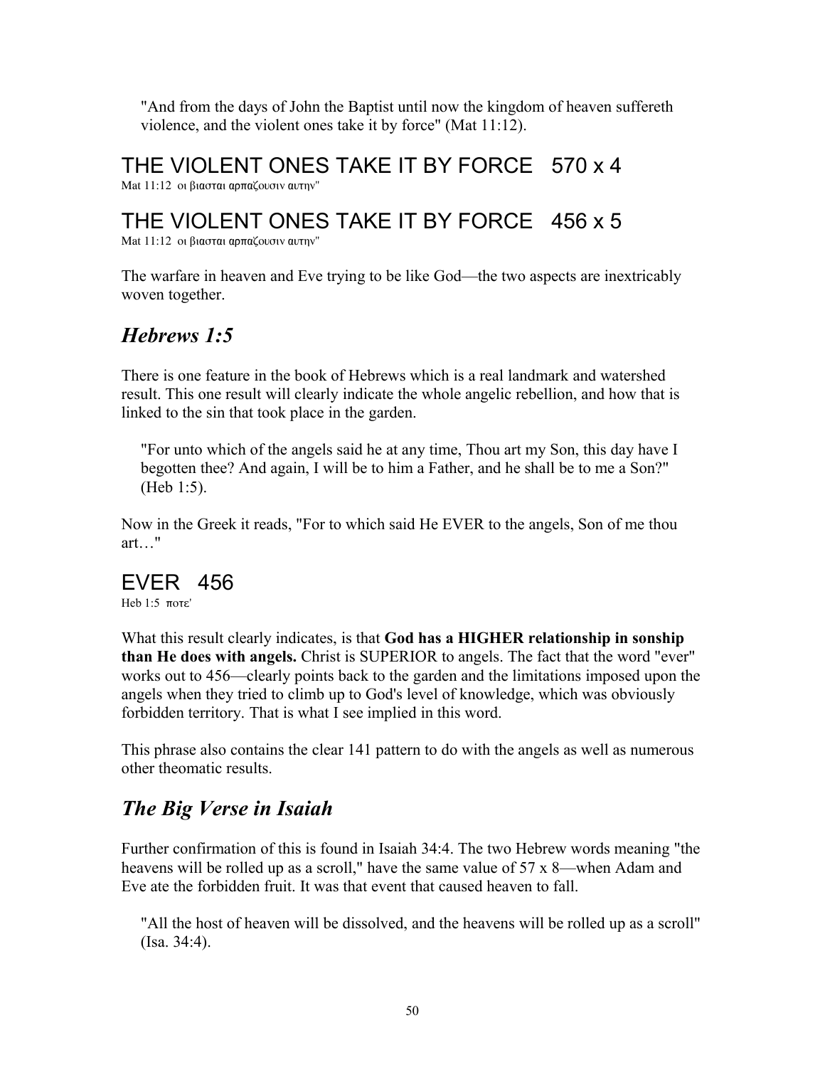> "And from the days of John the Baptist until now the kingdom of heaven suffereth violence, and the violent ones take it by force" (Mat 11:12).

## THE VIOLENT ONES TAKE IT BY FORCE   570 x 4

Mat 11:12  οι βιασται αρπαζουσιν αυτην"

## THE VIOLENT ONES TAKE IT BY FORCE   456 x 5

Mat 11:12  οι βιασται αρπαζουσιν αυτην"

The warfare in heaven and Eve trying to be like God—the two aspects are inextricably woven together.

## *Hebrews 1:5*

There is one feature in the book of Hebrews which is a real landmark and watershed result. This one result will clearly indicate the whole angelic rebellion, and how that is linked to the sin that took place in the garden.

> "For unto which of the angels said he at any time, Thou art my Son, this day have I begotten thee? And again, I will be to him a Father, and he shall be to me a Son?" (Heb 1:5).

Now in the Greek it reads, "For to which said He EVER to the angels, Son of me thou art…"

## EVER   456

Heb 1:5  ποτε'

What this result clearly indicates, is that **God has a HIGHER relationship in sonship than He does with angels.** Christ is SUPERIOR to angels. The fact that the word "ever" works out to 456—clearly points back to the garden and the limitations imposed upon the angels when they tried to climb up to God's level of knowledge, which was obviously forbidden territory. That is what I see implied in this word.

This phrase also contains the clear 141 pattern to do with the angels as well as numerous other theomatic results.

## *The Big Verse in Isaiah*

Further confirmation of this is found in Isaiah 34:4. The two Hebrew words meaning "the heavens will be rolled up as a scroll," have the same value of 57 x 8—when Adam and Eve ate the forbidden fruit. It was that event that caused heaven to fall.

> "All the host of heaven will be dissolved, and the heavens will be rolled up as a scroll" (Isa. 34:4).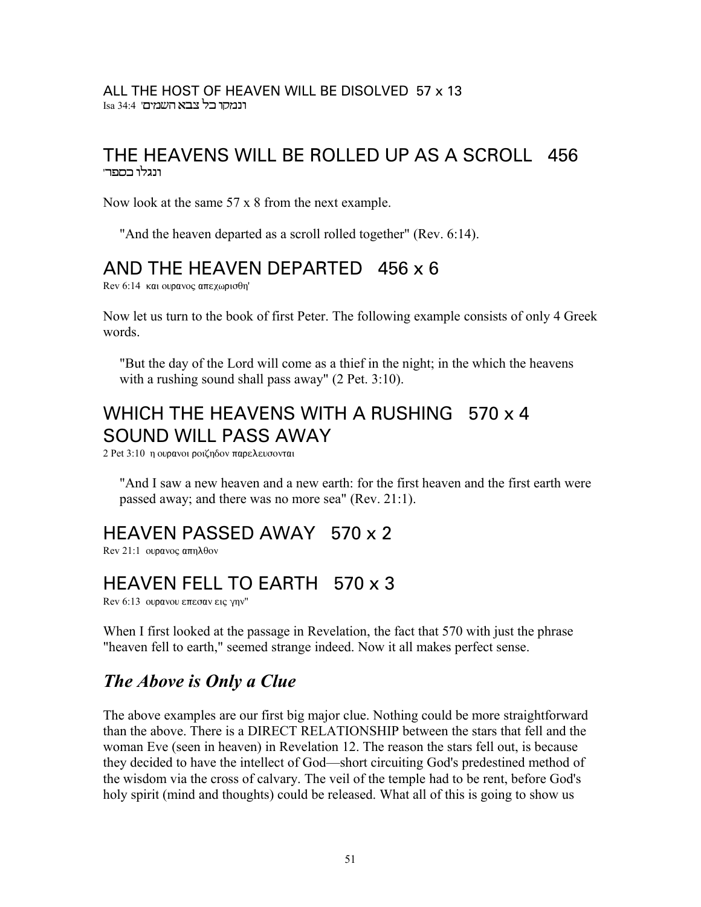ALL THE HOST OF HEAVEN WILL BE DISOLVED 57 x 13
Isa 34:4 'ונמקו כל צבא השמים'

## THE HEAVENS WILL BE ROLLED UP AS A SCROLL 456

'ונגלו כספר'

Now look at the same 57 x 8 from the next example.

> "And the heaven departed as a scroll rolled together" (Rev. 6:14).

## AND THE HEAVEN DEPARTED 456 x 6

Rev 6:14 και ουρανος απεχωρισθη'

Now let us turn to the book of first Peter. The following example consists of only 4 Greek words.

> "But the day of the Lord will come as a thief in the night; in the which the heavens with a rushing sound shall pass away" (2 Pet. 3:10).

## WHICH THE HEAVENS WITH A RUSHING 570 x 4 SOUND WILL PASS AWAY

2 Pet 3:10 η ουρανοι ροιζηδον παρελευσονται

> "And I saw a new heaven and a new earth: for the first heaven and the first earth were passed away; and there was no more sea" (Rev. 21:1).

## HEAVEN PASSED AWAY 570 x 2

Rev 21:1 ουρανος απηλθον

## HEAVEN FELL TO EARTH 570 x 3

Rev 6:13 ουρανου επεσαν εις γην"

When I first looked at the passage in Revelation, the fact that 570 with just the phrase "heaven fell to earth," seemed strange indeed. Now it all makes perfect sense.

## *The Above is Only a Clue*

The above examples are our first big major clue. Nothing could be more straightforward than the above. There is a DIRECT RELATIONSHIP between the stars that fell and the woman Eve (seen in heaven) in Revelation 12. The reason the stars fell out, is because they decided to have the intellect of God—short circuiting God's predestined method of the wisdom via the cross of calvary. The veil of the temple had to be rent, before God's holy spirit (mind and thoughts) could be released. What all of this is going to show us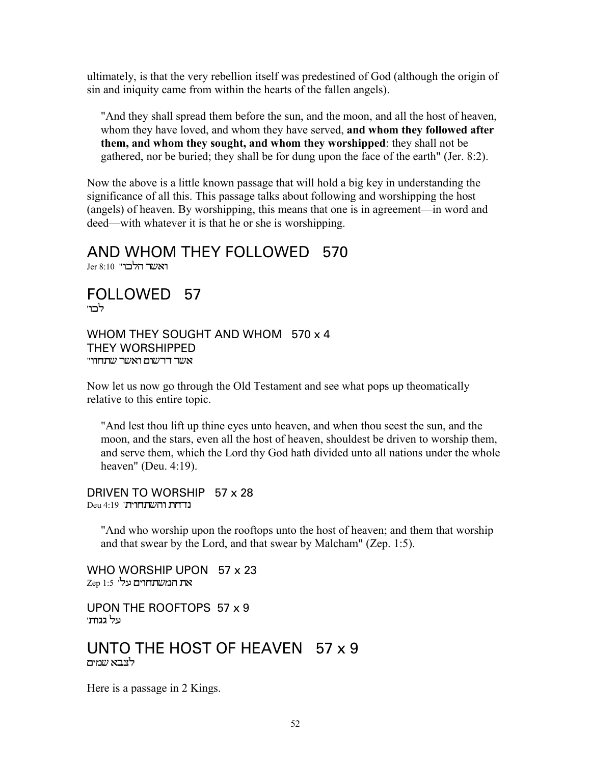ultimately, is that the very rebellion itself was predestined of God (although the origin of sin and iniquity came from within the hearts of the fallen angels).

> "And they shall spread them before the sun, and the moon, and all the host of heaven, whom they have loved, and whom they have served, **and whom they followed after them, and whom they sought, and whom they worshipped**: they shall not be gathered, nor be buried; they shall be for dung upon the face of the earth" (Jer. 8:2).

Now the above is a little known passage that will hold a big key in understanding the significance of all this. This passage talks about following and worshipping the host (angels) of heaven. By worshipping, this means that one is in agreement—in word and deed—with whatever it is that he or she is worshipping.

## AND WHOM THEY FOLLOWED 570

Jer 8:10 "ואשר הלכו

## FOLLOWED 57

לכו'

### WHOM THEY SOUGHT AND WHOM THEY WORSHIPPED 570 x 4

אשר דרשום ואשר שתחוו"

Now let us now go through the Old Testament and see what pops up theomatically relative to this entire topic.

> "And lest thou lift up thine eyes unto heaven, and when thou seest the sun, and the moon, and the stars, even all the host of heaven, shouldest be driven to worship them, and serve them, which the Lord thy God hath divided unto all nations under the whole heaven" (Deu. 4:19).

### DRIVEN TO WORSHIP 57 x 28

Deu 4:19 'נדחת והשתחוית

> "And who worship upon the rooftops unto the host of heaven; and them that worship and that swear by the Lord, and that swear by Malcham" (Zep. 1:5).

### WHO WORSHIP UPON 57 x 23

Zep 1:5 'את המשתחוים על

### UPON THE ROOFTOPS 57 x 9

על גגות'

## UNTO THE HOST OF HEAVEN 57 x 9

לצבא שמים

Here is a passage in 2 Kings.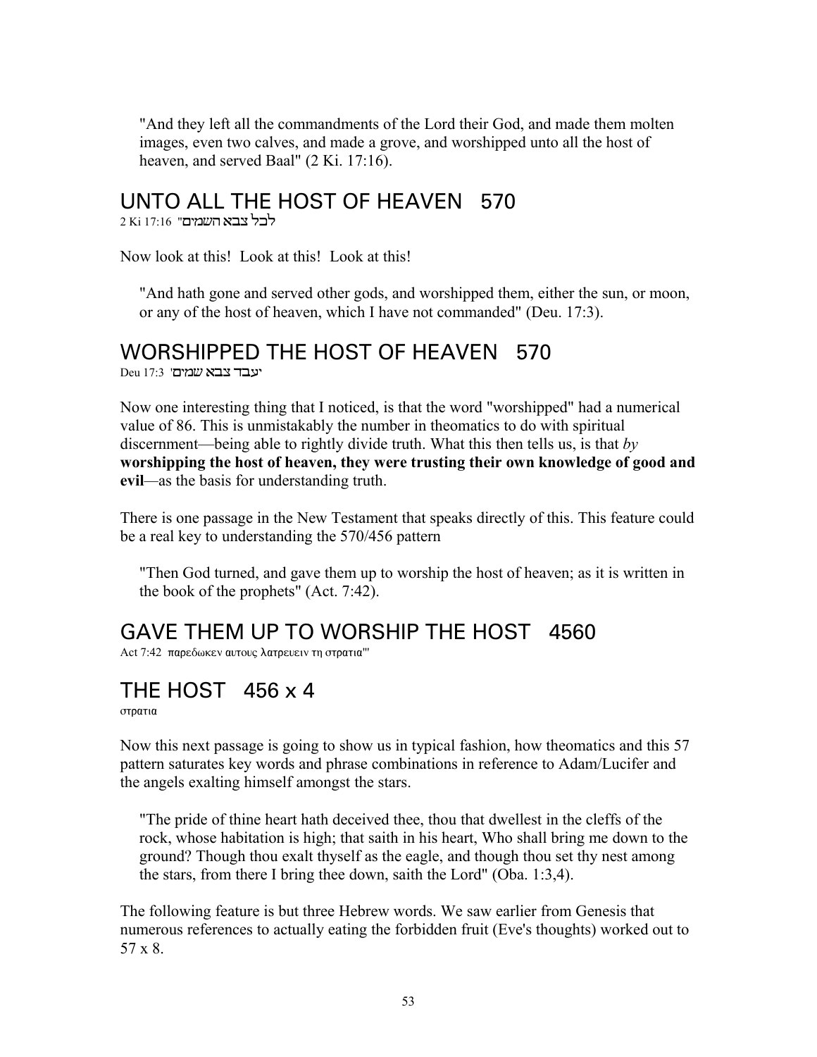> "And they left all the commandments of the Lord their God, and made them molten images, even two calves, and made a grove, and worshipped unto all the host of heaven, and served Baal" (2 Ki. 17:16).

## UNTO ALL THE HOST OF HEAVEN 570

2 Ki 17:16 "לכל צבא השמים"

Now look at this! Look at this! Look at this!

> "And hath gone and served other gods, and worshipped them, either the sun, or moon, or any of the host of heaven, which I have not commanded" (Deu. 17:3).

## WORSHIPPED THE HOST OF HEAVEN 570

Deu 17:3 'יעבד צבא שמים'

Now one interesting thing that I noticed, is that the word "worshipped" had a numerical value of 86. This is unmistakably the number in theomatics to do with spiritual discernment—being able to rightly divide truth. What this then tells us, is that *by* **worshipping the host of heaven, they were trusting their own knowledge of good and evil**—as the basis for understanding truth.

There is one passage in the New Testament that speaks directly of this. This feature could be a real key to understanding the 570/456 pattern

> "Then God turned, and gave them up to worship the host of heaven; as it is written in the book of the prophets" (Act. 7:42).

## GAVE THEM UP TO WORSHIP THE HOST 4560

Act 7:42 παρεδωκεν αυτους λατρευειν τη στρατια'"

## THE HOST 456 x 4

στρατια

Now this next passage is going to show us in typical fashion, how theomatics and this 57 pattern saturates key words and phrase combinations in reference to Adam/Lucifer and the angels exalting himself amongst the stars.

> "The pride of thine heart hath deceived thee, thou that dwellest in the cleffs of the rock, whose habitation is high; that saith in his heart, Who shall bring me down to the ground? Though thou exalt thyself as the eagle, and though thou set thy nest among the stars, from there I bring thee down, saith the Lord" (Oba. 1:3,4).

The following feature is but three Hebrew words. We saw earlier from Genesis that numerous references to actually eating the forbidden fruit (Eve's thoughts) worked out to 57 x 8.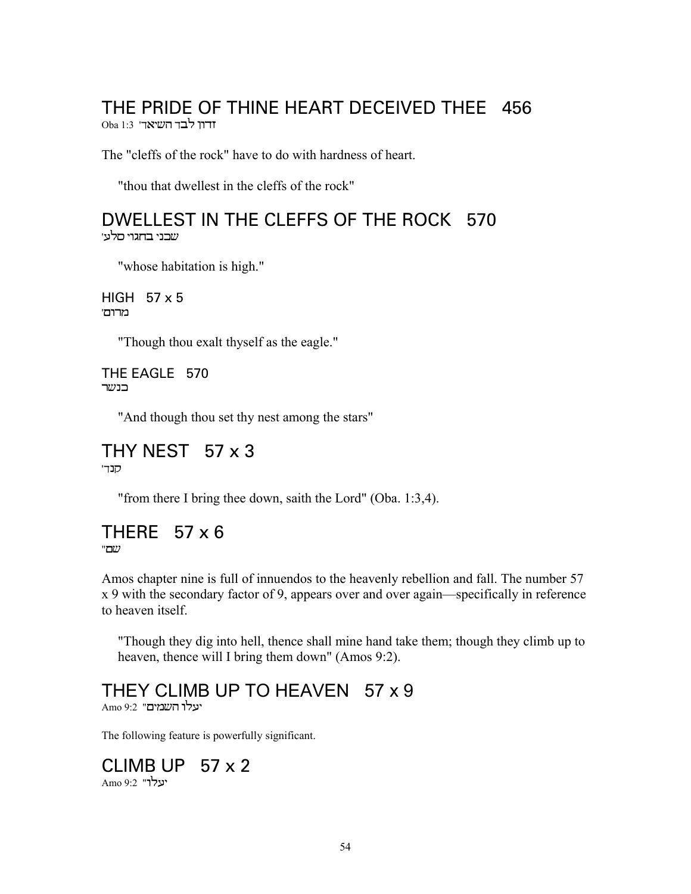## THE PRIDE OF THINE HEART DECEIVED THEE 456

Oba 1:3 "זדון לבך השיאך

The "cleffs of the rock" have to do with hardness of heart.

> "thou that dwellest in the cleffs of the rock"

## DWELLEST IN THE CLEFFS OF THE ROCK 570

'שכני בחגוי סלע

> "whose habitation is high."

### HIGH 57 x 5

'מרום

> "Though thou exalt thyself as the eagle."

### THE EAGLE 570

כנשר

> "And though thou set thy nest among the stars"

## THY NEST 57 x 3

'קנך

> "from there I bring thee down, saith the Lord" (Oba. 1:3,4).

## THERE 57 x 6

"שם

Amos chapter nine is full of innuendos to the heavenly rebellion and fall. The number 57 x 9 with the secondary factor of 9, appears over and over again—specifically in reference to heaven itself.

> "Though they dig into hell, thence shall mine hand take them; though they climb up to heaven, thence will I bring them down" (Amos 9:2).

## THEY CLIMB UP TO HEAVEN 57 x 9

Amo 9:2 "יעלו השמים

The following feature is powerfully significant.

## CLIMB UP 57 x 2

Amo 9:2 "יעלו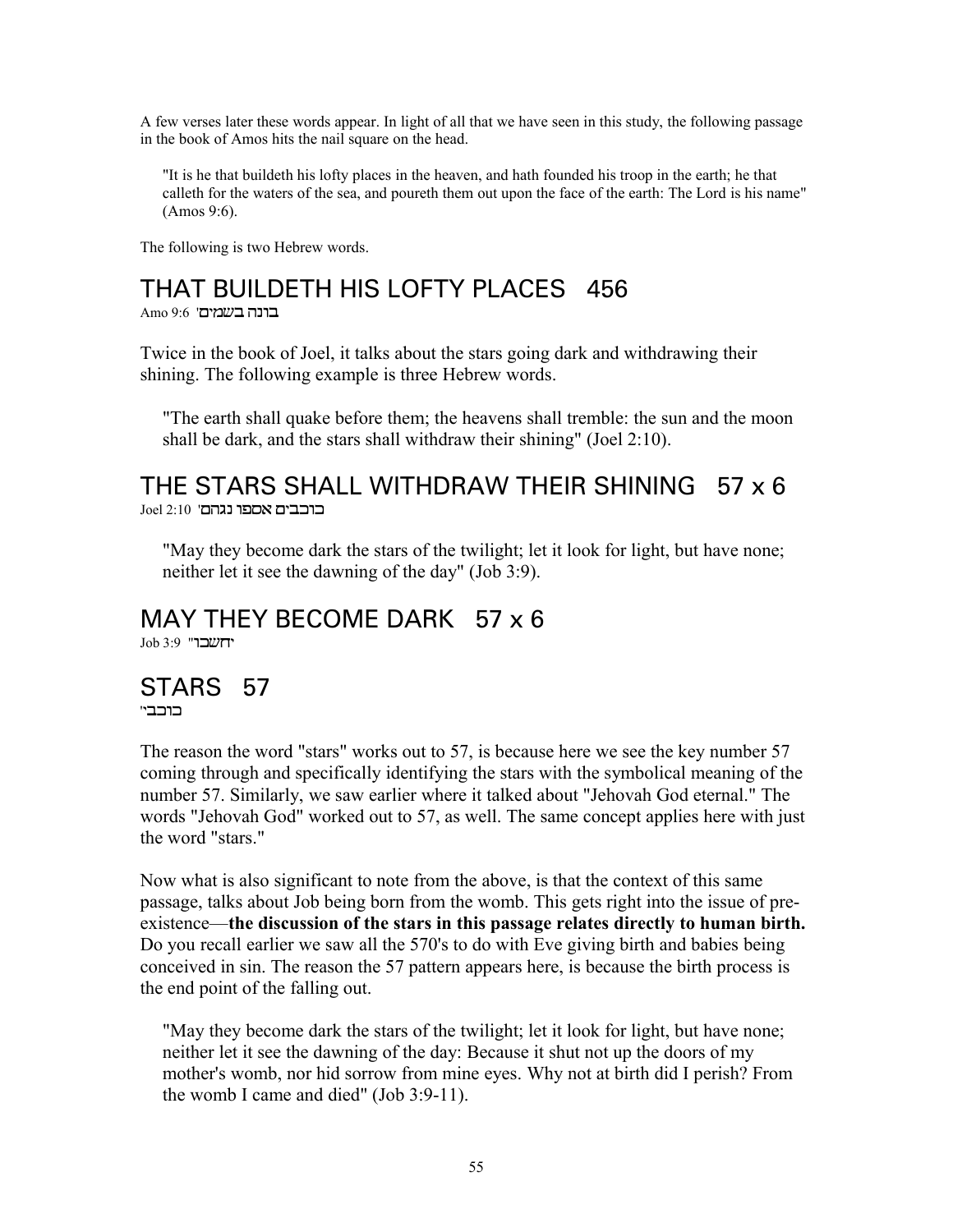A few verses later these words appear. In light of all that we have seen in this study, the following passage in the book of Amos hits the nail square on the head.

> "It is he that buildeth his lofty places in the heaven, and hath founded his troop in the earth; he that calleth for the waters of the sea, and poureth them out upon the face of the earth: The Lord is his name" (Amos 9:6).

The following is two Hebrew words.

## THAT BUILDETH HIS LOFTY PLACES 456

Amo 9:6 'בונה בשמים

Twice in the book of Joel, it talks about the stars going dark and withdrawing their shining. The following example is three Hebrew words.

> "The earth shall quake before them; the heavens shall tremble: the sun and the moon shall be dark, and the stars shall withdraw their shining" (Joel 2:10).

## THE STARS SHALL WITHDRAW THEIR SHINING 57 x 6

Joel 2:10 'כוכבים אספו נגהם

> "May they become dark the stars of the twilight; let it look for light, but have none; neither let it see the dawning of the day" (Job 3:9).

## MAY THEY BECOME DARK 57 x 6

Job 3:9 "יחשכו

## STARS 57

"כוכבי

The reason the word "stars" works out to 57, is because here we see the key number 57 coming through and specifically identifying the stars with the symbolical meaning of the number 57. Similarly, we saw earlier where it talked about "Jehovah God eternal." The words "Jehovah God" worked out to 57, as well. The same concept applies here with just the word "stars."

Now what is also significant to note from the above, is that the context of this same passage, talks about Job being born from the womb. This gets right into the issue of pre-existence—**the discussion of the stars in this passage relates directly to human birth.** Do you recall earlier we saw all the 570's to do with Eve giving birth and babies being conceived in sin. The reason the 57 pattern appears here, is because the birth process is the end point of the falling out.

> "May they become dark the stars of the twilight; let it look for light, but have none; neither let it see the dawning of the day: Because it shut not up the doors of my mother's womb, nor hid sorrow from mine eyes. Why not at birth did I perish? From the womb I came and died" (Job 3:9-11).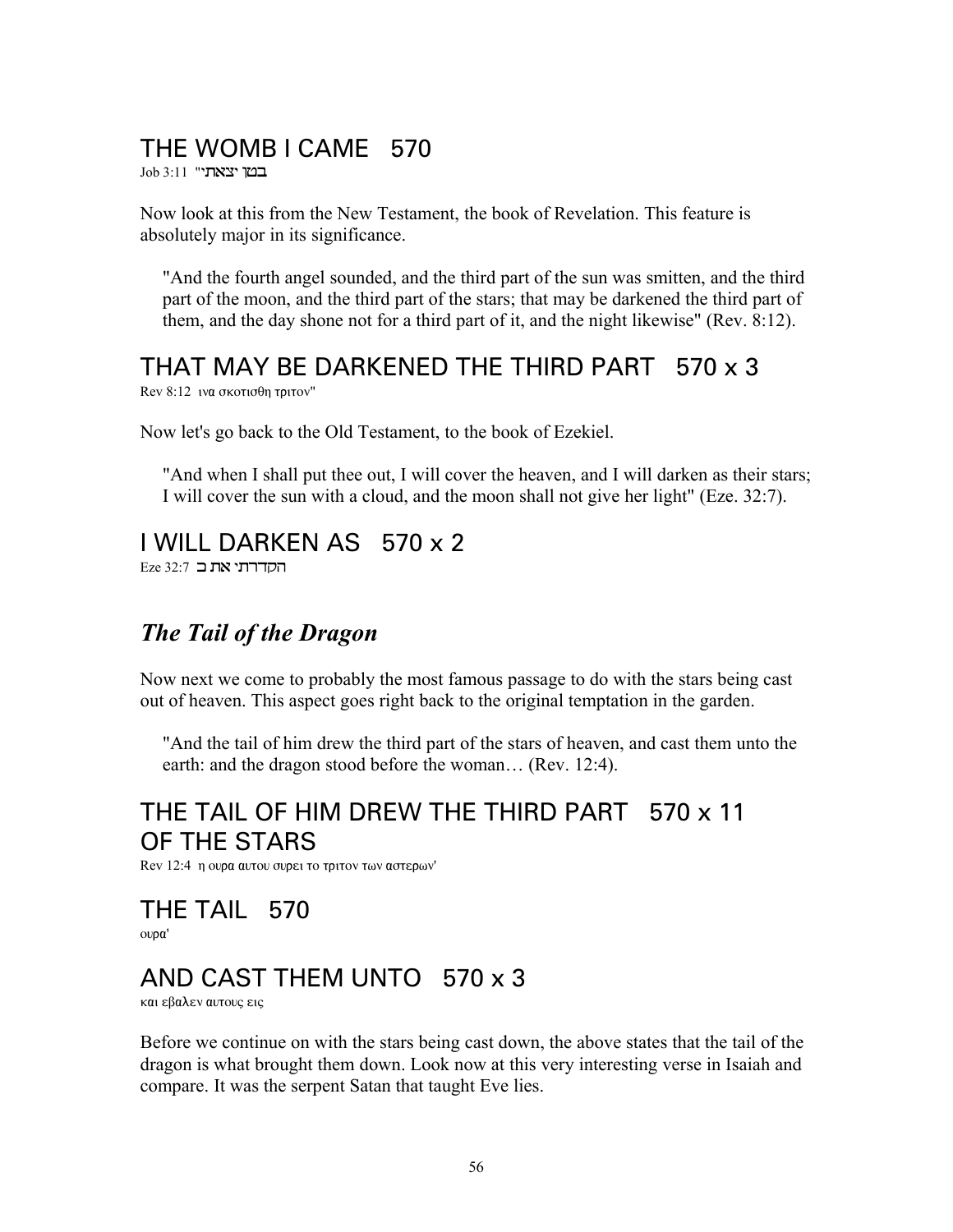## THE WOMB I CAME   570

Job 3:11 "בטן יצאתי

Now look at this from the New Testament, the book of Revelation. This feature is absolutely major in its significance.

> "And the fourth angel sounded, and the third part of the sun was smitten, and the third part of the moon, and the third part of the stars; that may be darkened the third part of them, and the day shone not for a third part of it, and the night likewise" (Rev. 8:12).

## THAT MAY BE DARKENED THE THIRD PART   570 x 3

Rev 8:12 ινα σκοτισθη τριτον"

Now let's go back to the Old Testament, to the book of Ezekiel.

> "And when I shall put thee out, I will cover the heaven, and I will darken as their stars; I will cover the sun with a cloud, and the moon shall not give her light" (Eze. 32:7).

## I WILL DARKEN AS   570 x 2

Eze 32:7 הקדרתי את כ

### *The Tail of the Dragon*

Now next we come to probably the most famous passage to do with the stars being cast out of heaven. This aspect goes right back to the original temptation in the garden.

> "And the tail of him drew the third part of the stars of heaven, and cast them unto the earth: and the dragon stood before the woman… (Rev. 12:4).

## THE TAIL OF HIM DREW THE THIRD PART OF THE STARS   570 x 11

Rev 12:4 η ουρα αυτου συρει το τριτον των αστερων'

## THE TAIL   570

ουρα'

## AND CAST THEM UNTO   570 x 3

και εβαλεν αυτους εις

Before we continue on with the stars being cast down, the above states that the tail of the dragon is what brought them down. Look now at this very interesting verse in Isaiah and compare. It was the serpent Satan that taught Eve lies.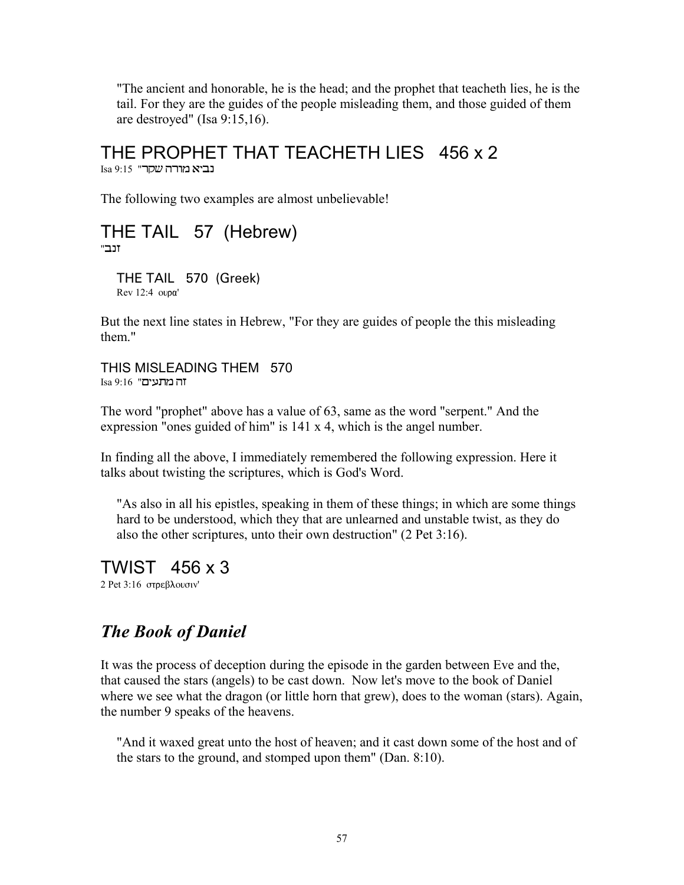"The ancient and honorable, he is the head; and the prophet that teacheth lies, he is the tail. For they are the guides of the people misleading them, and those guided of them are destroyed" (Isa 9:15,16).

## THE PROPHET THAT TEACHETH LIES 456 x 2

Isa 9:15 "נביא מורה שקר

The following two examples are almost unbelievable!

## THE TAIL 57 (Hebrew)

"זנב

### THE TAIL 570 (Greek)

Rev 12:4 ουρα'

But the next line states in Hebrew, "For they are guides of people the this misleading them."

### THIS MISLEADING THEM 570

Isa 9:16 "זה מתעים

The word "prophet" above has a value of 63, same as the word "serpent." And the expression "ones guided of him" is 141 x 4, which is the angel number.

In finding all the above, I immediately remembered the following expression. Here it talks about twisting the scriptures, which is God's Word.

"As also in all his epistles, speaking in them of these things; in which are some things hard to be understood, which they that are unlearned and unstable twist, as they do also the other scriptures, unto their own destruction" (2 Pet 3:16).

## TWIST 456 x 3

2 Pet 3:16 στρεβλουσιν'

## *The Book of Daniel*

It was the process of deception during the episode in the garden between Eve and the, that caused the stars (angels) to be cast down. Now let's move to the book of Daniel where we see what the dragon (or little horn that grew), does to the woman (stars). Again, the number 9 speaks of the heavens.

"And it waxed great unto the host of heaven; and it cast down some of the host and of the stars to the ground, and stomped upon them" (Dan. 8:10).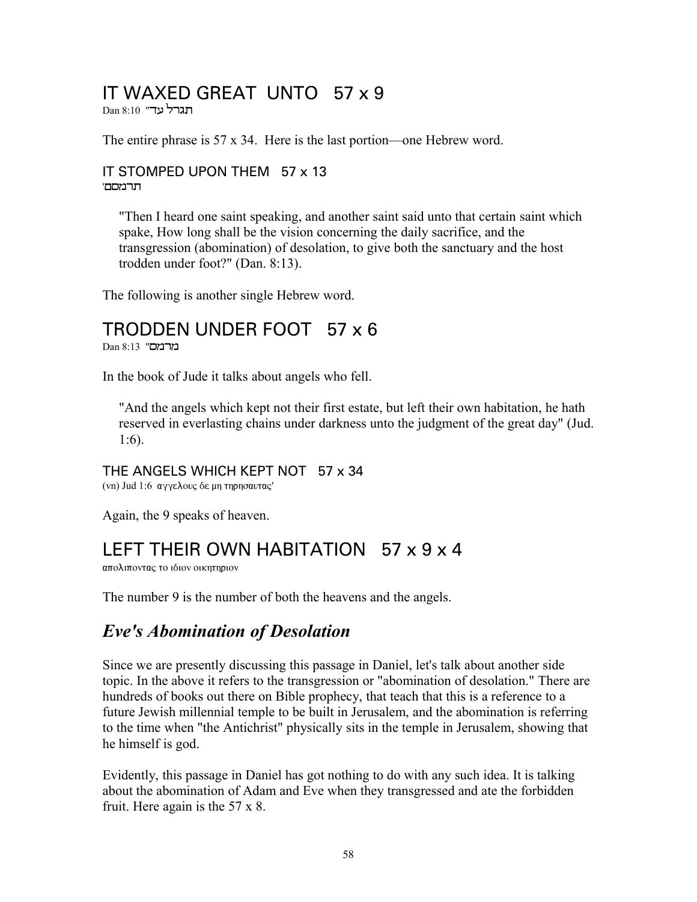## IT WAXED GREAT UNTO 57 x 9

Dan 8:10 "תגדל עד"

The entire phrase is 57 x 34. Here is the last portion—one Hebrew word.

### IT STOMPED UPON THEM 57 x 13

'תרמסם

> "Then I heard one saint speaking, and another saint said unto that certain saint which spake, How long shall be the vision concerning the daily sacrifice, and the transgression (abomination) of desolation, to give both the sanctuary and the host trodden under foot?" (Dan. 8:13).

The following is another single Hebrew word.

## TRODDEN UNDER FOOT 57 x 6

Dan 8:13 "מרמס"

In the book of Jude it talks about angels who fell.

> "And the angels which kept not their first estate, but left their own habitation, he hath reserved in everlasting chains under darkness unto the judgment of the great day" (Jud. 1:6).

### THE ANGELS WHICH KEPT NOT 57 x 34

(vn) Jud 1:6 αγγελους δε μη τηρησαντας'

Again, the 9 speaks of heaven.

## LEFT THEIR OWN HABITATION 57 x 9 x 4

απολιποντας το ιδιον οικητηριον

The number 9 is the number of both the heavens and the angels.

## *Eve's Abomination of Desolation*

Since we are presently discussing this passage in Daniel, let's talk about another side topic. In the above it refers to the transgression or "abomination of desolation." There are hundreds of books out there on Bible prophecy, that teach that this is a reference to a future Jewish millennial temple to be built in Jerusalem, and the abomination is referring to the time when "the Antichrist" physically sits in the temple in Jerusalem, showing that he himself is god.

Evidently, this passage in Daniel has got nothing to do with any such idea. It is talking about the abomination of Adam and Eve when they transgressed and ate the forbidden fruit. Here again is the 57 x 8.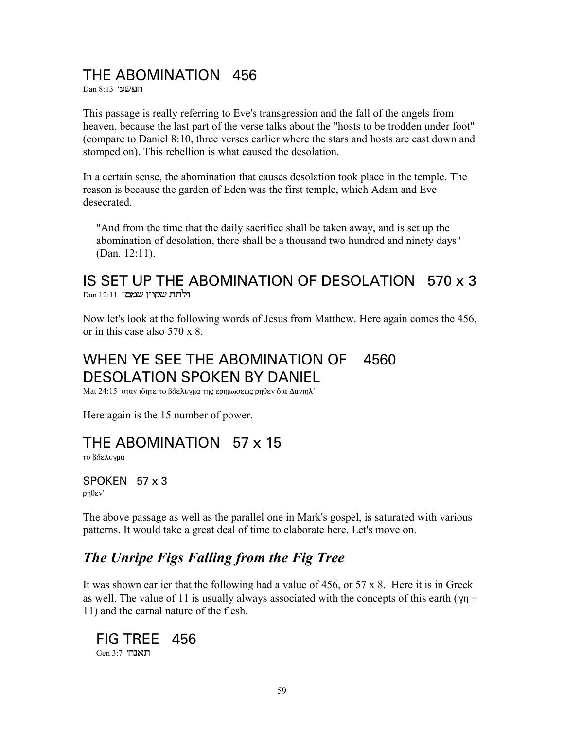## THE ABOMINATION 456

Dan 8:13 'הפשע

This passage is really referring to Eve's transgression and the fall of the angels from heaven, because the last part of the verse talks about the "hosts to be trodden under foot" (compare to Daniel 8:10, three verses earlier where the stars and hosts are cast down and stomped on). This rebellion is what caused the desolation.

In a certain sense, the abomination that causes desolation took place in the temple. The reason is because the garden of Eden was the first temple, which Adam and Eve desecrated.

> "And from the time that the daily sacrifice shall be taken away, and is set up the abomination of desolation, there shall be a thousand two hundred and ninety days" (Dan. 12:11).

## IS SET UP THE ABOMINATION OF DESOLATION 570 x 3

Dan 12:11 "ולתת שקוץ שמם

Now let's look at the following words of Jesus from Matthew. Here again comes the 456, or in this case also 570 x 8.

## WHEN YE SEE THE ABOMINATION OF DESOLATION SPOKEN BY DANIEL 4560

Mat 24:15 οταν ιδητε το βδελυγμα της ερημωσεως ρηθεν δια Δανιηλ'

Here again is the 15 number of power.

## THE ABOMINATION 57 x 15

το βδελυγμα

### SPOKEN 57 x 3

ρηθεν'

The above passage as well as the parallel one in Mark's gospel, is saturated with various patterns. It would take a great deal of time to elaborate here. Let's move on.

## *The Unripe Figs Falling from the Fig Tree*

It was shown earlier that the following had a value of 456, or 57 x 8. Here it is in Greek as well. The value of 11 is usually always associated with the concepts of this earth (γη = 11) and the carnal nature of the flesh.

## FIG TREE 456

Gen 3:7 'תאנה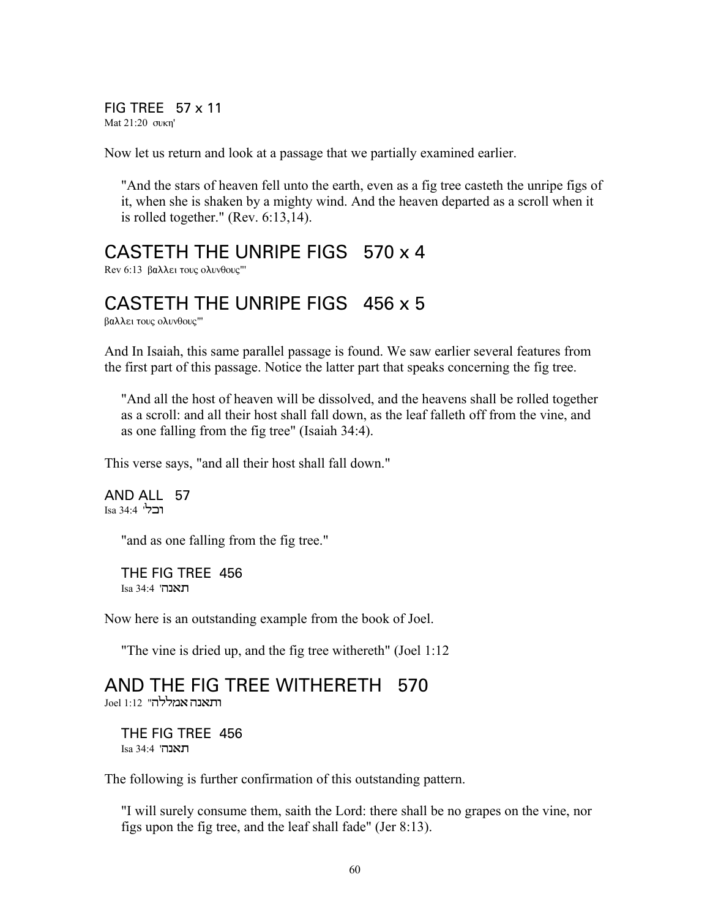FIG TREE   57 x 11
Mat 21:20  συκη'

Now let us return and look at a passage that we partially examined earlier.

> "And the stars of heaven fell unto the earth, even as a fig tree casteth the unripe figs of it, when she is shaken by a mighty wind. And the heaven departed as a scroll when it is rolled together." (Rev. 6:13,14).

## CASTETH THE UNRIPE FIGS   570 x 4

Rev 6:13  βαλλει τους ολυνθους'"

## CASTETH THE UNRIPE FIGS   456 x 5

βαλλει τους ολυνθους'"

And In Isaiah, this same parallel passage is found. We saw earlier several features from the first part of this passage. Notice the latter part that speaks concerning the fig tree.

> "And all the host of heaven will be dissolved, and the heavens shall be rolled together as a scroll: and all their host shall fall down, as the leaf falleth off from the vine, and as one falling from the fig tree" (Isaiah 34:4).

This verse says, "and all their host shall fall down."

AND ALL   57
Isa 34:4  וכל'

> "and as one falling from the fig tree."
>
> THE FIG TREE  456
> Isa 34:4  תאנה'

Now here is an outstanding example from the book of Joel.

> "The vine is dried up, and the fig tree withereth" (Joel 1:12

## AND THE FIG TREE WITHERETH   570

Joel 1:12  "והתאנה אמללה

> THE FIG TREE  456
> Isa 34:4  תאנה'

The following is further confirmation of this outstanding pattern.

> "I will surely consume them, saith the Lord: there shall be no grapes on the vine, nor figs upon the fig tree, and the leaf shall fade" (Jer 8:13).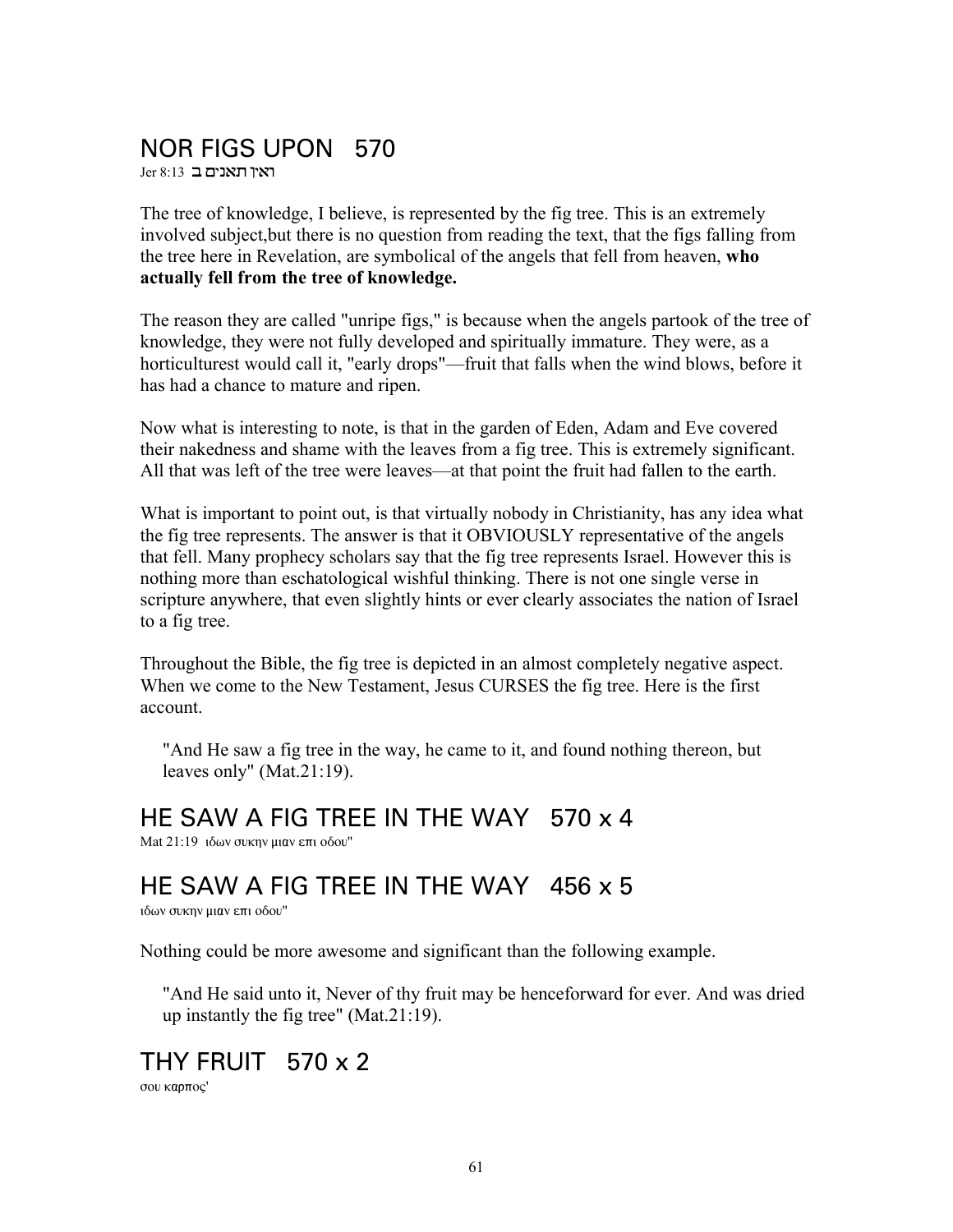## NOR FIGS UPON   570

Jer 8:13  ואין תאנים ב

The tree of knowledge, I believe, is represented by the fig tree. This is an extremely involved subject,but there is no question from reading the text, that the figs falling from the tree here in Revelation, are symbolical of the angels that fell from heaven, **who actually fell from the tree of knowledge.**

The reason they are called "unripe figs," is because when the angels partook of the tree of knowledge, they were not fully developed and spiritually immature. They were, as a horticulturest would call it, "early drops"—fruit that falls when the wind blows, before it has had a chance to mature and ripen.

Now what is interesting to note, is that in the garden of Eden, Adam and Eve covered their nakedness and shame with the leaves from a fig tree. This is extremely significant. All that was left of the tree were leaves—at that point the fruit had fallen to the earth.

What is important to point out, is that virtually nobody in Christianity, has any idea what the fig tree represents. The answer is that it OBVIOUSLY representative of the angels that fell. Many prophecy scholars say that the fig tree represents Israel. However this is nothing more than eschatological wishful thinking. There is not one single verse in scripture anywhere, that even slightly hints or ever clearly associates the nation of Israel to a fig tree.

Throughout the Bible, the fig tree is depicted in an almost completely negative aspect. When we come to the New Testament, Jesus CURSES the fig tree. Here is the first account.

> "And He saw a fig tree in the way, he came to it, and found nothing thereon, but leaves only" (Mat.21:19).

## HE SAW A FIG TREE IN THE WAY   570 x 4

Mat 21:19  ιδων συκην μιαν επι οδου"

## HE SAW A FIG TREE IN THE WAY   456 x 5

ιδων συκην μιαν επι οδου"

Nothing could be more awesome and significant than the following example.

> "And He said unto it, Never of thy fruit may be henceforward for ever. And was dried up instantly the fig tree" (Mat.21:19).

## THY FRUIT   570 x 2

σου καρπος'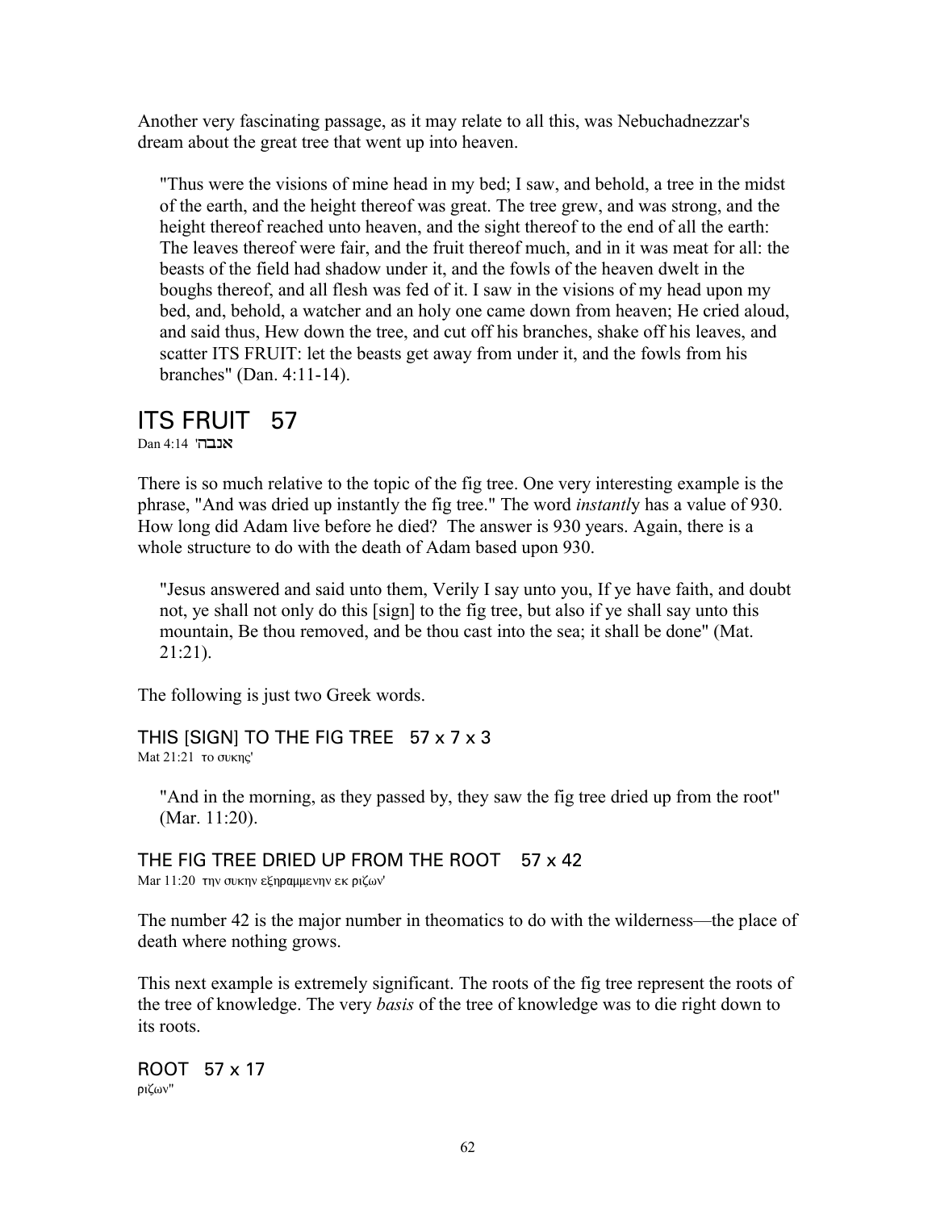Another very fascinating passage, as it may relate to all this, was Nebuchadnezzar's dream about the great tree that went up into heaven.

> "Thus were the visions of mine head in my bed; I saw, and behold, a tree in the midst of the earth, and the height thereof was great. The tree grew, and was strong, and the height thereof reached unto heaven, and the sight thereof to the end of all the earth: The leaves thereof were fair, and the fruit thereof much, and in it was meat for all: the beasts of the field had shadow under it, and the fowls of the heaven dwelt in the boughs thereof, and all flesh was fed of it. I saw in the visions of my head upon my bed, and, behold, a watcher and an holy one came down from heaven; He cried aloud, and said thus, Hew down the tree, and cut off his branches, shake off his leaves, and scatter ITS FRUIT: let the beasts get away from under it, and the fowls from his branches" (Dan. 4:11-14).

## ITS FRUIT 57

Dan 4:14 'אנבה

There is so much relative to the topic of the fig tree. One very interesting example is the phrase, "And was dried up instantly the fig tree." The word *instantly* has a value of 930. How long did Adam live before he died? The answer is 930 years. Again, there is a whole structure to do with the death of Adam based upon 930.

> "Jesus answered and said unto them, Verily I say unto you, If ye have faith, and doubt not, ye shall not only do this [sign] to the fig tree, but also if ye shall say unto this mountain, Be thou removed, and be thou cast into the sea; it shall be done" (Mat. 21:21).

The following is just two Greek words.

### THIS [SIGN] TO THE FIG TREE 57 x 7 x 3

Mat 21:21 το συκης'

> "And in the morning, as they passed by, they saw the fig tree dried up from the root" (Mar. 11:20).

### THE FIG TREE DRIED UP FROM THE ROOT 57 x 42

Mar 11:20 την συκην εξηραμμενην εκ ριζων'

The number 42 is the major number in theomatics to do with the wilderness—the place of death where nothing grows.

This next example is extremely significant. The roots of the fig tree represent the roots of the tree of knowledge. The very *basis* of the tree of knowledge was to die right down to its roots.

### ROOT 57 x 17

ριζων''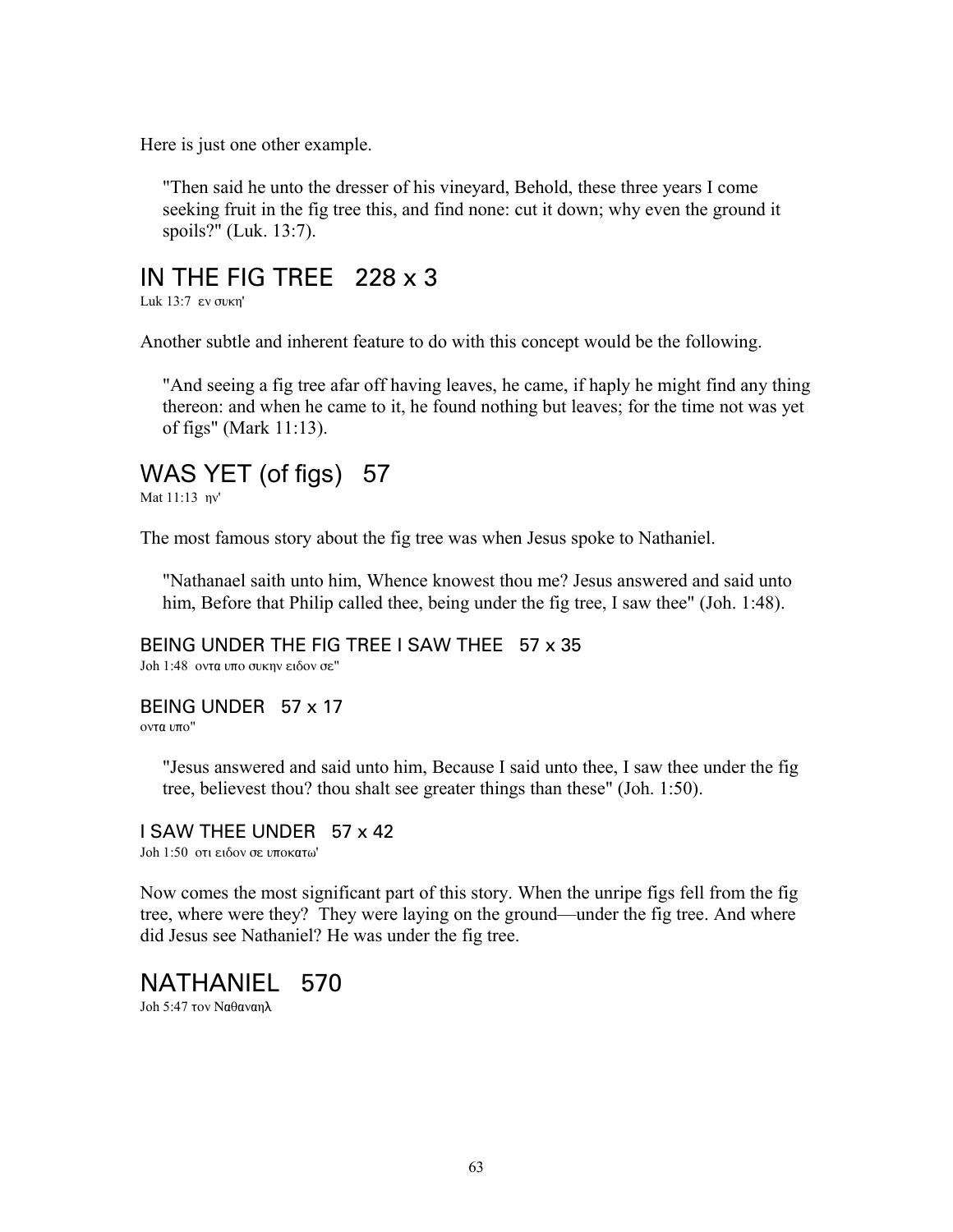Here is just one other example.

> "Then said he unto the dresser of his vineyard, Behold, these three years I come seeking fruit in the fig tree this, and find none: cut it down; why even the ground it spoils?" (Luk. 13:7).

## IN THE FIG TREE   228 x 3

Luk 13:7  εν συκη'

Another subtle and inherent feature to do with this concept would be the following.

> "And seeing a fig tree afar off having leaves, he came, if haply he might find any thing thereon: and when he came to it, he found nothing but leaves; for the time not was yet of figs" (Mark 11:13).

## WAS YET (of figs)   57

Mat 11:13  ην'

The most famous story about the fig tree was when Jesus spoke to Nathaniel.

> "Nathanael saith unto him, Whence knowest thou me? Jesus answered and said unto him, Before that Philip called thee, being under the fig tree, I saw thee" (Joh. 1:48).

### BEING UNDER THE FIG TREE I SAW THEE   57 x 35

Joh 1:48  οντα υπο συκην ειδον σε"

### BEING UNDER   57 x 17

οντα υπο"

> "Jesus answered and said unto him, Because I said unto thee, I saw thee under the fig tree, believest thou? thou shalt see greater things than these" (Joh. 1:50).

### I SAW THEE UNDER   57 x 42

Joh 1:50  οτι ειδον σε υποκατω'

Now comes the most significant part of this story. When the unripe figs fell from the fig tree, where were they?  They were laying on the ground—under the fig tree. And where did Jesus see Nathaniel? He was under the fig tree.

## NATHANIEL   570

Joh 5:47 τον Ναθαναηλ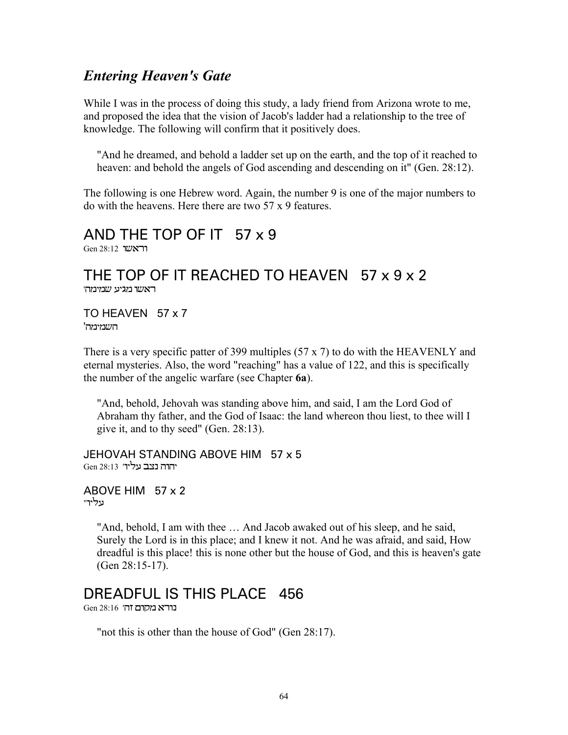## *Entering Heaven's Gate*

While I was in the process of doing this study, a lady friend from Arizona wrote to me, and proposed the idea that the vision of Jacob's ladder had a relationship to the tree of knowledge. The following will confirm that it positively does.

> "And he dreamed, and behold a ladder set up on the earth, and the top of it reached to heaven: and behold the angels of God ascending and descending on it" (Gen. 28:12).

The following is one Hebrew word. Again, the number 9 is one of the major numbers to do with the heavens. Here there are two 57 x 9 features.

# AND THE TOP OF IT   57 x 9

Gen 28:12 וראשו

# THE TOP OF IT REACHED TO HEAVEN   57 x 9 x 2

ראשו מגיע שמימה'

### TO HEAVEN   57 x 7

השמימה'

There is a very specific patter of 399 multiples (57 x 7) to do with the HEAVENLY and eternal mysteries. Also, the word "reaching" has a value of 122, and this is specifically the number of the angelic warfare (see Chapter **6a**).

> "And, behold, Jehovah was standing above him, and said, I am the Lord God of Abraham thy father, and the God of Isaac: the land whereon thou liest, to thee will I give it, and to thy seed" (Gen. 28:13).

### JEHOVAH STANDING ABOVE HIM   57 x 5

Gen 28:13 יהוה נצב עליו'

### ABOVE HIM   57 x 2

עליו"

> "And, behold, I am with thee … And Jacob awaked out of his sleep, and he said, Surely the Lord is in this place; and I knew it not. And he was afraid, and said, How dreadful is this place! this is none other but the house of God, and this is heaven's gate (Gen 28:15-17).

# DREADFUL IS THIS PLACE   456

Gen 28:16 נורא מקום זה'

> "not this is other than the house of God" (Gen 28:17).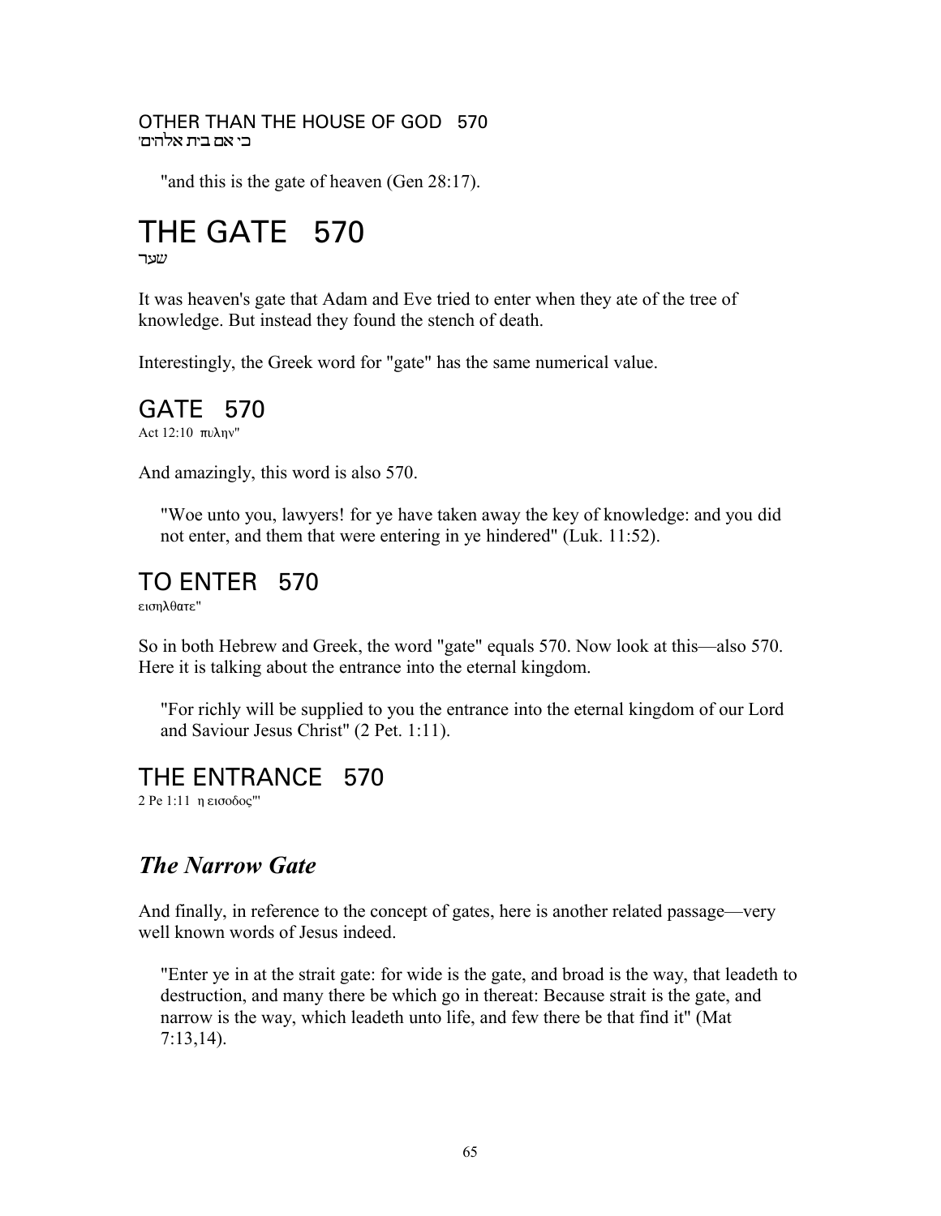OTHER THAN THE HOUSE OF GOD   570
כי אם בית אלהים

> "and this is the gate of heaven (Gen 28:17).

# THE GATE   570
שער

It was heaven's gate that Adam and Eve tried to enter when they ate of the tree of knowledge. But instead they found the stench of death.

Interestingly, the Greek word for "gate" has the same numerical value.

## GATE   570
Act 12:10  πυλην"

And amazingly, this word is also 570.

> "Woe unto you, lawyers! for ye have taken away the key of knowledge: and you did not enter, and them that were entering in ye hindered" (Luk. 11:52).

## TO ENTER   570
εισηλθατε"

So in both Hebrew and Greek, the word "gate" equals 570. Now look at this—also 570. Here it is talking about the entrance into the eternal kingdom.

> "For richly will be supplied to you the entrance into the eternal kingdom of our Lord and Saviour Jesus Christ" (2 Pet. 1:11).

## THE ENTRANCE   570
2 Pe 1:11  η εισοδος"'

## *The Narrow Gate*

And finally, in reference to the concept of gates, here is another related passage—very well known words of Jesus indeed.

> "Enter ye in at the strait gate: for wide is the gate, and broad is the way, that leadeth to destruction, and many there be which go in thereat: Because strait is the gate, and narrow is the way, which leadeth unto life, and few there be that find it" (Mat 7:13,14).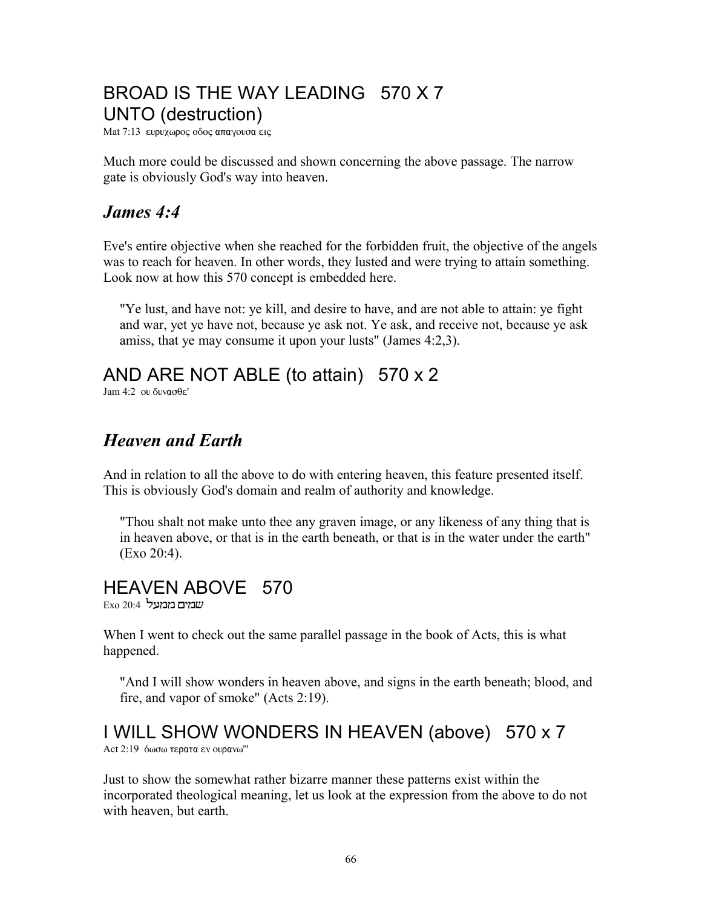## BROAD IS THE WAY LEADING   570 X 7 UNTO (destruction)

Mat 7:13  ευρυχωρος οδος απαγουσα εις

Much more could be discussed and shown concerning the above passage. The narrow gate is obviously God's way into heaven.

### *James 4:4*

Eve's entire objective when she reached for the forbidden fruit, the objective of the angels was to reach for heaven. In other words, they lusted and were trying to attain something. Look now at how this 570 concept is embedded here.

> "Ye lust, and have not: ye kill, and desire to have, and are not able to attain: ye fight and war, yet ye have not, because ye ask not. Ye ask, and receive not, because ye ask amiss, that ye may consume it upon your lusts" (James 4:2,3).

## AND ARE NOT ABLE (to attain)   570 x 2

Jam 4:2  ου δυνασθε'

### *Heaven and Earth*

And in relation to all the above to do with entering heaven, this feature presented itself. This is obviously God's domain and realm of authority and knowledge.

> "Thou shalt not make unto thee any graven image, or any likeness of any thing that is in heaven above, or that is in the earth beneath, or that is in the water under the earth" (Exo 20:4).

## HEAVEN ABOVE   570

Exo 20:4  שמים ממעל

When I went to check out the same parallel passage in the book of Acts, this is what happened.

> "And I will show wonders in heaven above, and signs in the earth beneath; blood, and fire, and vapor of smoke" (Acts 2:19).

## I WILL SHOW WONDERS IN HEAVEN (above)   570 x 7

Act 2:19  δωσω τερατα εν ουρανω'"

Just to show the somewhat rather bizarre manner these patterns exist within the incorporated theological meaning, let us look at the expression from the above to do not with heaven, but earth.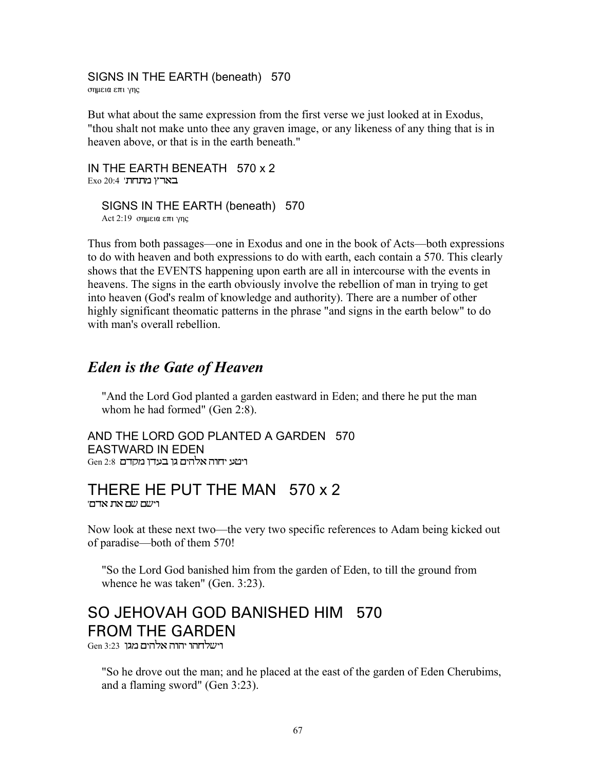SIGNS IN THE EARTH (beneath)   570
σημεια επι γης

But what about the same expression from the first verse we just looked at in Exodus, "thou shalt not make unto thee any graven image, or any likeness of any thing that is in heaven above, or that is in the earth beneath."

IN THE EARTH BENEATH   570 x 2
Exo 20:4 'בארץ מתחת

SIGNS IN THE EARTH (beneath)   570
Act 2:19  σημεια επι γης

Thus from both passages—one in Exodus and one in the book of Acts—both expressions to do with heaven and both expressions to do with earth, each contain a 570. This clearly shows that the EVENTS happening upon earth are all in intercourse with the events in heavens. The signs in the earth obviously involve the rebellion of man in trying to get into heaven (God's realm of knowledge and authority). There are a number of other highly significant theomatic patterns in the phrase "and signs in the earth below" to do with man's overall rebellion.

## *Eden is the Gate of Heaven*

"And the Lord God planted a garden eastward in Eden; and there he put the man whom he had formed" (Gen 2:8).

AND THE LORD GOD PLANTED A GARDEN   570
EASTWARD IN EDEN
Gen 2:8 ויטע יהוה אלהים גן בעדן מקדם

# THERE HE PUT THE MAN   570 x 2
'וישם שם את אדם

Now look at these next two—the very two specific references to Adam being kicked out of paradise—both of them 570!

"So the Lord God banished him from the garden of Eden, to till the ground from whence he was taken" (Gen. 3:23).

# SO JEHOVAH GOD BANISHED HIM   570 FROM THE GARDEN
Gen 3:23 וישלחהו יהוה אלהים מגן

"So he drove out the man; and he placed at the east of the garden of Eden Cherubims, and a flaming sword" (Gen 3:23).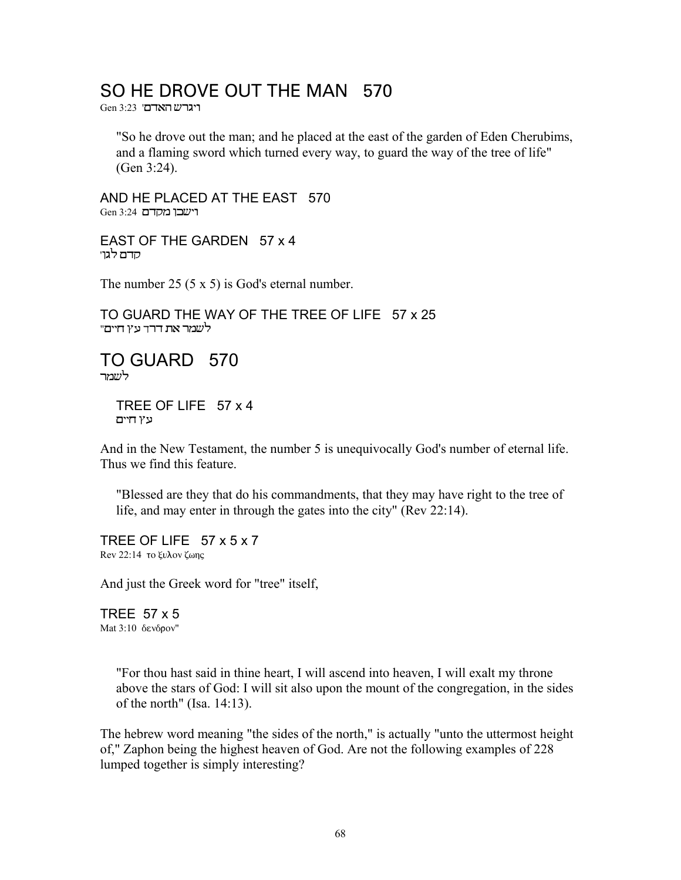## SO HE DROVE OUT THE MAN   570

Gen 3:23  ויגרש האדם'

> "So he drove out the man; and he placed at the east of the garden of Eden Cherubims, and a flaming sword which turned every way, to guard the way of the tree of life" (Gen 3:24).

AND HE PLACED AT THE EAST   570
Gen 3:24  וישכן מקדם

EAST OF THE GARDEN   57 x 4
קדם לגן'

The number 25 (5 x 5) is God's eternal number.

TO GUARD THE WAY OF THE TREE OF LIFE   57 x 25
"לשמר את דרך עץ חיים

## TO GUARD   570

לשמר

> TREE OF LIFE   57 x 4
> עץ חיים

And in the New Testament, the number 5 is unequivocally God's number of eternal life. Thus we find this feature.

> "Blessed are they that do his commandments, that they may have right to the tree of life, and may enter in through the gates into the city" (Rev 22:14).

TREE OF LIFE   57 x 5 x 7
Rev 22:14  το ξυλον ζωης

And just the Greek word for "tree" itself,

TREE  57 x 5
Mat 3:10  δενδρον"

> "For thou hast said in thine heart, I will ascend into heaven, I will exalt my throne above the stars of God: I will sit also upon the mount of the congregation, in the sides of the north" (Isa. 14:13).

The hebrew word meaning "the sides of the north," is actually "unto the uttermost height of," Zaphon being the highest heaven of God. Are not the following examples of 228 lumped together is simply interesting?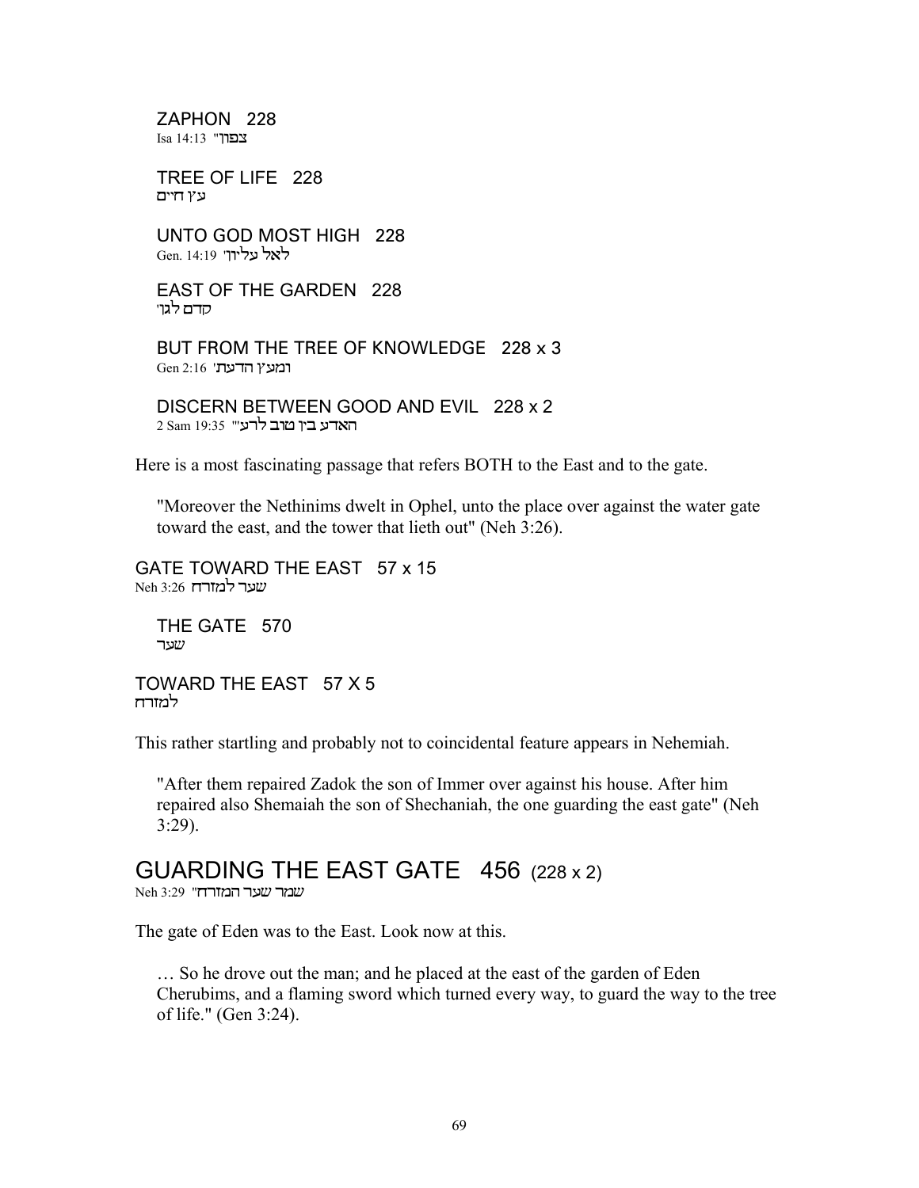ZAPHON 228
Isa 14:13 "צפון"

TREE OF LIFE 228
עץ חיים

UNTO GOD MOST HIGH 228
Gen. 14:19 'לאל עליון'

EAST OF THE GARDEN 228
'קדם לגן'

BUT FROM THE TREE OF KNOWLEDGE 228 x 3
Gen 2:16 'ומעץ הדעת'

DISCERN BETWEEN GOOD AND EVIL 228 x 2
2 Sam 19:35 "האדע בין טוב לרע"

Here is a most fascinating passage that refers BOTH to the East and to the gate.

> "Moreover the Nethinims dwelt in Ophel, unto the place over against the water gate toward the east, and the tower that lieth out" (Neh 3:26).

GATE TOWARD THE EAST 57 x 15
Neh 3:26 שער למזרח

THE GATE 570
שער

TOWARD THE EAST 57 X 5
למזרח

This rather startling and probably not to coincidental feature appears in Nehemiah.

> "After them repaired Zadok the son of Immer over against his house. After him repaired also Shemaiah the son of Shechaniah, the one guarding the east gate" (Neh 3:29).

## GUARDING THE EAST GATE 456 (228 x 2)

Neh 3:29 "שמר שער המזרח"

The gate of Eden was to the East. Look now at this.

> … So he drove out the man; and he placed at the east of the garden of Eden Cherubims, and a flaming sword which turned every way, to guard the way to the tree of life." (Gen 3:24).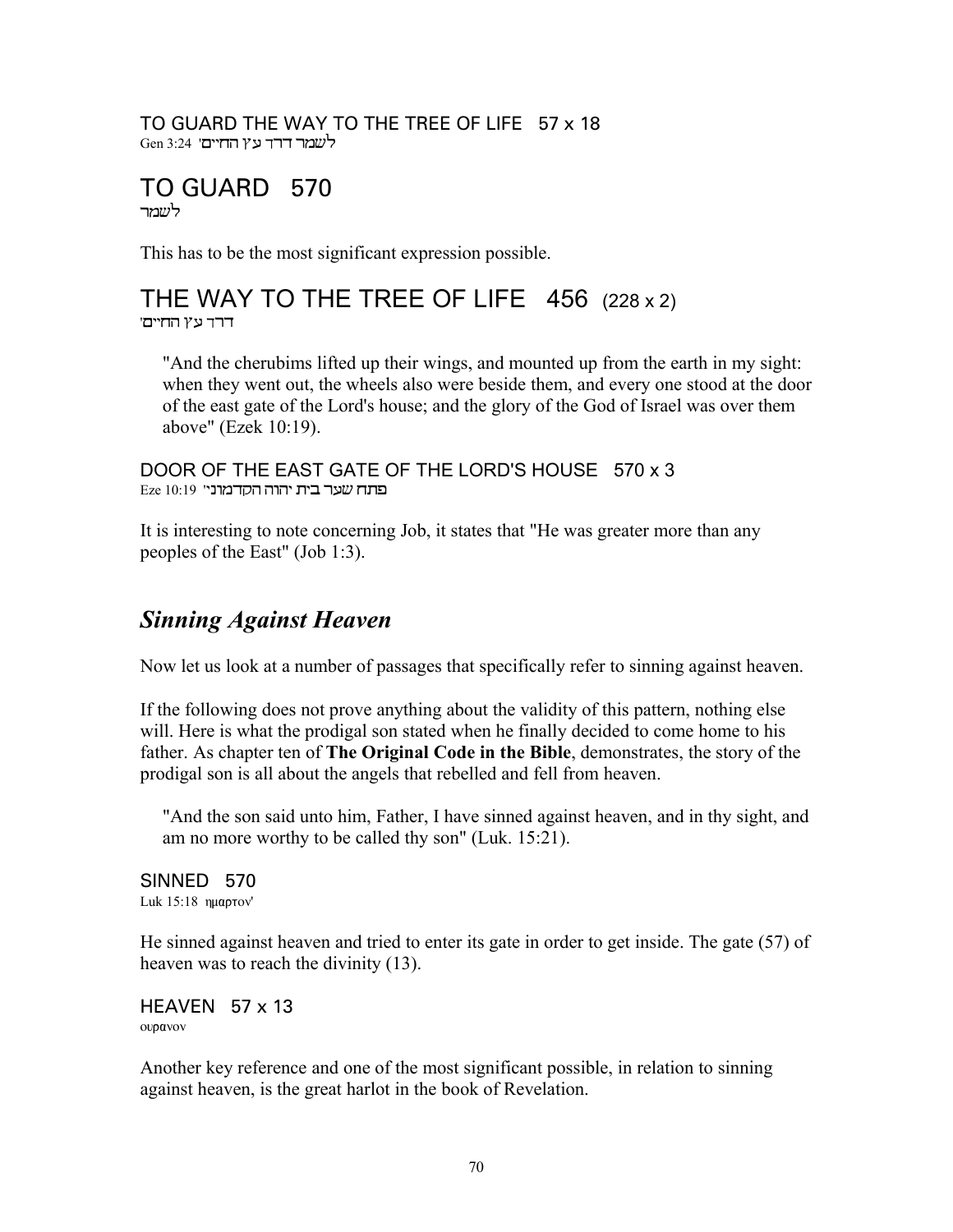TO GUARD THE WAY TO THE TREE OF LIFE   57 x 18

Gen 3:24  לשמר דרך עץ החיים'

# TO GUARD   570

לשמר

This has to be the most significant expression possible.

# THE WAY TO THE TREE OF LIFE   456  (228 x 2)

דרך עץ החיים'

> "And the cherubims lifted up their wings, and mounted up from the earth in my sight: when they went out, the wheels also were beside them, and every one stood at the door of the east gate of the Lord's house; and the glory of the God of Israel was over them above" (Ezek 10:19).

DOOR OF THE EAST GATE OF THE LORD'S HOUSE   570 x 3

Eze 10:19  פתח שער בית יהוה הקדמוני"

It is interesting to note concerning Job, it states that "He was greater more than any peoples of the East" (Job 1:3).

## *Sinning Against Heaven*

Now let us look at a number of passages that specifically refer to sinning against heaven.

If the following does not prove anything about the validity of this pattern, nothing else will. Here is what the prodigal son stated when he finally decided to come home to his father. As chapter ten of **The Original Code in the Bible**, demonstrates, the story of the prodigal son is all about the angels that rebelled and fell from heaven.

> "And the son said unto him, Father, I have sinned against heaven, and in thy sight, and am no more worthy to be called thy son" (Luk. 15:21).

SINNED   570

Luk 15:18  ημαρτον'

He sinned against heaven and tried to enter its gate in order to get inside. The gate (57) of heaven was to reach the divinity (13).

HEAVEN   57 x 13

ουρανον

Another key reference and one of the most significant possible, in relation to sinning against heaven, is the great harlot in the book of Revelation.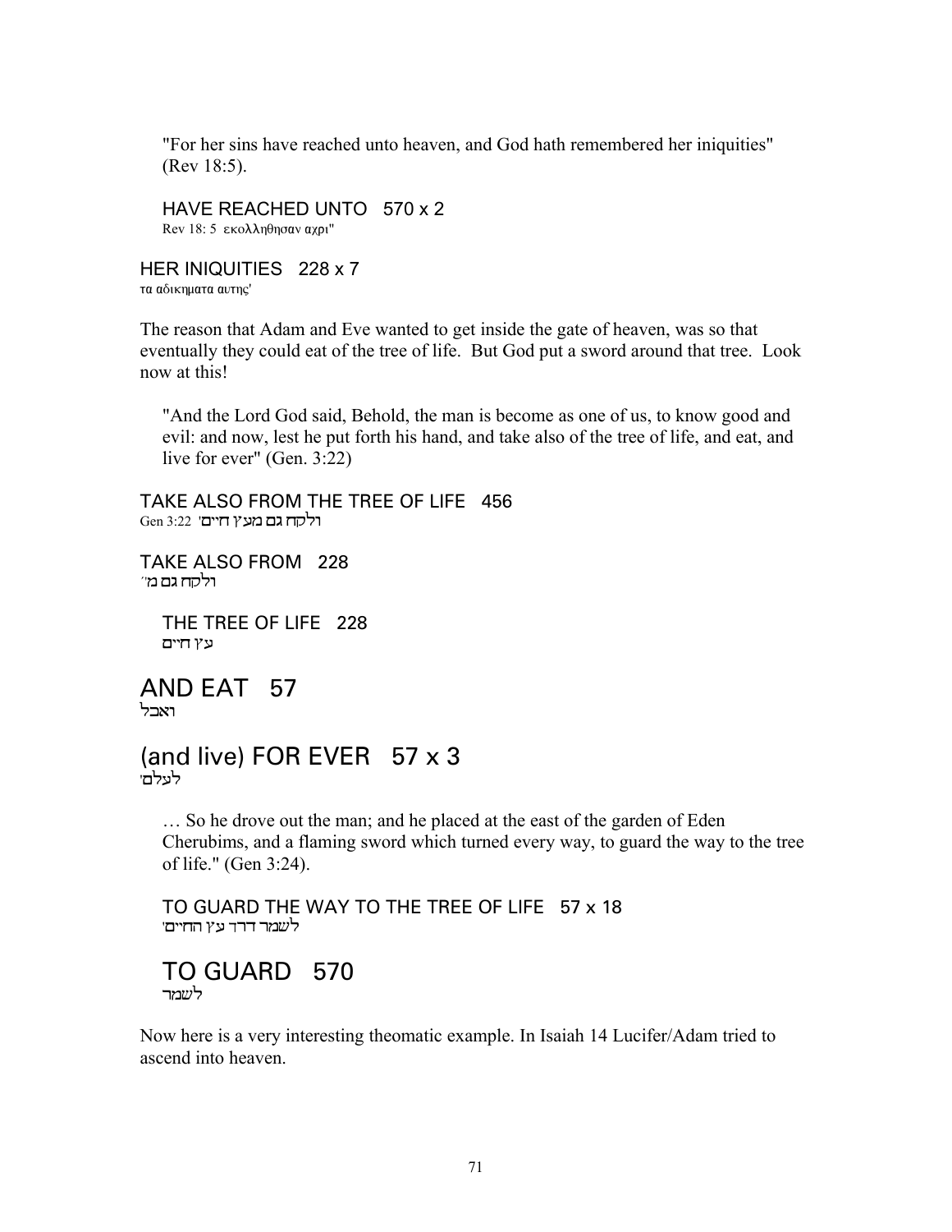"For her sins have reached unto heaven, and God hath remembered her iniquities" (Rev 18:5).

HAVE REACHED UNTO   570 x 2
Rev 18: 5  εκολληθησαν αχρι"

HER INIQUITIES   228 x 7
τα αδικηματα αυτης'

The reason that Adam and Eve wanted to get inside the gate of heaven, was so that eventually they could eat of the tree of life.  But God put a sword around that tree.  Look now at this!

"And the Lord God said, Behold, the man is become as one of us, to know good and evil: and now, lest he put forth his hand, and take also of the tree of life, and eat, and live for ever" (Gen. 3:22)

TAKE ALSO FROM THE TREE OF LIFE   456
Gen 3:22  ולקח גם מעץ חיים'

TAKE ALSO FROM   228
ולקח גם מ"

THE TREE OF LIFE   228
עץ חיים

AND EAT   57
ואכל

(and live) FOR EVER   57 x 3
לעלם'

… So he drove out the man; and he placed at the east of the garden of Eden Cherubims, and a flaming sword which turned every way, to guard the way to the tree of life." (Gen 3:24).

TO GUARD THE WAY TO THE TREE OF LIFE   57 x 18
לשמר דרך עץ החיים'

TO GUARD   570
לשמר

Now here is a very interesting theomatic example. In Isaiah 14 Lucifer/Adam tried to ascend into heaven.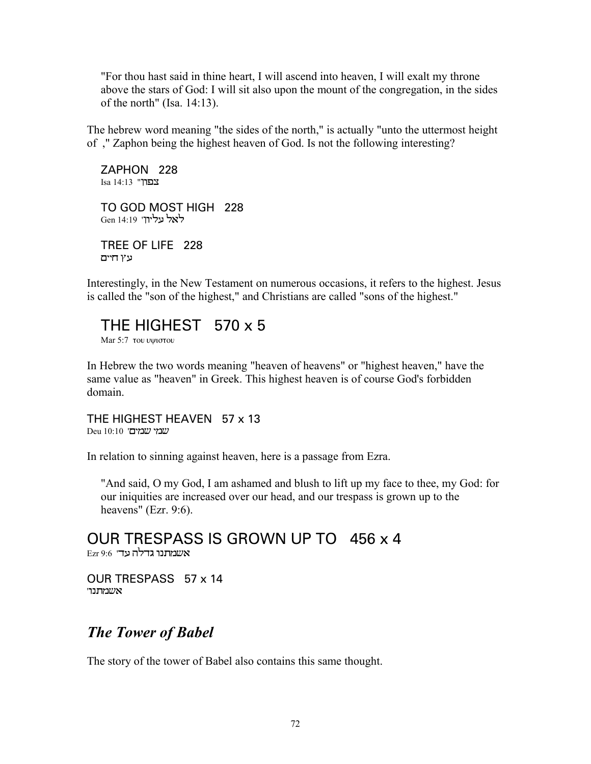"For thou hast said in thine heart, I will ascend into heaven, I will exalt my throne above the stars of God: I will sit also upon the mount of the congregation, in the sides of the north" (Isa. 14:13).

The hebrew word meaning "the sides of the north," is actually "unto the uttermost height of ," Zaphon being the highest heaven of God. Is not the following interesting?

ZAPHON 228
Isa 14:13 "צפון"

TO GOD MOST HIGH 228
Gen 14:19 'לאל עליון'

TREE OF LIFE 228
עץ חיים

Interestingly, in the New Testament on numerous occasions, it refers to the highest. Jesus is called the "son of the highest," and Christians are called "sons of the highest."

## THE HIGHEST 570 x 5

Mar 5:7 του υψιστου

In Hebrew the two words meaning "heaven of heavens" or "highest heaven," have the same value as "heaven" in Greek. This highest heaven is of course God's forbidden domain.

THE HIGHEST HEAVEN 57 x 13
Deu 10:10 'שמי שמים'

In relation to sinning against heaven, here is a passage from Ezra.

"And said, O my God, I am ashamed and blush to lift up my face to thee, my God: for our iniquities are increased over our head, and our trespass is grown up to the heavens" (Ezr. 9:6).

## OUR TRESPASS IS GROWN UP TO 456 x 4

Ezr 9:6 'אשמתנו גדלה עד'

OUR TRESPASS 57 x 14
'אשמתנו'

## *The Tower of Babel*

The story of the tower of Babel also contains this same thought.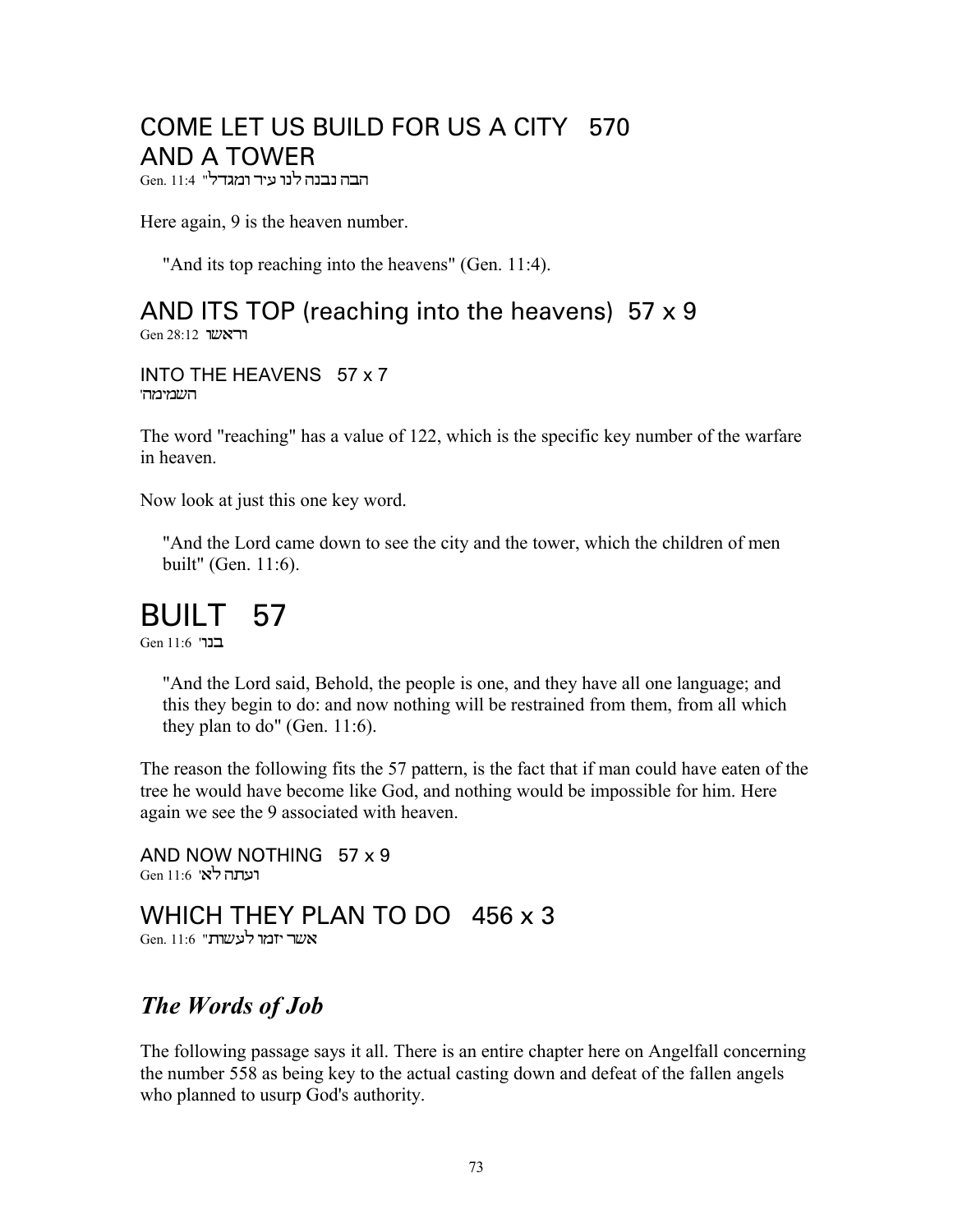## COME LET US BUILD FOR US A CITY 570 AND A TOWER

Gen. 11:4 "הבה נבנה לנו עיר ומגדל"

Here again, 9 is the heaven number.

> "And its top reaching into the heavens" (Gen. 11:4).

## AND ITS TOP (reaching into the heavens) 57 x 9

Gen 28:12 וראשו

### INTO THE HEAVENS 57 x 7

'השמימה'

The word "reaching" has a value of 122, which is the specific key number of the warfare in heaven.

Now look at just this one key word.

> "And the Lord came down to see the city and the tower, which the children of men built" (Gen. 11:6).

# BUILT 57

Gen 11:6 'בנו'

> "And the Lord said, Behold, the people is one, and they have all one language; and this they begin to do: and now nothing will be restrained from them, from all which they plan to do" (Gen. 11:6).

The reason the following fits the 57 pattern, is the fact that if man could have eaten of the tree he would have become like God, and nothing would be impossible for him. Here again we see the 9 associated with heaven.

### AND NOW NOTHING 57 x 9

Gen 11:6 'ועתה לא'

## WHICH THEY PLAN TO DO 456 x 3

Gen. 11:6 "אשר יזמו לעשות"

## *The Words of Job*

The following passage says it all. There is an entire chapter here on Angelfall concerning the number 558 as being key to the actual casting down and defeat of the fallen angels who planned to usurp God's authority.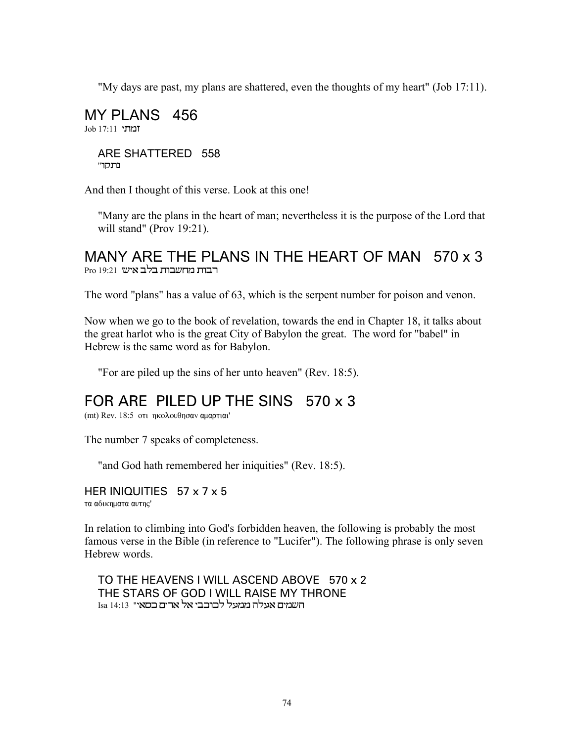"My days are past, my plans are shattered, even the thoughts of my heart" (Job 17:11).

## MY PLANS 456

Job 17:11 זמתי

ARE SHATTERED 558

נתקו"

And then I thought of this verse. Look at this one!

"Many are the plans in the heart of man; nevertheless it is the purpose of the Lord that will stand" (Prov 19:21).

## MANY ARE THE PLANS IN THE HEART OF MAN 570 x 3

Pro 19:21 רבות מחשבות בלב איש'

The word "plans" has a value of 63, which is the serpent number for poison and venon.

Now when we go to the book of revelation, towards the end in Chapter 18, it talks about the great harlot who is the great City of Babylon the great. The word for "babel" in Hebrew is the same word as for Babylon.

"For are piled up the sins of her unto heaven" (Rev. 18:5).

## FOR ARE PILED UP THE SINS 570 x 3

(mt) Rev. 18:5 οτι ηκολουθησαν αμαρτιαι'

The number 7 speaks of completeness.

"and God hath remembered her iniquities" (Rev. 18:5).

### HER INIQUITIES 57 x 7 x 5

τα αδικηματα αυτης'

In relation to climbing into God's forbidden heaven, the following is probably the most famous verse in the Bible (in reference to "Lucifer"). The following phrase is only seven Hebrew words.

TO THE HEAVENS I WILL ASCEND ABOVE 570 x 2
THE STARS OF GOD I WILL RAISE MY THRONE

Isa 14:13 "השמים אעלה ממעל לכוכבי אל ארים כסאי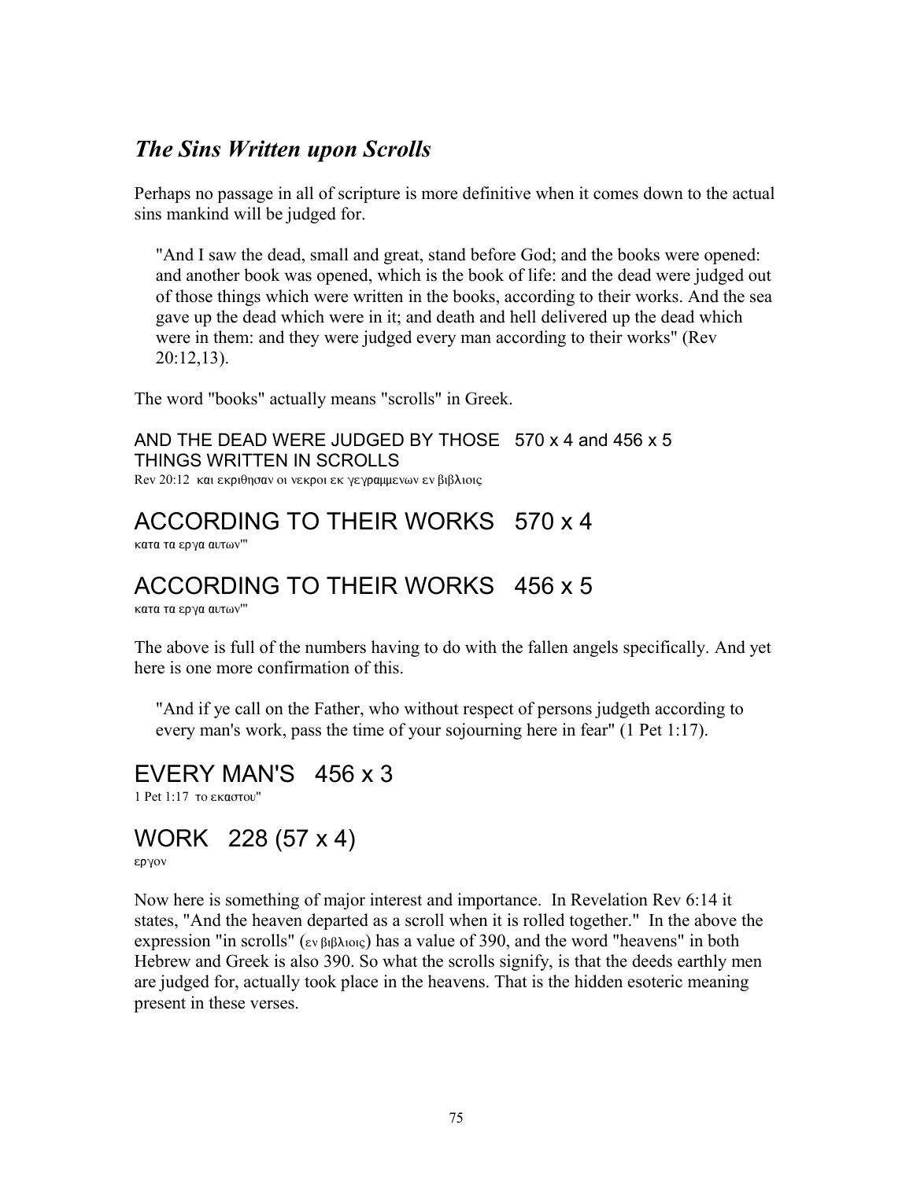## *The Sins Written upon Scrolls*

Perhaps no passage in all of scripture is more definitive when it comes down to the actual sins mankind will be judged for.

> "And I saw the dead, small and great, stand before God; and the books were opened: and another book was opened, which is the book of life: and the dead were judged out of those things which were written in the books, according to their works. And the sea gave up the dead which were in it; and death and hell delivered up the dead which were in them: and they were judged every man according to their works" (Rev 20:12,13).

The word "books" actually means "scrolls" in Greek.

AND THE DEAD WERE JUDGED BY THOSE THINGS WRITTEN IN SCROLLS   570 x 4 and 456 x 5
Rev 20:12  και εκριθησαν οι νεκροι εκ γεγραμμενων εν βιβλιοις

# ACCORDING TO THEIR WORKS   570 x 4
κατα τα εργα αυτων"

# ACCORDING TO THEIR WORKS   456 x 5
κατα τα εργα αυτων"

The above is full of the numbers having to do with the fallen angels specifically. And yet here is one more confirmation of this.

> "And if ye call on the Father, who without respect of persons judgeth according to every man's work, pass the time of your sojourning here in fear" (1 Pet 1:17).

# EVERY MAN'S   456 x 3
1 Pet 1:17  το εκαστου"

# WORK   228 (57 x 4)
εργον

Now here is something of major interest and importance. In Revelation Rev 6:14 it states, "And the heaven departed as a scroll when it is rolled together." In the above the expression "in scrolls" (εν βιβλιοις) has a value of 390, and the word "heavens" in both Hebrew and Greek is also 390. So what the scrolls signify, is that the deeds earthly men are judged for, actually took place in the heavens. That is the hidden esoteric meaning present in these verses.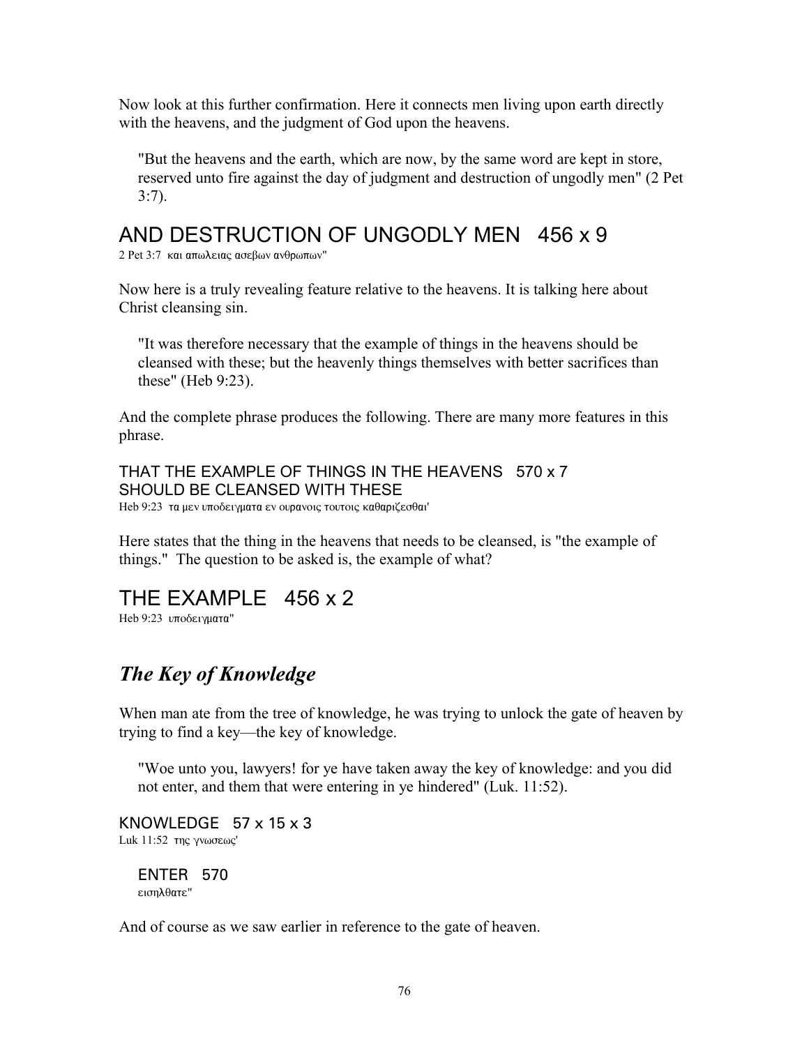Now look at this further confirmation. Here it connects men living upon earth directly with the heavens, and the judgment of God upon the heavens.

> "But the heavens and the earth, which are now, by the same word are kept in store, reserved unto fire against the day of judgment and destruction of ungodly men" (2 Pet 3:7).

## AND DESTRUCTION OF UNGODLY MEN   456 x 9

2 Pet 3:7  και απωλειας ασεβων ανθρωπων"

Now here is a truly revealing feature relative to the heavens. It is talking here about Christ cleansing sin.

> "It was therefore necessary that the example of things in the heavens should be cleansed with these; but the heavenly things themselves with better sacrifices than these" (Heb 9:23).

And the complete phrase produces the following. There are many more features in this phrase.

THAT THE EXAMPLE OF THINGS IN THE HEAVENS   570 x 7
SHOULD BE CLEANSED WITH THESE

Heb 9:23  τα μεν υποδειγματα εν ουρανοις τουτοις καθαριζεσθαι'

Here states that the thing in the heavens that needs to be cleansed, is "the example of things." The question to be asked is, the example of what?

## THE EXAMPLE   456 x 2

Heb 9:23  υποδειγματα"

## *The Key of Knowledge*

When man ate from the tree of knowledge, he was trying to unlock the gate of heaven by trying to find a key—the key of knowledge.

> "Woe unto you, lawyers! for ye have taken away the key of knowledge: and you did not enter, and them that were entering in ye hindered" (Luk. 11:52).

KNOWLEDGE   57 x 15 x 3

Luk 11:52  της γνωσεως'

> ENTER   570
>
> εισηλθατε"

And of course as we saw earlier in reference to the gate of heaven.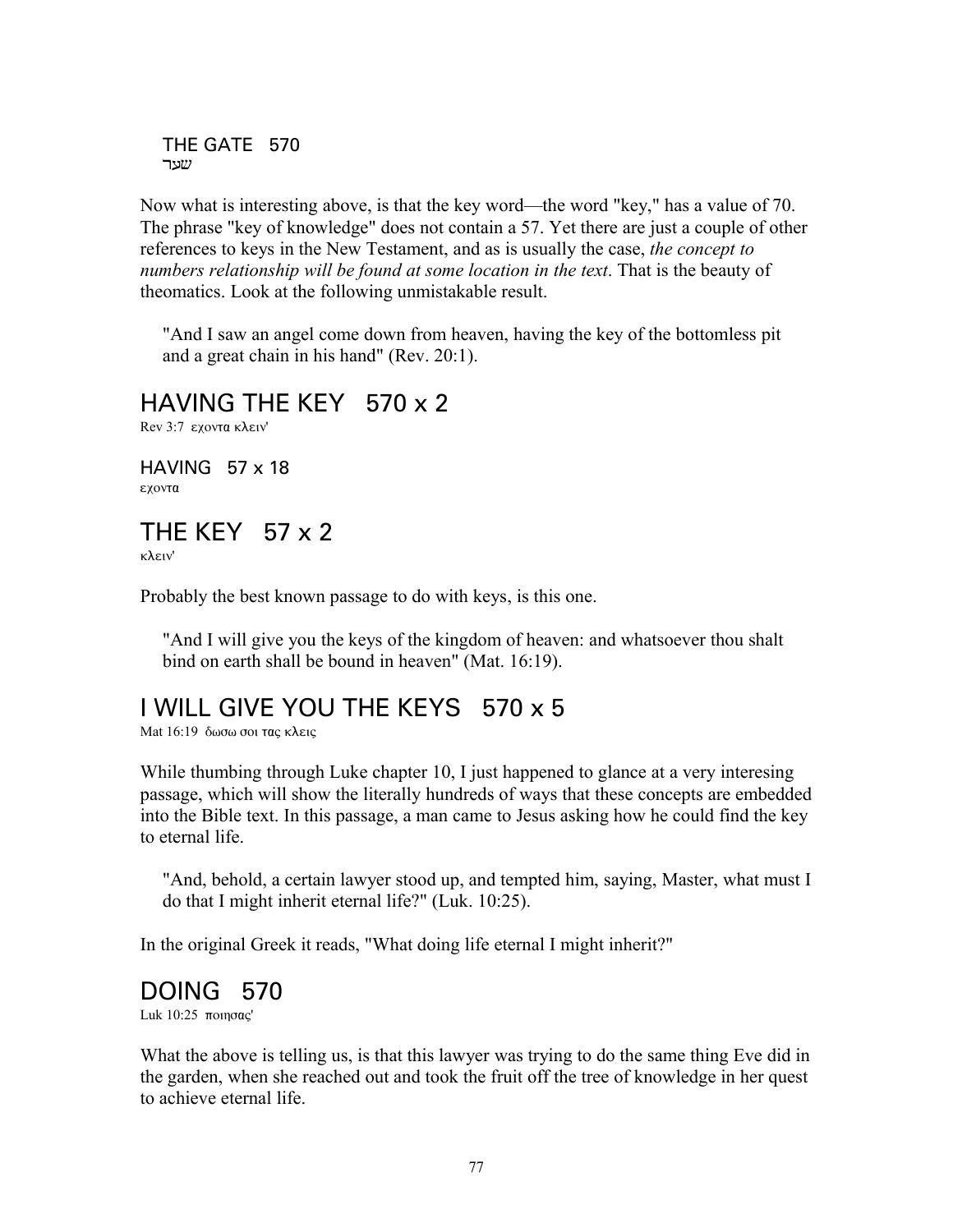THE GATE 570
שער

Now what is interesting above, is that the key word—the word "key," has a value of 70. The phrase "key of knowledge" does not contain a 57. Yet there are just a couple of other references to keys in the New Testament, and as is usually the case, *the concept to numbers relationship will be found at some location in the text*. That is the beauty of theomatics. Look at the following unmistakable result.

"And I saw an angel come down from heaven, having the key of the bottomless pit and a great chain in his hand" (Rev. 20:1).

## HAVING THE KEY 570 x 2

Rev 3:7 εχοντα κλειν'

### HAVING 57 x 18

εχοντα

## THE KEY 57 x 2

κλειν'

Probably the best known passage to do with keys, is this one.

"And I will give you the keys of the kingdom of heaven: and whatsoever thou shalt bind on earth shall be bound in heaven" (Mat. 16:19).

## I WILL GIVE YOU THE KEYS 570 x 5

Mat 16:19 δωσω σοι τας κλεις

While thumbing through Luke chapter 10, I just happened to glance at a very interesing passage, which will show the literally hundreds of ways that these concepts are embedded into the Bible text. In this passage, a man came to Jesus asking how he could find the key to eternal life.

"And, behold, a certain lawyer stood up, and tempted him, saying, Master, what must I do that I might inherit eternal life?" (Luk. 10:25).

In the original Greek it reads, "What doing life eternal I might inherit?"

## DOING 570

Luk 10:25 ποιησας'

What the above is telling us, is that this lawyer was trying to do the same thing Eve did in the garden, when she reached out and took the fruit off the tree of knowledge in her quest to achieve eternal life.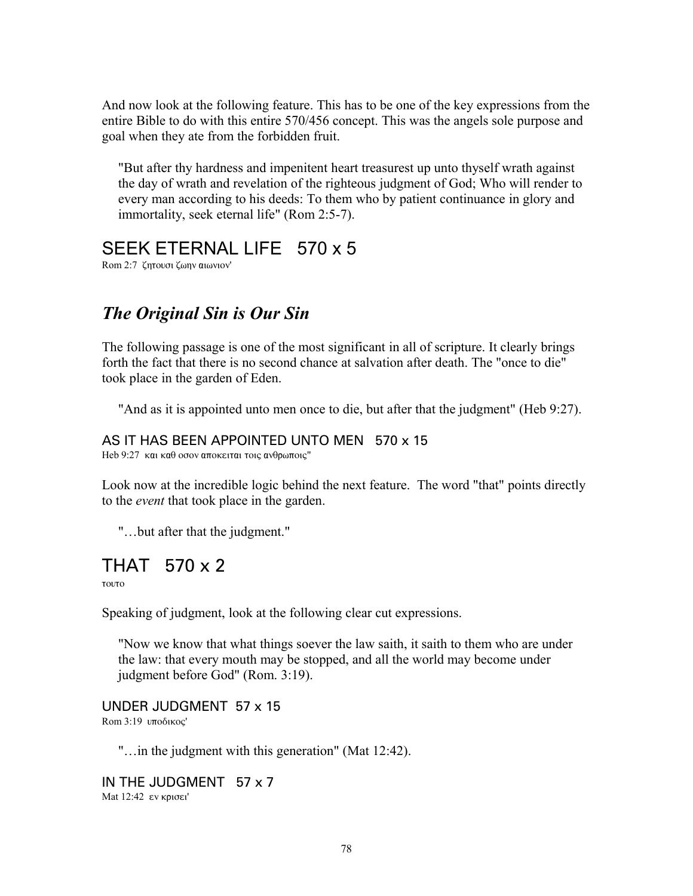And now look at the following feature. This has to be one of the key expressions from the entire Bible to do with this entire 570/456 concept. This was the angels sole purpose and goal when they ate from the forbidden fruit.

> "But after thy hardness and impenitent heart treasurest up unto thyself wrath against the day of wrath and revelation of the righteous judgment of God; Who will render to every man according to his deeds: To them who by patient continuance in glory and immortality, seek eternal life" (Rom 2:5-7).

## SEEK ETERNAL LIFE   570 x 5

Rom 2:7 ζητουσι ζωην αιωνιον'

## *The Original Sin is Our Sin*

The following passage is one of the most significant in all of scripture. It clearly brings forth the fact that there is no second chance at salvation after death. The "once to die" took place in the garden of Eden.

> "And as it is appointed unto men once to die, but after that the judgment" (Heb 9:27).

### AS IT HAS BEEN APPOINTED UNTO MEN   570 x 15

Heb 9:27 και καθ οσον αποκειται τοις ανθρωποις"

Look now at the incredible logic behind the next feature. The word "that" points directly to the *event* that took place in the garden.

> "…but after that the judgment."

## THAT   570 x 2

τουτο

Speaking of judgment, look at the following clear cut expressions.

> "Now we know that what things soever the law saith, it saith to them who are under the law: that every mouth may be stopped, and all the world may become under judgment before God" (Rom. 3:19).

### UNDER JUDGMENT  57 x 15

Rom 3:19 υποδικος'

> "…in the judgment with this generation" (Mat 12:42).

### IN THE JUDGMENT   57 x 7

Mat 12:42 εν κρισει'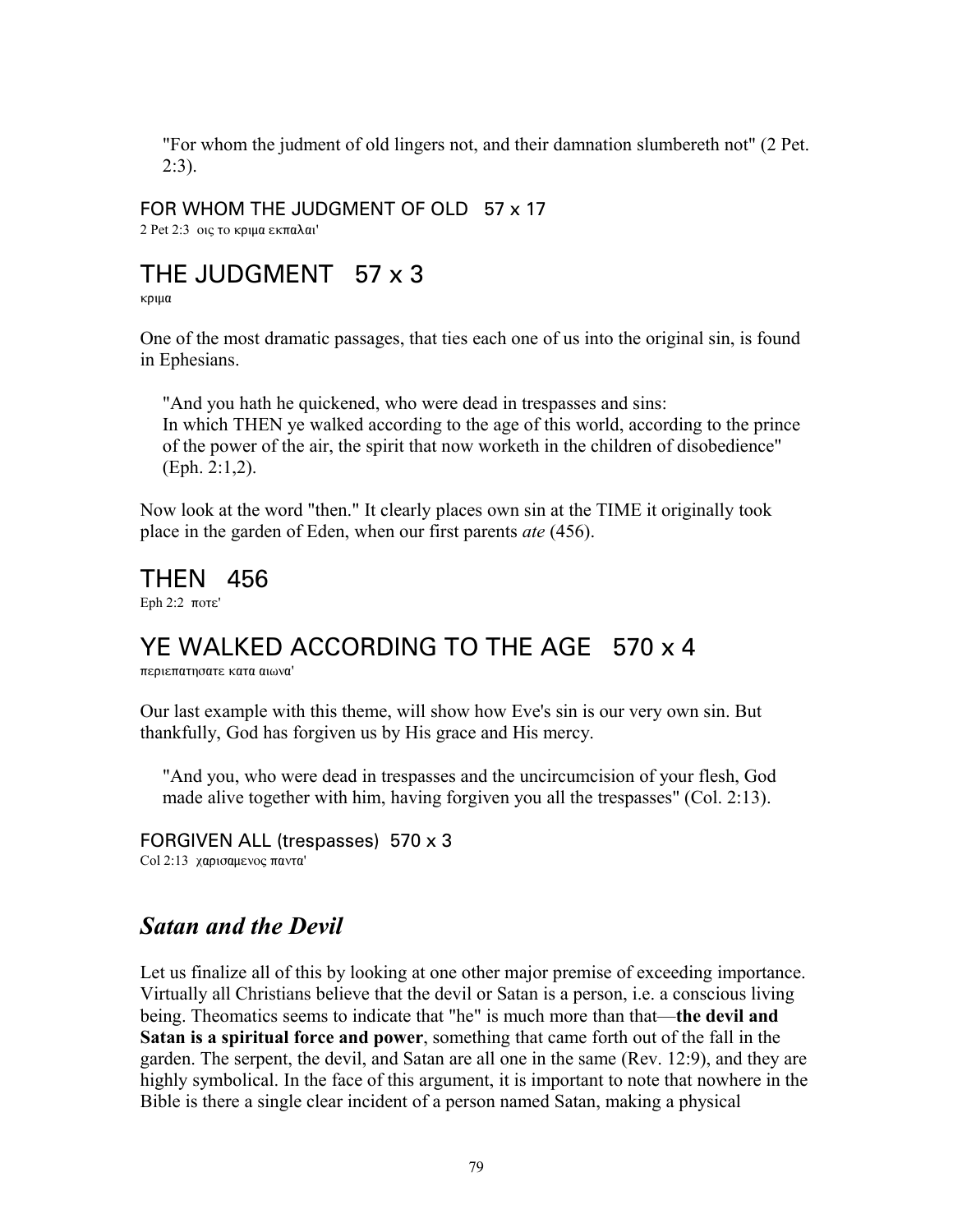> "For whom the judment of old lingers not, and their damnation slumbereth not" (2 Pet. 2:3).

FOR WHOM THE JUDGMENT OF OLD   57 x 17
2 Pet 2:3  οις το κριμα εκπαλαι'

## THE JUDGMENT   57 x 3
κριμα

One of the most dramatic passages, that ties each one of us into the original sin, is found in Ephesians.

> "And you hath he quickened, who were dead in trespasses and sins:
> In which THEN ye walked according to the age of this world, according to the prince of the power of the air, the spirit that now worketh in the children of disobedience" (Eph. 2:1,2).

Now look at the word "then." It clearly places own sin at the TIME it originally took place in the garden of Eden, when our first parents *ate* (456).

## THEN   456
Eph 2:2  ποτε'

## YE WALKED ACCORDING TO THE AGE   570 x 4
περιεπατησατε κατα αιωνα'

Our last example with this theme, will show how Eve's sin is our very own sin. But thankfully, God has forgiven us by His grace and His mercy.

> "And you, who were dead in trespasses and the uncircumcision of your flesh, God made alive together with him, having forgiven you all the trespasses" (Col. 2:13).

FORGIVEN ALL (trespasses)  570 x 3
Col 2:13  χαρισαμενος παντα'

## *Satan and the Devil*

Let us finalize all of this by looking at one other major premise of exceeding importance. Virtually all Christians believe that the devil or Satan is a person, i.e. a conscious living being. Theomatics seems to indicate that "he" is much more than that—**the devil and Satan is a spiritual force and power**, something that came forth out of the fall in the garden. The serpent, the devil, and Satan are all one in the same (Rev. 12:9), and they are highly symbolical. In the face of this argument, it is important to note that nowhere in the Bible is there a single clear incident of a person named Satan, making a physical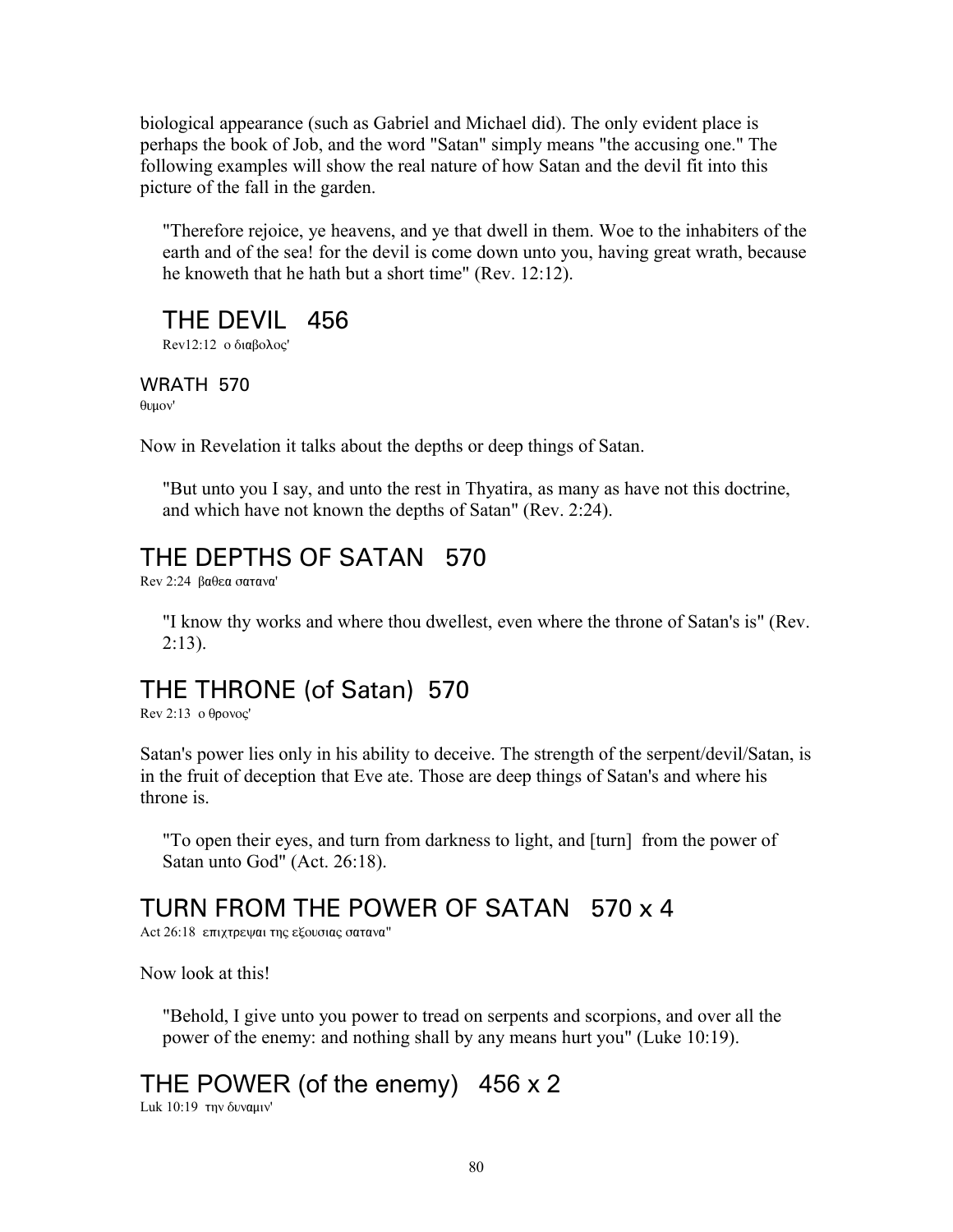biological appearance (such as Gabriel and Michael did). The only evident place is perhaps the book of Job, and the word "Satan" simply means "the accusing one." The following examples will show the real nature of how Satan and the devil fit into this picture of the fall in the garden.

> "Therefore rejoice, ye heavens, and ye that dwell in them. Woe to the inhabiters of the earth and of the sea! for the devil is come down unto you, having great wrath, because he knoweth that he hath but a short time" (Rev. 12:12).

## THE DEVIL 456

Rev12:12 ο διαβολος'

### WRATH 570

θυμον'

Now in Revelation it talks about the depths or deep things of Satan.

> "But unto you I say, and unto the rest in Thyatira, as many as have not this doctrine, and which have not known the depths of Satan" (Rev. 2:24).

## THE DEPTHS OF SATAN 570

Rev 2:24 βαθεα σατανα'

> "I know thy works and where thou dwellest, even where the throne of Satan's is" (Rev. 2:13).

## THE THRONE (of Satan) 570

Rev 2:13 ο θρονος'

Satan's power lies only in his ability to deceive. The strength of the serpent/devil/Satan, is in the fruit of deception that Eve ate. Those are deep things of Satan's and where his throne is.

> "To open their eyes, and turn from darkness to light, and [turn] from the power of Satan unto God" (Act. 26:18).

## TURN FROM THE POWER OF SATAN 570 x 4

Act 26:18 επιχτρεψαι της εξουσιας σατανα"

Now look at this!

> "Behold, I give unto you power to tread on serpents and scorpions, and over all the power of the enemy: and nothing shall by any means hurt you" (Luke 10:19).

## THE POWER (of the enemy) 456 x 2

Luk 10:19 την δυναμιν'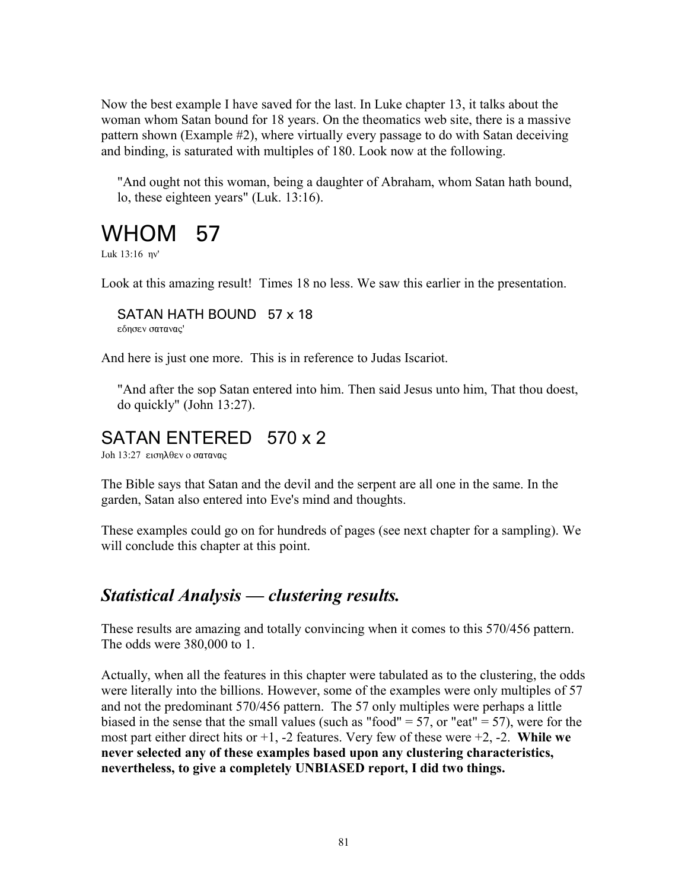Now the best example I have saved for the last. In Luke chapter 13, it talks about the woman whom Satan bound for 18 years. On the theomatics web site, there is a massive pattern shown (Example #2), where virtually every passage to do with Satan deceiving and binding, is saturated with multiples of 180. Look now at the following.

> "And ought not this woman, being a daughter of Abraham, whom Satan hath bound, lo, these eighteen years" (Luk. 13:16).

# WHOM 57

Luk 13:16 ην'

Look at this amazing result! Times 18 no less. We saw this earlier in the presentation.

> SATAN HATH BOUND 57 x 18
>
> εδησεν σατανας'

And here is just one more. This is in reference to Judas Iscariot.

> "And after the sop Satan entered into him. Then said Jesus unto him, That thou doest, do quickly" (John 13:27).

## SATAN ENTERED 570 x 2

Joh 13:27 εισηλθεν ο σατανας

The Bible says that Satan and the devil and the serpent are all one in the same. In the garden, Satan also entered into Eve's mind and thoughts.

These examples could go on for hundreds of pages (see next chapter for a sampling). We will conclude this chapter at this point.

## *Statistical Analysis — clustering results.*

These results are amazing and totally convincing when it comes to this 570/456 pattern. The odds were 380,000 to 1.

Actually, when all the features in this chapter were tabulated as to the clustering, the odds were literally into the billions. However, some of the examples were only multiples of 57 and not the predominant 570/456 pattern. The 57 only multiples were perhaps a little biased in the sense that the small values (such as "food" = 57, or "eat" = 57), were for the most part either direct hits or +1, -2 features. Very few of these were +2, -2. **While we never selected any of these examples based upon any clustering characteristics, nevertheless, to give a completely UNBIASED report, I did two things.**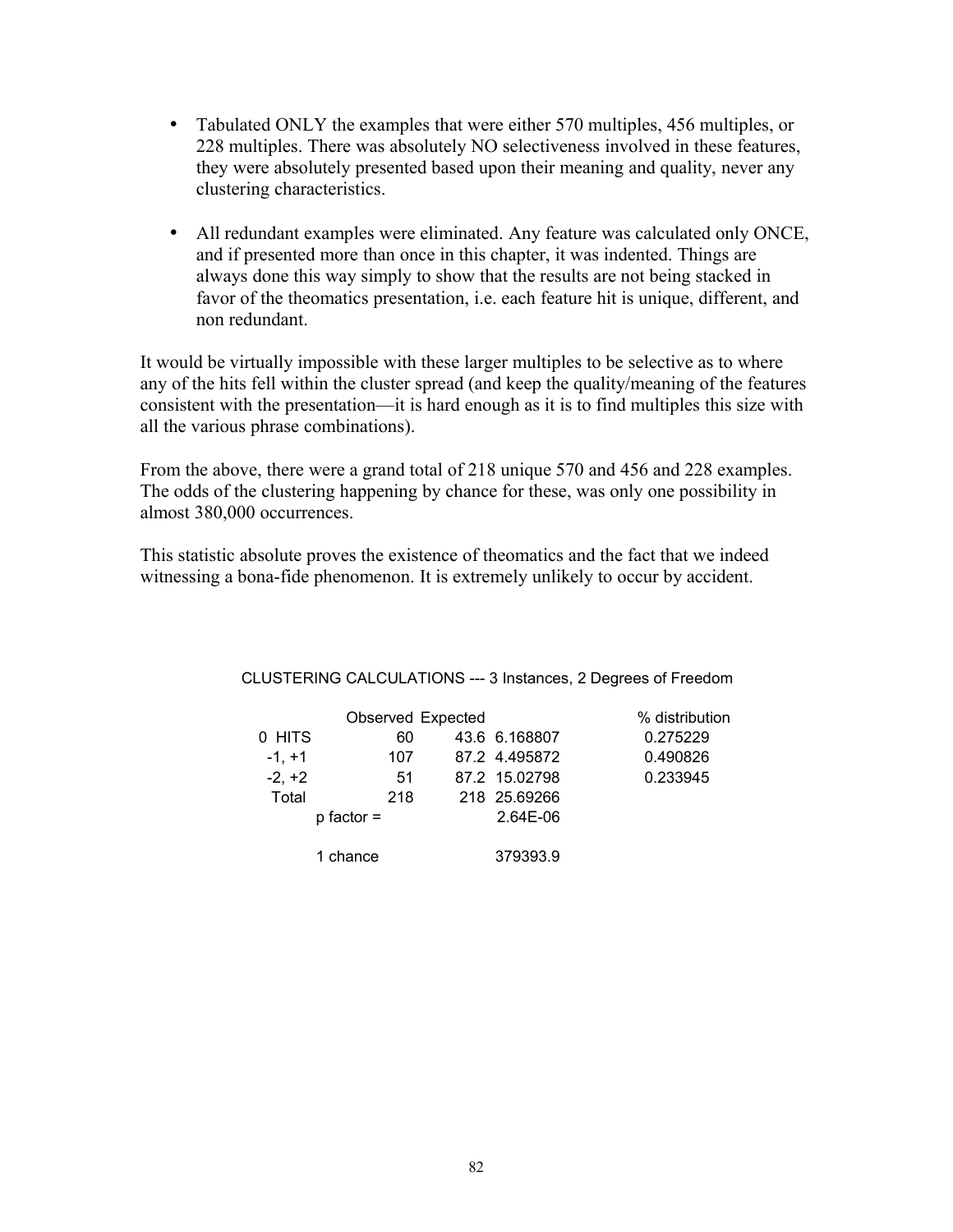- Tabulated ONLY the examples that were either 570 multiples, 456 multiples, or 228 multiples. There was absolutely NO selectiveness involved in these features, they were absolutely presented based upon their meaning and quality, never any clustering characteristics.

- All redundant examples were eliminated. Any feature was calculated only ONCE, and if presented more than once in this chapter, it was indented. Things are always done this way simply to show that the results are not being stacked in favor of the theomatics presentation, i.e. each feature hit is unique, different, and non redundant.

It would be virtually impossible with these larger multiples to be selective as to where any of the hits fell within the cluster spread (and keep the quality/meaning of the features consistent with the presentation—it is hard enough as it is to find multiples this size with all the various phrase combinations).

From the above, there were a grand total of 218 unique 570 and 456 and 228 examples. The odds of the clustering happening by chance for these, was only one possibility in almost 380,000 occurrences.

This statistic absolute proves the existence of theomatics and the fact that we indeed witnessing a bona-fide phenomenon. It is extremely unlikely to occur by accident.

CLUSTERING CALCULATIONS --- 3 Instances, 2 Degrees of Freedom

| | Observed | Expected | | % distribution |
|---|---|---|---|---|
| 0 HITS | 60 | 43.6 | 6.168807 | 0.275229 |
| -1, +1 | 107 | 87.2 | 4.495872 | 0.490826 |
| -2, +2 | 51 | 87.2 | 15.02798 | 0.233945 |
| Total | 218 | 218 | 25.69266 | |
| p factor = | | | 2.64E-06 | |
| 1 chance | | | 379393.9 | |